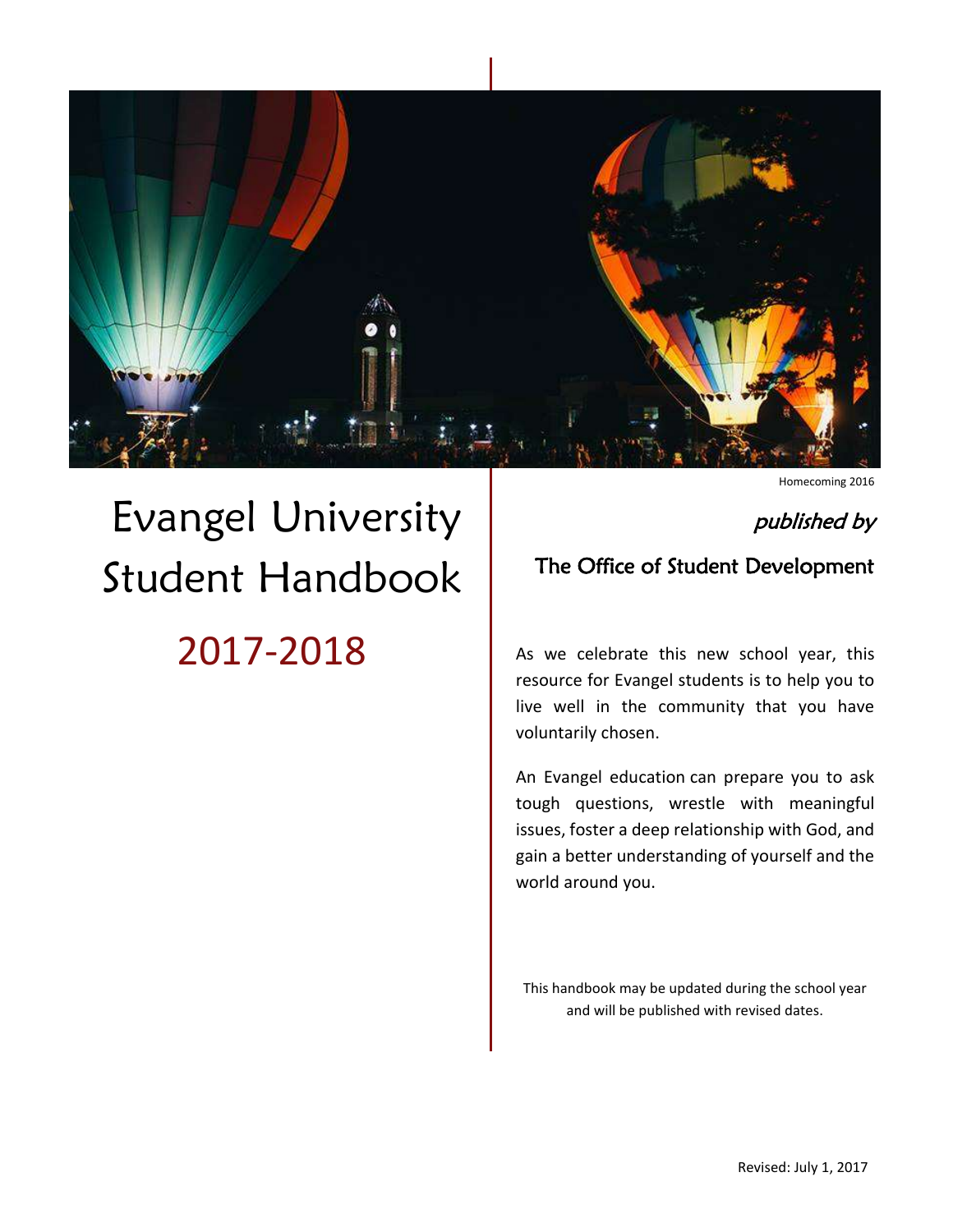Homecoming 2016

# Evangel University Student Handbook

## 2017-2018

*published by*

The Office of Student Development

As we celebrate this new school year, this resource for Evangel students is to help you to live well in the community that you have voluntarily chosen.

An Evangel education can prepare you to ask tough questions, wrestle with meaningful issues, foster a deep relationship with God, and gain a better understanding of yourself and the world around you.

This handbook may be updated during the school year and will be published with revised dates.

Revised: July 1, 2017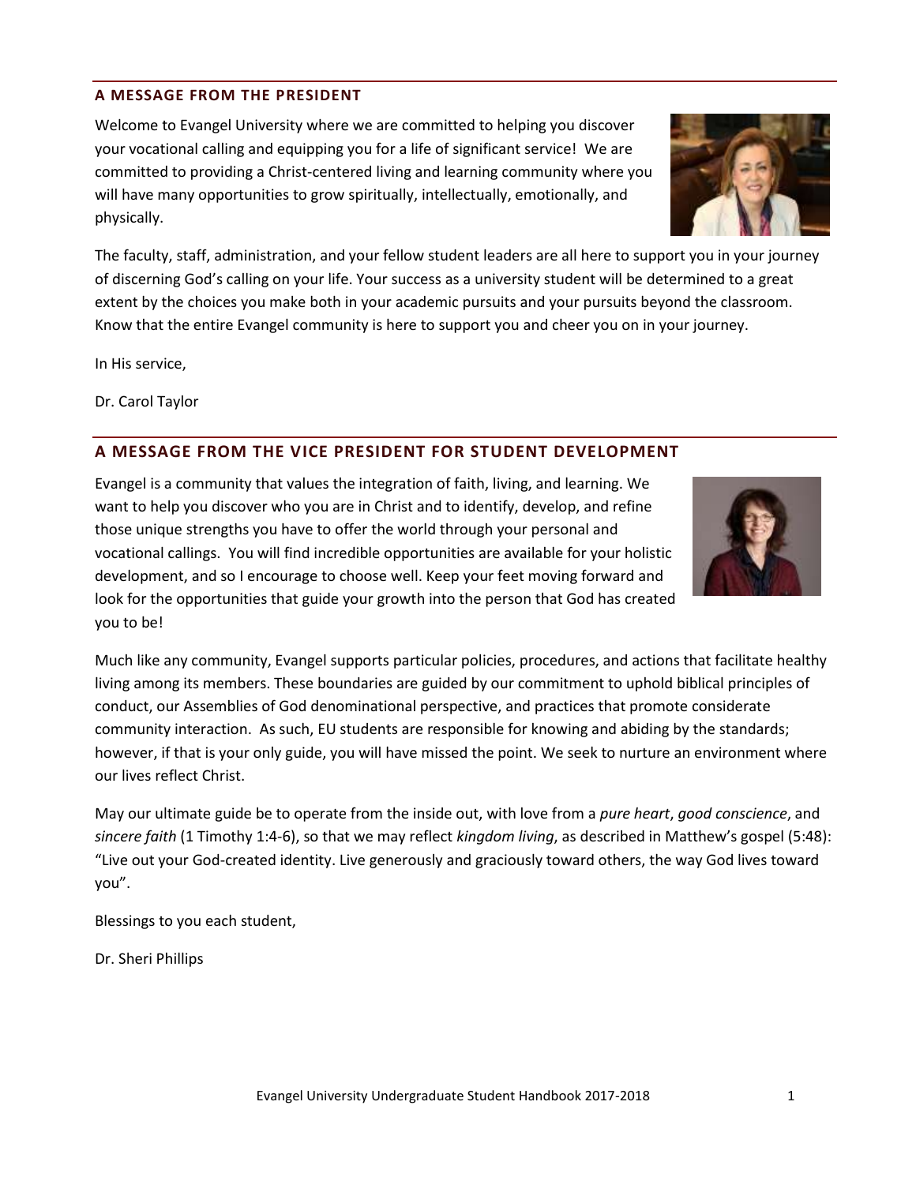## A MESSAGE FROM THE PRESIDENT

Welcome to Evangel University where we are committed to helping you discover your vocational calling and equipping you for a life of significant service! We are committed to providing a Christ-centered living and learning community where you will have many opportunities to grow spiritually, intellectually, emotionally, and physically.

The faculty, staff, administration, and your fellow student leaders are all here to support you in your journey of discerning God's calling on your life. Your success as a university student will be determined to a great extent by the choices you make both in your academic pursuits and your pursuits beyond the classroom. Know that the entire Evangel community is here to support you and cheer you on in your journey.

In His service,

Dr. Carol Taylor

## A MESSAGE FROM THE VICE PRESIDENT FOR STUDENT DEVELOPMENT

Evangel is a community that values the integration of faith, living, and learning. We want to help you discover who you are in Christ and to identify, develop, and refine those unique strengths you have to offer the world through your personal and vocational callings. You will find incredible opportunities are available for your holistic development, and so I encourage to choose well. Keep your feet moving forward and look for the opportunities that guide your growth into the person that God has created you to be!

Much like any community, Evangel supports particular policies, procedures, and actions that facilitate healthy living among its members. These boundaries are guided by our commitment to uphold biblical principles of conduct, our Assemblies of God denominational perspective, and practices that promote considerate community interaction. As such, EU students are responsible for knowing and abiding by the standards; however, if that is your only guide, you will have missed the point. We seek to nurture an environment where our lives reflect Christ.

May our ultimate guide be to operate from the inside out, with love from a *pure heart*, *good conscience*, and *sincere faith* (1 Timothy 1:4-6), so that we may reflect *kingdom living*, as described in Matthew's gospel (5:48): "Live out your God-created identity. Live generously and graciously toward others, the way God lives toward you".

Blessings to you each student,

Dr. Sheri Phillips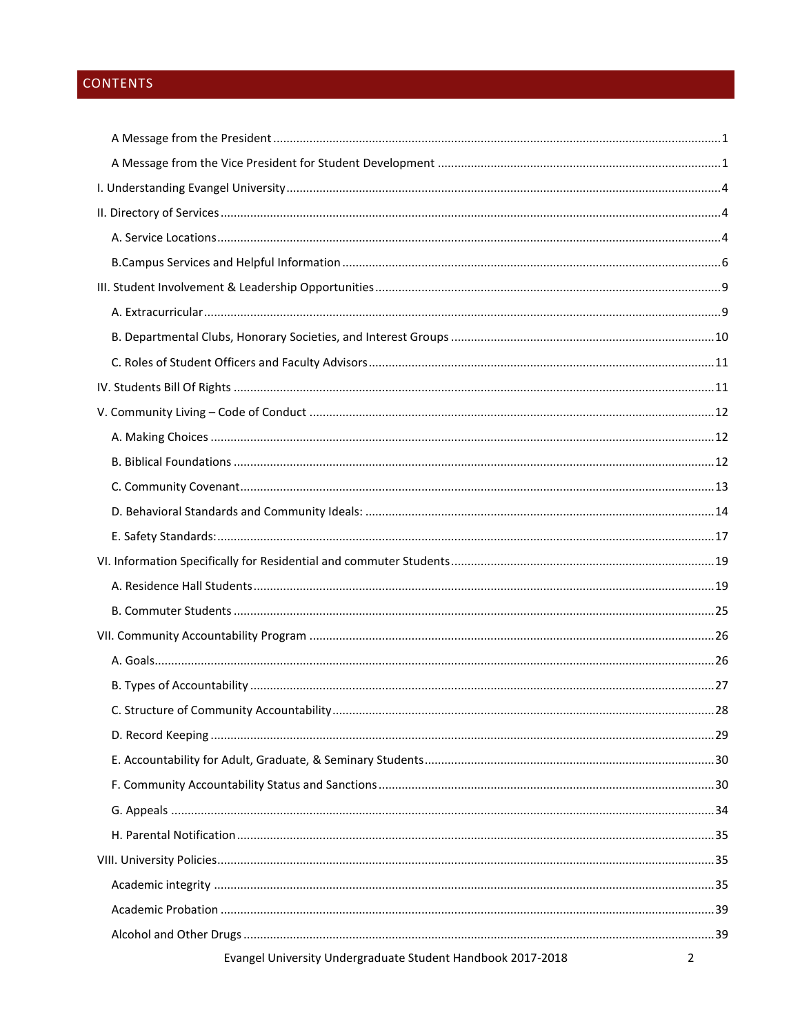# CONTENTS

A Message from the President ........................................................................................................................1

A Message from the Vice President for Student Development ......................................................................1

I. Understanding Evangel University ..................................................................................................................4

II. Directory of Services ......................................................................................................................................4

A. Service Locations ........................................................................................................................................4

B.Campus Services and Helpful Information ..................................................................................................6

III. Student Involvement & Leadership Opportunities .......................................................................................9

A. Extracurricular ...........................................................................................................................................9

B. Departmental Clubs, Honorary Societies, and Interest Groups ...............................................................10

C. Roles of Student Officers and Faculty Advisors ........................................................................................11

IV. Students Bill Of Rights ................................................................................................................................11

V. Community Living – Code of Conduct ..........................................................................................................12

A. Making Choices .......................................................................................................................................12

B. Biblical Foundations .................................................................................................................................12

C. Community Covenant...............................................................................................................................13

D. Behavioral Standards and Community Ideals: .........................................................................................14

E. Safety Standards: ......................................................................................................................................17

VI. Information Specifically for Residential and commuter Students ...............................................................19

A. Residence Hall Students ...........................................................................................................................19

B. Commuter Students .................................................................................................................................25

VII. Community Accountability Program .........................................................................................................26

A. Goals........................................................................................................................................................26

B. Types of Accountability ............................................................................................................................27

C. Structure of Community Accountability ...................................................................................................28

D. Record Keeping ........................................................................................................................................29

E. Accountability for Adult, Graduate, & Seminary Students ........................................................................30

F. Community Accountability Status and Sanctions .....................................................................................30

G. Appeals ...................................................................................................................................................34

H. Parental Notification ...............................................................................................................................35

VIII. University Policies.....................................................................................................................................35

Academic integrity ......................................................................................................................................35

Academic Probation ....................................................................................................................................39

Alcohol and Other Drugs .............................................................................................................................39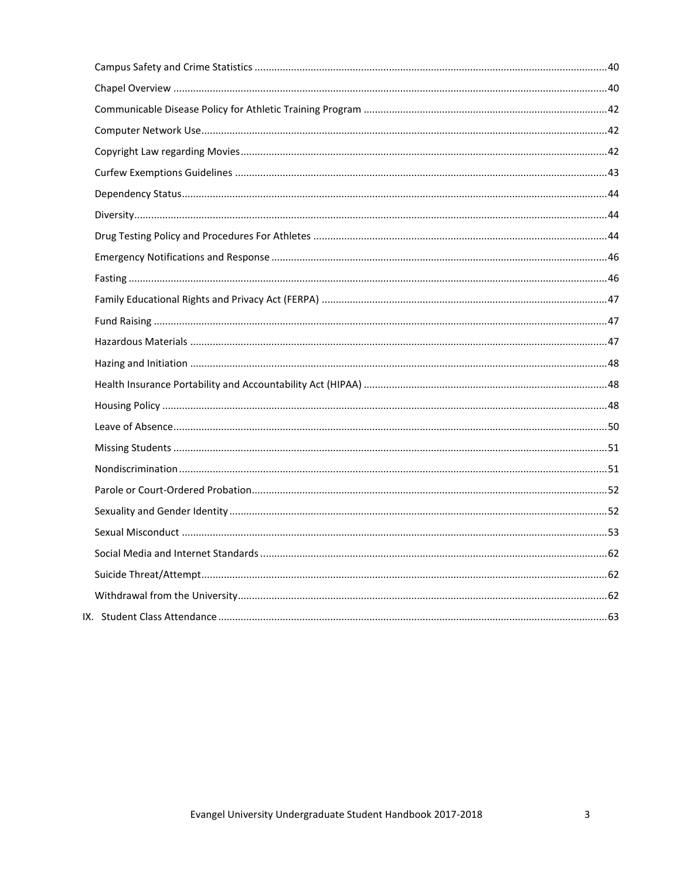Campus Safety and Crime Statistics .....................................................................................................40
Chapel Overview .................................................................................................................................40
Communicable Disease Policy for Athletic Training Program ...........................................................42
Computer Network Use........................................................................................................................42
Copyright Law regarding Movies.........................................................................................................42
Curfew Exemptions Guidelines ............................................................................................................43
Dependency Status...............................................................................................................................44
Diversity................................................................................................................................................44
Drug Testing Policy and Procedures For Athletes ...............................................................................44
Emergency Notifications and Response ..............................................................................................46
Fasting .................................................................................................................................................46
Family Educational Rights and Privacy Act (FERPA) ...........................................................................47
Fund Raising ........................................................................................................................................47
Hazardous Materials ............................................................................................................................47
Hazing and Initiation ...........................................................................................................................48
Health Insurance Portability and Accountability Act (HIPAA) ............................................................48
Housing Policy .....................................................................................................................................48
Leave of Absence.................................................................................................................................50
Missing Students .................................................................................................................................51
Nondiscrimination...............................................................................................................................51
Parole or Court-Ordered Probation.....................................................................................................52
Sexuality and Gender Identity .............................................................................................................52
Sexual Misconduct ..............................................................................................................................53
Social Media and Internet Standards ..................................................................................................62
Suicide Threat/Attempt.......................................................................................................................62
Withdrawal from the University..........................................................................................................62

IX. Student Class Attendance ................................................................................................................63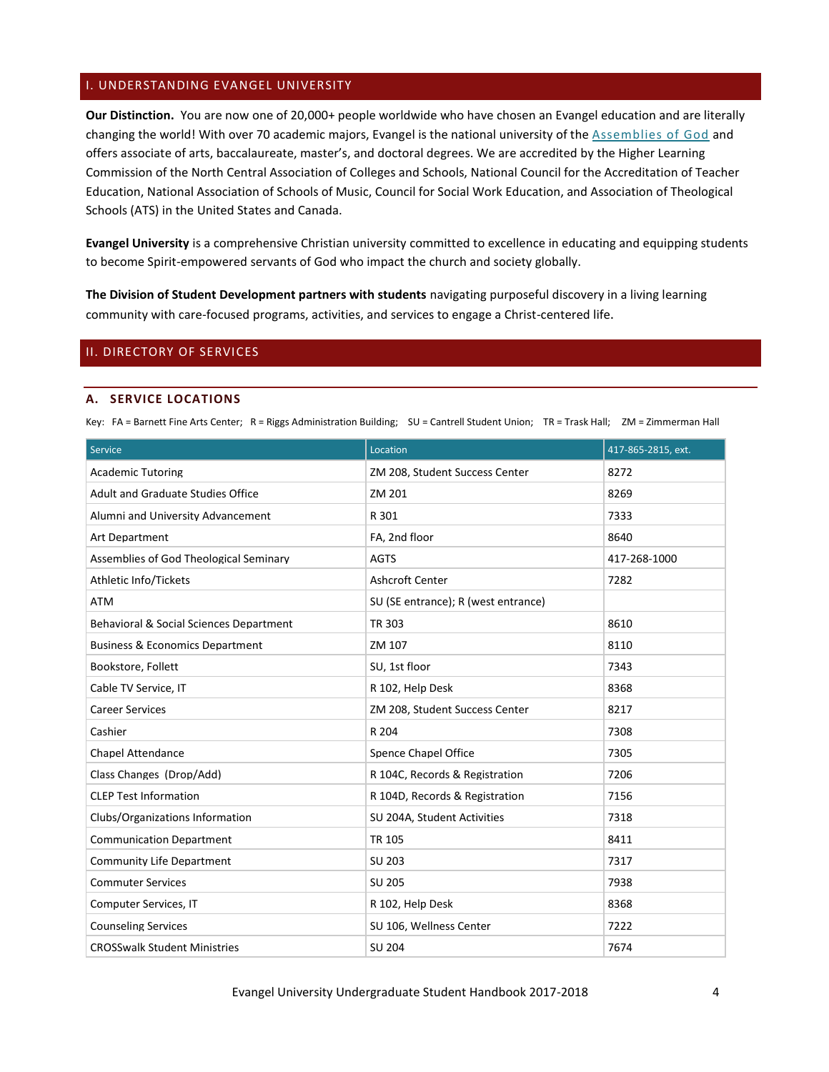## I. UNDERSTANDING EVANGEL UNIVERSITY

**Our Distinction.** You are now one of 20,000+ people worldwide who have chosen an Evangel education and are literally changing the world! With over 70 academic majors, Evangel is the national university of the Assemblies of God and offers associate of arts, baccalaureate, master's, and doctoral degrees. We are accredited by the Higher Learning Commission of the North Central Association of Colleges and Schools, National Council for the Accreditation of Teacher Education, National Association of Schools of Music, Council for Social Work Education, and Association of Theological Schools (ATS) in the United States and Canada.

**Evangel University** is a comprehensive Christian university committed to excellence in educating and equipping students to become Spirit-empowered servants of God who impact the church and society globally.

**The Division of Student Development partners with students** navigating purposeful discovery in a living learning community with care-focused programs, activities, and services to engage a Christ-centered life.

## II. DIRECTORY OF SERVICES

### A. SERVICE LOCATIONS

Key: FA = Barnett Fine Arts Center; R = Riggs Administration Building; SU = Cantrell Student Union; TR = Trask Hall; ZM = Zimmerman Hall

| Service | Location | 417-865-2815, ext. |
|---|---|---|
| Academic Tutoring | ZM 208, Student Success Center | 8272 |
| Adult and Graduate Studies Office | ZM 201 | 8269 |
| Alumni and University Advancement | R 301 | 7333 |
| Art Department | FA, 2nd floor | 8640 |
| Assemblies of God Theological Seminary | AGTS | 417-268-1000 |
| Athletic Info/Tickets | Ashcroft Center | 7282 |
| ATM | SU (SE entrance); R (west entrance) | |
| Behavioral & Social Sciences Department | TR 303 | 8610 |
| Business & Economics Department | ZM 107 | 8110 |
| Bookstore, Follett | SU, 1st floor | 7343 |
| Cable TV Service, IT | R 102, Help Desk | 8368 |
| Career Services | ZM 208, Student Success Center | 8217 |
| Cashier | R 204 | 7308 |
| Chapel Attendance | Spence Chapel Office | 7305 |
| Class Changes (Drop/Add) | R 104C, Records & Registration | 7206 |
| CLEP Test Information | R 104D, Records & Registration | 7156 |
| Clubs/Organizations Information | SU 204A, Student Activities | 7318 |
| Communication Department | TR 105 | 8411 |
| Community Life Department | SU 203 | 7317 |
| Commuter Services | SU 205 | 7938 |
| Computer Services, IT | R 102, Help Desk | 8368 |
| Counseling Services | SU 106, Wellness Center | 7222 |
| CROSSwalk Student Ministries | SU 204 | 7674 |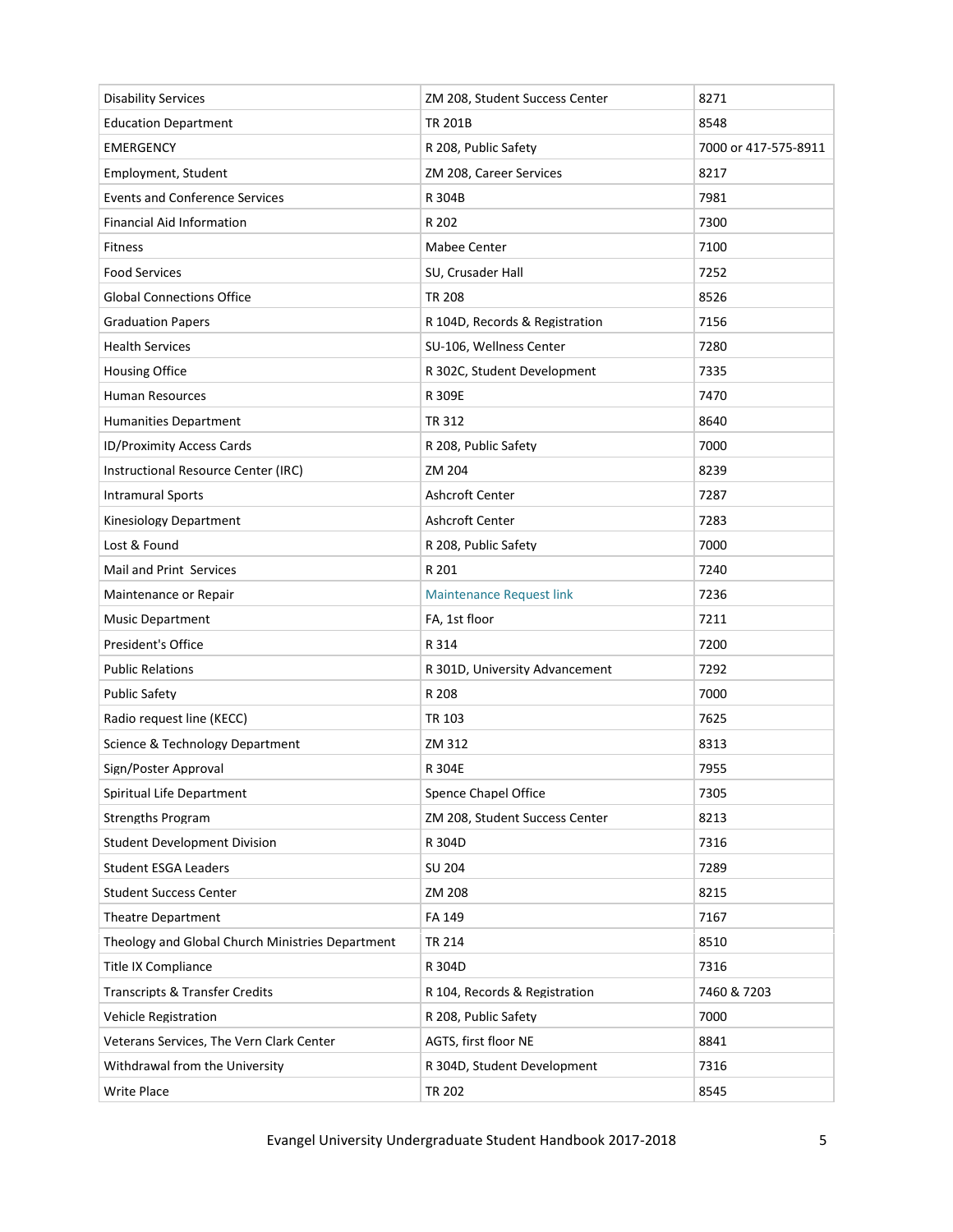| | | |
|---|---|---|
| Disability Services | ZM 208, Student Success Center | 8271 |
| Education Department | TR 201B | 8548 |
| EMERGENCY | R 208, Public Safety | 7000 or 417-575-8911 |
| Employment, Student | ZM 208, Career Services | 8217 |
| Events and Conference Services | R 304B | 7981 |
| Financial Aid Information | R 202 | 7300 |
| Fitness | Mabee Center | 7100 |
| Food Services | SU, Crusader Hall | 7252 |
| Global Connections Office | TR 208 | 8526 |
| Graduation Papers | R 104D, Records & Registration | 7156 |
| Health Services | SU-106, Wellness Center | 7280 |
| Housing Office | R 302C, Student Development | 7335 |
| Human Resources | R 309E | 7470 |
| Humanities Department | TR 312 | 8640 |
| ID/Proximity Access Cards | R 208, Public Safety | 7000 |
| Instructional Resource Center (IRC) | ZM 204 | 8239 |
| Intramural Sports | Ashcroft Center | 7287 |
| Kinesiology Department | Ashcroft Center | 7283 |
| Lost & Found | R 208, Public Safety | 7000 |
| Mail and Print Services | R 201 | 7240 |
| Maintenance or Repair | Maintenance Request link | 7236 |
| Music Department | FA, 1st floor | 7211 |
| President's Office | R 314 | 7200 |
| Public Relations | R 301D, University Advancement | 7292 |
| Public Safety | R 208 | 7000 |
| Radio request line (KECC) | TR 103 | 7625 |
| Science & Technology Department | ZM 312 | 8313 |
| Sign/Poster Approval | R 304E | 7955 |
| Spiritual Life Department | Spence Chapel Office | 7305 |
| Strengths Program | ZM 208, Student Success Center | 8213 |
| Student Development Division | R 304D | 7316 |
| Student ESGA Leaders | SU 204 | 7289 |
| Student Success Center | ZM 208 | 8215 |
| Theatre Department | FA 149 | 7167 |
| Theology and Global Church Ministries Department | TR 214 | 8510 |
| Title IX Compliance | R 304D | 7316 |
| Transcripts & Transfer Credits | R 104, Records & Registration | 7460 & 7203 |
| Vehicle Registration | R 208, Public Safety | 7000 |
| Veterans Services, The Vern Clark Center | AGTS, first floor NE | 8841 |
| Withdrawal from the University | R 304D, Student Development | 7316 |
| Write Place | TR 202 | 8545 |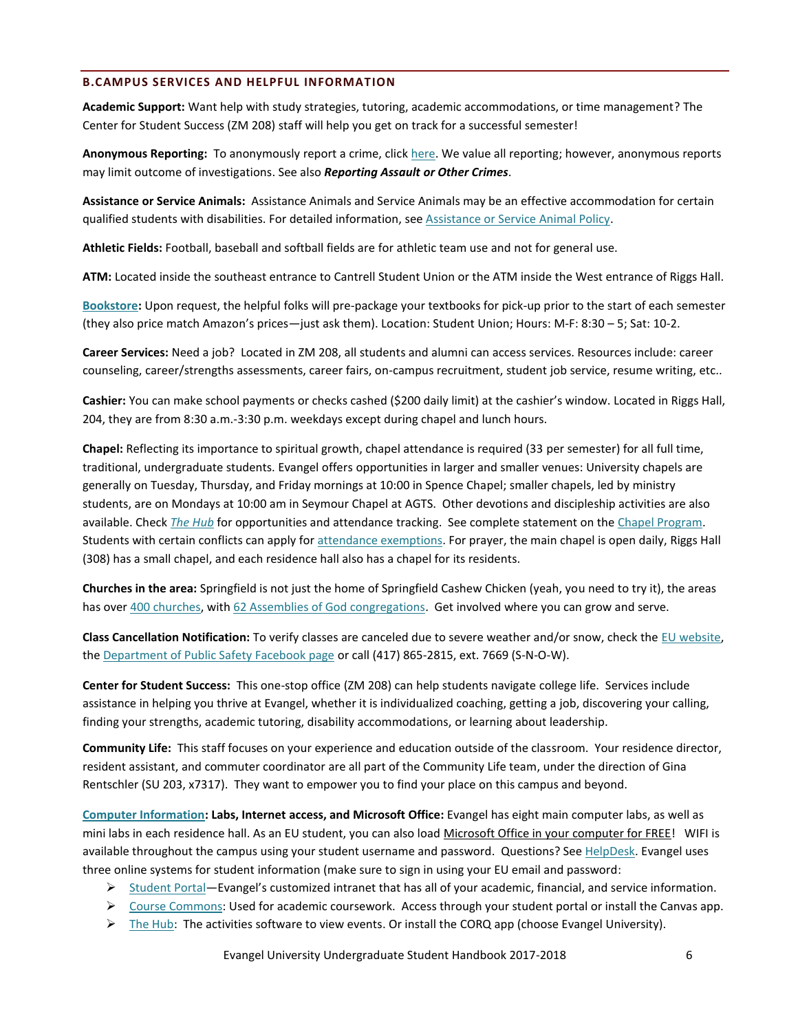## B. CAMPUS SERVICES AND HELPFUL INFORMATION

**Academic Support:** Want help with study strategies, tutoring, academic accommodations, or time management? The Center for Student Success (ZM 208) staff will help you get on track for a successful semester!

**Anonymous Reporting:** To anonymously report a crime, click here. We value all reporting; however, anonymous reports may limit outcome of investigations. See also ***Reporting Assault or Other Crimes***.

**Assistance or Service Animals:** Assistance Animals and Service Animals may be an effective accommodation for certain qualified students with disabilities. For detailed information, see Assistance or Service Animal Policy.

**Athletic Fields:** Football, baseball and softball fields are for athletic team use and not for general use.

**ATM:** Located inside the southeast entrance to Cantrell Student Union or the ATM inside the West entrance of Riggs Hall.

**Bookstore:** Upon request, the helpful folks will pre-package your textbooks for pick-up prior to the start of each semester (they also price match Amazon's prices—just ask them). Location: Student Union; Hours: M-F: 8:30 – 5; Sat: 10-2.

**Career Services:** Need a job? Located in ZM 208, all students and alumni can access services. Resources include: career counseling, career/strengths assessments, career fairs, on-campus recruitment, student job service, resume writing, etc..

**Cashier:** You can make school payments or checks cashed ($200 daily limit) at the cashier's window. Located in Riggs Hall, 204, they are from 8:30 a.m.-3:30 p.m. weekdays except during chapel and lunch hours.

**Chapel:** Reflecting its importance to spiritual growth, chapel attendance is required (33 per semester) for all full time, traditional, undergraduate students. Evangel offers opportunities in larger and smaller venues: University chapels are generally on Tuesday, Thursday, and Friday mornings at 10:00 in Spence Chapel; smaller chapels, led by ministry students, are on Mondays at 10:00 am in Seymour Chapel at AGTS. Other devotions and discipleship activities are also available. Check *The Hub* for opportunities and attendance tracking. See complete statement on the Chapel Program. Students with certain conflicts can apply for attendance exemptions. For prayer, the main chapel is open daily, Riggs Hall (308) has a small chapel, and each residence hall also has a chapel for its residents.

**Churches in the area:** Springfield is not just the home of Springfield Cashew Chicken (yeah, you need to try it), the areas has over 400 churches, with 62 Assemblies of God congregations. Get involved where you can grow and serve.

**Class Cancellation Notification:** To verify classes are canceled due to severe weather and/or snow, check the EU website, the Department of Public Safety Facebook page or call (417) 865-2815, ext. 7669 (S-N-O-W).

**Center for Student Success:** This one-stop office (ZM 208) can help students navigate college life. Services include assistance in helping you thrive at Evangel, whether it is individualized coaching, getting a job, discovering your calling, finding your strengths, academic tutoring, disability accommodations, or learning about leadership.

**Community Life:** This staff focuses on your experience and education outside of the classroom. Your residence director, resident assistant, and commuter coordinator are all part of the Community Life team, under the direction of Gina Rentschler (SU 203, x7317). They want to empower you to find your place on this campus and beyond.

**Computer Information: Labs, Internet access, and Microsoft Office:** Evangel has eight main computer labs, as well as mini labs in each residence hall. As an EU student, you can also load Microsoft Office in your computer for FREE! WIFI is available throughout the campus using your student username and password. Questions? See HelpDesk. Evangel uses three online systems for student information (make sure to sign in using your EU email and password:

- Student Portal—Evangel's customized intranet that has all of your academic, financial, and service information.
- Course Commons: Used for academic coursework. Access through your student portal or install the Canvas app.
- The Hub: The activities software to view events. Or install the CORQ app (choose Evangel University).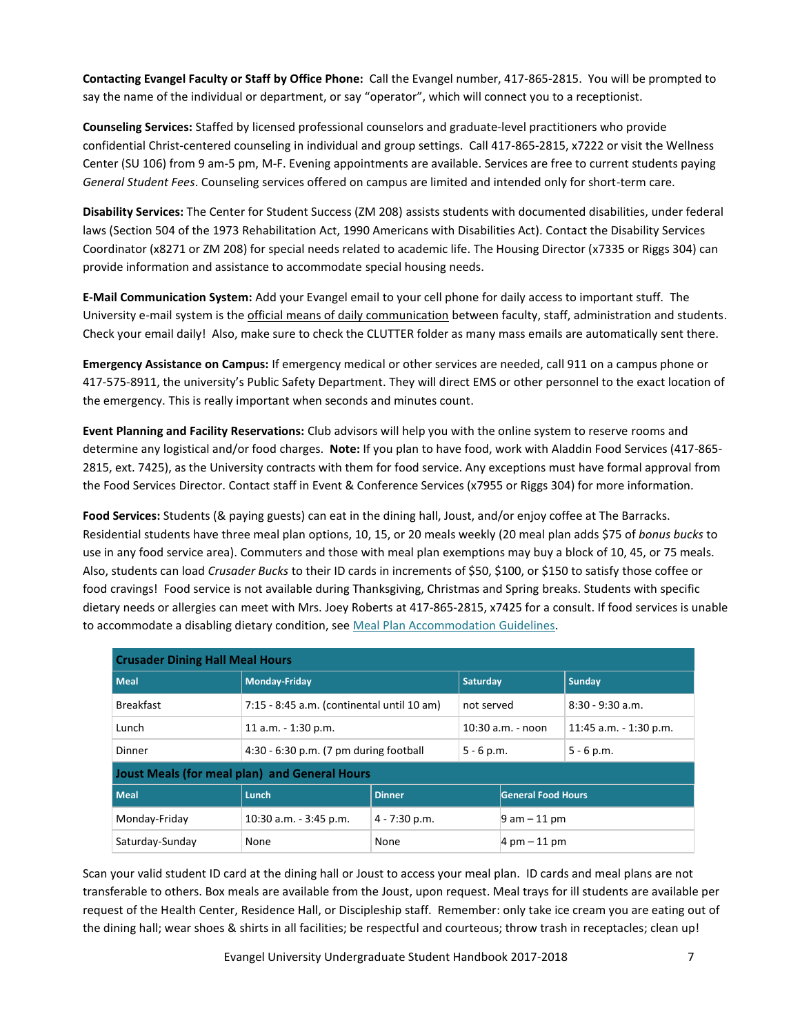**Contacting Evangel Faculty or Staff by Office Phone:** Call the Evangel number, 417-865-2815. You will be prompted to say the name of the individual or department, or say "operator", which will connect you to a receptionist.

**Counseling Services:** Staffed by licensed professional counselors and graduate-level practitioners who provide confidential Christ-centered counseling in individual and group settings. Call 417-865-2815, x7222 or visit the Wellness Center (SU 106) from 9 am-5 pm, M-F. Evening appointments are available. Services are free to current students paying *General Student Fees*. Counseling services offered on campus are limited and intended only for short-term care.

**Disability Services:** The Center for Student Success (ZM 208) assists students with documented disabilities, under federal laws (Section 504 of the 1973 Rehabilitation Act, 1990 Americans with Disabilities Act). Contact the Disability Services Coordinator (x8271 or ZM 208) for special needs related to academic life. The Housing Director (x7335 or Riggs 304) can provide information and assistance to accommodate special housing needs.

**E-Mail Communication System:** Add your Evangel email to your cell phone for daily access to important stuff. The University e-mail system is the official means of daily communication between faculty, staff, administration and students. Check your email daily! Also, make sure to check the CLUTTER folder as many mass emails are automatically sent there.

**Emergency Assistance on Campus:** If emergency medical or other services are needed, call 911 on a campus phone or 417-575-8911, the university's Public Safety Department. They will direct EMS or other personnel to the exact location of the emergency. This is really important when seconds and minutes count.

**Event Planning and Facility Reservations:** Club advisors will help you with the online system to reserve rooms and determine any logistical and/or food charges. **Note:** If you plan to have food, work with Aladdin Food Services (417-865-2815, ext. 7425), as the University contracts with them for food service. Any exceptions must have formal approval from the Food Services Director. Contact staff in Event & Conference Services (x7955 or Riggs 304) for more information.

**Food Services:** Students (& paying guests) can eat in the dining hall, Joust, and/or enjoy coffee at The Barracks. Residential students have three meal plan options, 10, 15, or 20 meals weekly (20 meal plan adds $75 of *bonus bucks* to use in any food service area). Commuters and those with meal plan exemptions may buy a block of 10, 45, or 75 meals. Also, students can load *Crusader Bucks* to their ID cards in increments of $50, $100, or $150 to satisfy those coffee or food cravings! Food service is not available during Thanksgiving, Christmas and Spring breaks. Students with specific dietary needs or allergies can meet with Mrs. Joey Roberts at 417-865-2815, x7425 for a consult. If food services is unable to accommodate a disabling dietary condition, see Meal Plan Accommodation Guidelines.

| **Crusader Dining Hall Meal Hours** | | | |
|---|---|---|---|
| **Meal** | **Monday-Friday** | **Saturday** | **Sunday** |
| Breakfast | 7:15 - 8:45 a.m. (continental until 10 am) | not served | 8:30 - 9:30 a.m. |
| Lunch | 11 a.m. - 1:30 p.m. | 10:30 a.m. - noon | 11:45 a.m. - 1:30 p.m. |
| Dinner | 4:30 - 6:30 p.m. (7 pm during football | 5 - 6 p.m. | 5 - 6 p.m. |

| **Joust Meals (for meal plan) and General Hours** | | | |
|---|---|---|---|
| **Meal** | **Lunch** | **Dinner** | **General Food Hours** |
| Monday-Friday | 10:30 a.m. - 3:45 p.m. | 4 - 7:30 p.m. | 9 am – 11 pm |
| Saturday-Sunday | None | None | 4 pm – 11 pm |

Scan your valid student ID card at the dining hall or Joust to access your meal plan. ID cards and meal plans are not transferable to others. Box meals are available from the Joust, upon request. Meal trays for ill students are available per request of the Health Center, Residence Hall, or Discipleship staff. Remember: only take ice cream you are eating out of the dining hall; wear shoes & shirts in all facilities; be respectful and courteous; throw trash in receptacles; clean up!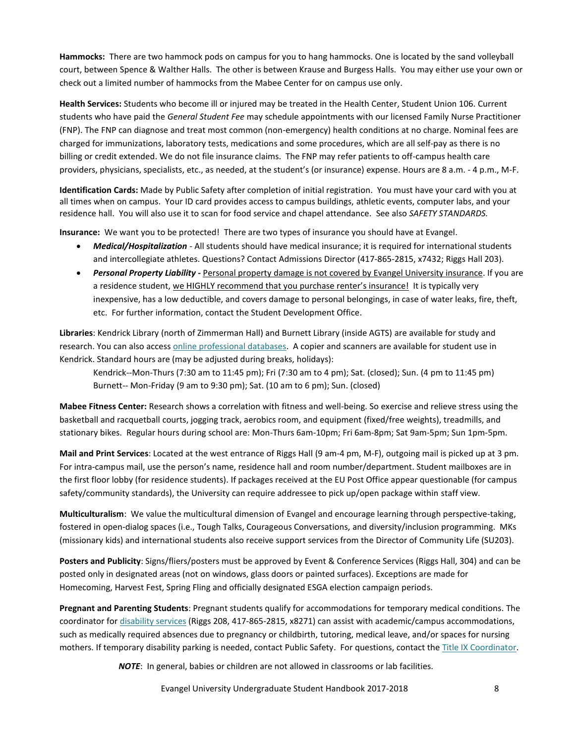**Hammocks:** There are two hammock pods on campus for you to hang hammocks. One is located by the sand volleyball court, between Spence & Walther Halls. The other is between Krause and Burgess Halls. You may either use your own or check out a limited number of hammocks from the Mabee Center for on campus use only.

**Health Services:** Students who become ill or injured may be treated in the Health Center, Student Union 106. Current students who have paid the *General Student Fee* may schedule appointments with our licensed Family Nurse Practitioner (FNP). The FNP can diagnose and treat most common (non-emergency) health conditions at no charge. Nominal fees are charged for immunizations, laboratory tests, medications and some procedures, which are all self-pay as there is no billing or credit extended. We do not file insurance claims. The FNP may refer patients to off-campus health care providers, physicians, specialists, etc., as needed, at the student's (or insurance) expense. Hours are 8 a.m. - 4 p.m., M-F.

**Identification Cards:** Made by Public Safety after completion of initial registration. You must have your card with you at all times when on campus. Your ID card provides access to campus buildings, athletic events, computer labs, and your residence hall. You will also use it to scan for food service and chapel attendance. See also *SAFETY STANDARDS.*

**Insurance:** We want you to be protected! There are two types of insurance you should have at Evangel.

- ***Medical/Hospitalization*** - All students should have medical insurance; it is required for international students and intercollegiate athletes. Questions? Contact Admissions Director (417-865-2815, x7432; Riggs Hall 203).
- ***Personal Property Liability*** **-** Personal property damage is not covered by Evangel University insurance. If you are a residence student, we HIGHLY recommend that you purchase renter's insurance! It is typically very inexpensive, has a low deductible, and covers damage to personal belongings, in case of water leaks, fire, theft, etc. For further information, contact the Student Development Office.

**Libraries**: Kendrick Library (north of Zimmerman Hall) and Burnett Library (inside AGTS) are available for study and research. You can also access online professional databases. A copier and scanners are available for student use in Kendrick. Standard hours are (may be adjusted during breaks, holidays):

Kendrick--Mon-Thurs (7:30 am to 11:45 pm); Fri (7:30 am to 4 pm); Sat. (closed); Sun. (4 pm to 11:45 pm)
Burnett-- Mon-Friday (9 am to 9:30 pm); Sat. (10 am to 6 pm); Sun. (closed)

**Mabee Fitness Center:** Research shows a correlation with fitness and well-being. So exercise and relieve stress using the basketball and racquetball courts, jogging track, aerobics room, and equipment (fixed/free weights), treadmills, and stationary bikes. Regular hours during school are: Mon-Thurs 6am-10pm; Fri 6am-8pm; Sat 9am-5pm; Sun 1pm-5pm.

**Mail and Print Services**: Located at the west entrance of Riggs Hall (9 am-4 pm, M-F), outgoing mail is picked up at 3 pm. For intra-campus mail, use the person's name, residence hall and room number/department. Student mailboxes are in the first floor lobby (for residence students). If packages received at the EU Post Office appear questionable (for campus safety/community standards), the University can require addressee to pick up/open package within staff view.

**Multiculturalism**: We value the multicultural dimension of Evangel and encourage learning through perspective-taking, fostered in open-dialog spaces (i.e., Tough Talks, Courageous Conversations, and diversity/inclusion programming. MKs (missionary kids) and international students also receive support services from the Director of Community Life (SU203).

**Posters and Publicity**: Signs/fliers/posters must be approved by Event & Conference Services (Riggs Hall, 304) and can be posted only in designated areas (not on windows, glass doors or painted surfaces). Exceptions are made for Homecoming, Harvest Fest, Spring Fling and officially designated ESGA election campaign periods.

**Pregnant and Parenting Students**: Pregnant students qualify for accommodations for temporary medical conditions. The coordinator for disability services (Riggs 208, 417-865-2815, x8271) can assist with academic/campus accommodations, such as medically required absences due to pregnancy or childbirth, tutoring, medical leave, and/or spaces for nursing mothers. If temporary disability parking is needed, contact Public Safety. For questions, contact the Title IX Coordinator.

***NOTE***: In general, babies or children are not allowed in classrooms or lab facilities.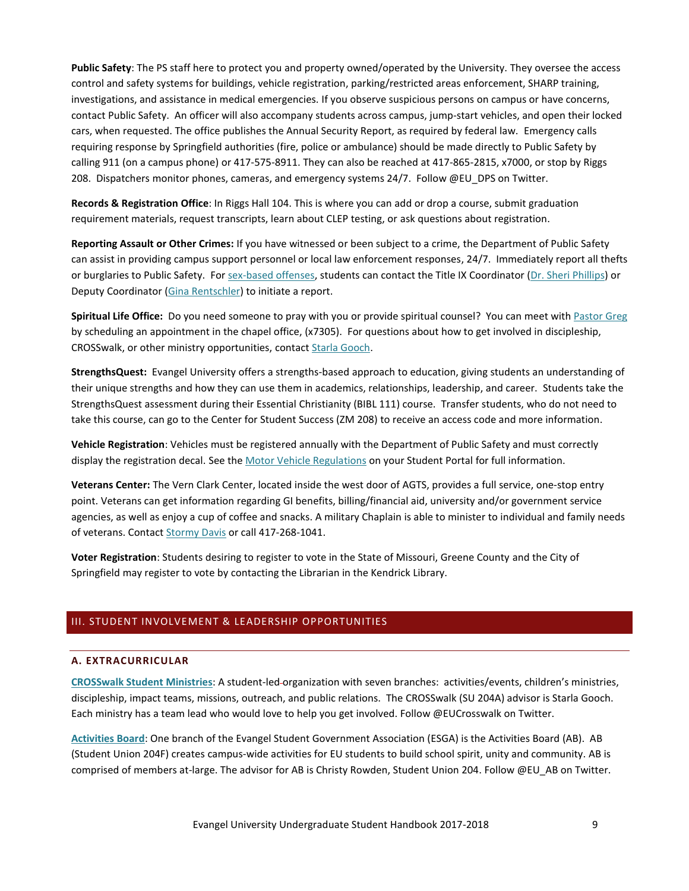**Public Safety**: The PS staff here to protect you and property owned/operated by the University. They oversee the access control and safety systems for buildings, vehicle registration, parking/restricted areas enforcement, SHARP training, investigations, and assistance in medical emergencies. If you observe suspicious persons on campus or have concerns, contact Public Safety. An officer will also accompany students across campus, jump-start vehicles, and open their locked cars, when requested. The office publishes the Annual Security Report, as required by federal law. Emergency calls requiring response by Springfield authorities (fire, police or ambulance) should be made directly to Public Safety by calling 911 (on a campus phone) or 417-575-8911. They can also be reached at 417-865-2815, x7000, or stop by Riggs 208. Dispatchers monitor phones, cameras, and emergency systems 24/7. Follow @EU_DPS on Twitter.

**Records & Registration Office**: In Riggs Hall 104. This is where you can add or drop a course, submit graduation requirement materials, request transcripts, learn about CLEP testing, or ask questions about registration.

**Reporting Assault or Other Crimes:** If you have witnessed or been subject to a crime, the Department of Public Safety can assist in providing campus support personnel or local law enforcement responses, 24/7. Immediately report all thefts or burglaries to Public Safety. For sex-based offenses, students can contact the Title IX Coordinator (Dr. Sheri Phillips) or Deputy Coordinator (Gina Rentschler) to initiate a report.

**Spiritual Life Office:** Do you need someone to pray with you or provide spiritual counsel? You can meet with Pastor Greg by scheduling an appointment in the chapel office, (x7305). For questions about how to get involved in discipleship, CROSSwalk, or other ministry opportunities, contact Starla Gooch.

**StrengthsQuest:** Evangel University offers a strengths-based approach to education, giving students an understanding of their unique strengths and how they can use them in academics, relationships, leadership, and career. Students take the StrengthsQuest assessment during their Essential Christianity (BIBL 111) course. Transfer students, who do not need to take this course, can go to the Center for Student Success (ZM 208) to receive an access code and more information.

**Vehicle Registration**: Vehicles must be registered annually with the Department of Public Safety and must correctly display the registration decal. See the Motor Vehicle Regulations on your Student Portal for full information.

**Veterans Center:** The Vern Clark Center, located inside the west door of AGTS, provides a full service, one-stop entry point. Veterans can get information regarding GI benefits, billing/financial aid, university and/or government service agencies, as well as enjoy a cup of coffee and snacks. A military Chaplain is able to minister to individual and family needs of veterans. Contact Stormy Davis or call 417-268-1041.

**Voter Registration**: Students desiring to register to vote in the State of Missouri, Greene County and the City of Springfield may register to vote by contacting the Librarian in the Kendrick Library.

## III. STUDENT INVOLVEMENT & LEADERSHIP OPPORTUNITIES

### A. EXTRACURRICULAR

**CROSSwalk Student Ministries**: A student-led organization with seven branches: activities/events, children's ministries, discipleship, impact teams, missions, outreach, and public relations. The CROSSwalk (SU 204A) advisor is Starla Gooch. Each ministry has a team lead who would love to help you get involved. Follow @EUCrosswalk on Twitter.

**Activities Board**: One branch of the Evangel Student Government Association (ESGA) is the Activities Board (AB). AB (Student Union 204F) creates campus-wide activities for EU students to build school spirit, unity and community. AB is comprised of members at-large. The advisor for AB is Christy Rowden, Student Union 204. Follow @EU_AB on Twitter.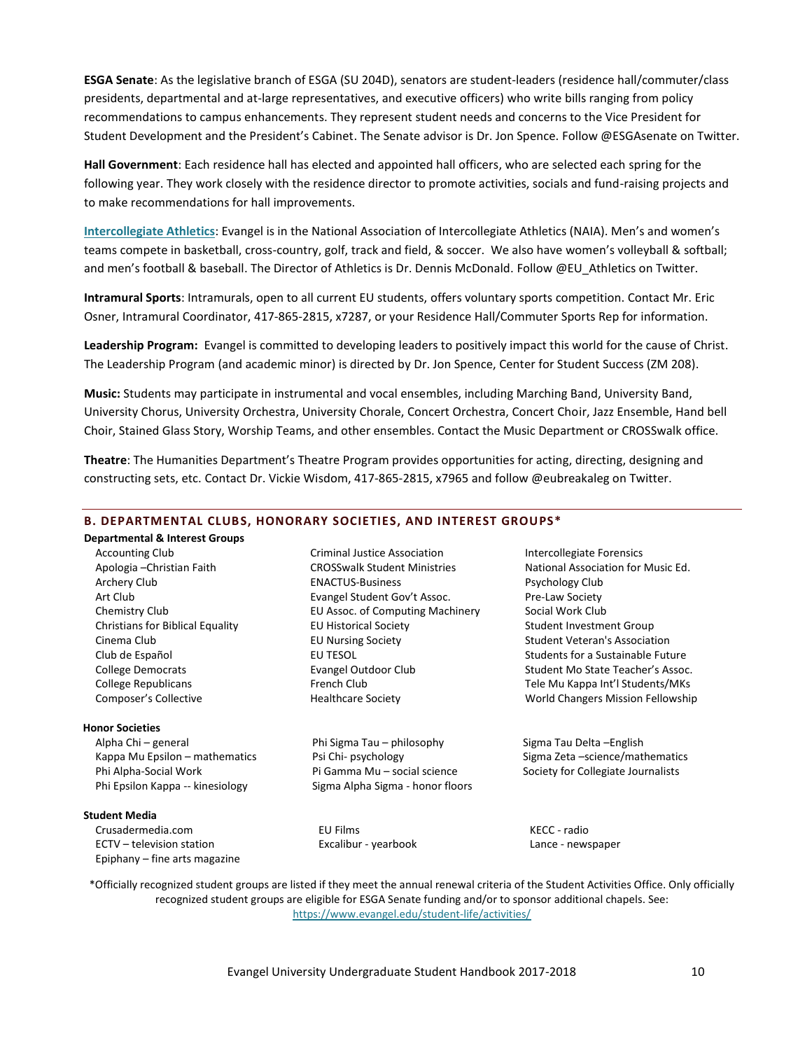**ESGA Senate**: As the legislative branch of ESGA (SU 204D), senators are student-leaders (residence hall/commuter/class presidents, departmental and at-large representatives, and executive officers) who write bills ranging from policy recommendations to campus enhancements. They represent student needs and concerns to the Vice President for Student Development and the President's Cabinet. The Senate advisor is Dr. Jon Spence. Follow @ESGAsenate on Twitter.

**Hall Government**: Each residence hall has elected and appointed hall officers, who are selected each spring for the following year. They work closely with the residence director to promote activities, socials and fund-raising projects and to make recommendations for hall improvements.

**Intercollegiate Athletics**: Evangel is in the National Association of Intercollegiate Athletics (NAIA). Men's and women's teams compete in basketball, cross-country, golf, track and field, & soccer. We also have women's volleyball & softball; and men's football & baseball. The Director of Athletics is Dr. Dennis McDonald. Follow @EU_Athletics on Twitter.

**Intramural Sports**: Intramurals, open to all current EU students, offers voluntary sports competition. Contact Mr. Eric Osner, Intramural Coordinator, 417-865-2815, x7287, or your Residence Hall/Commuter Sports Rep for information.

**Leadership Program:** Evangel is committed to developing leaders to positively impact this world for the cause of Christ. The Leadership Program (and academic minor) is directed by Dr. Jon Spence, Center for Student Success (ZM 208).

**Music:** Students may participate in instrumental and vocal ensembles, including Marching Band, University Band, University Chorus, University Orchestra, University Chorale, Concert Orchestra, Concert Choir, Jazz Ensemble, Hand bell Choir, Stained Glass Story, Worship Teams, and other ensembles. Contact the Music Department or CROSSwalk office.

**Theatre**: The Humanities Department's Theatre Program provides opportunities for acting, directing, designing and constructing sets, etc. Contact Dr. Vickie Wisdom, 417-865-2815, x7965 and follow @eubreakaleg on Twitter.

## B. DEPARTMENTAL CLUBS, HONORARY SOCIETIES, AND INTEREST GROUPS*

**Departmental & Interest Groups**

- Accounting Club
- Apologia –Christian Faith
- Archery Club
- Art Club
- Chemistry Club
- Christians for Biblical Equality
- Cinema Club
- Club de Español
- College Democrats
- College Republicans
- Composer's Collective
- Criminal Justice Association
- CROSSwalk Student Ministries
- ENACTUS-Business
- Evangel Student Gov't Assoc.
- EU Assoc. of Computing Machinery
- EU Historical Society
- EU Nursing Society
- EU TESOL
- Evangel Outdoor Club
- French Club
- Healthcare Society
- Intercollegiate Forensics
- National Association for Music Ed.
- Psychology Club
- Pre-Law Society
- Social Work Club
- Student Investment Group
- Student Veteran's Association
- Students for a Sustainable Future
- Student Mo State Teacher's Assoc.
- Tele Mu Kappa Int'l Students/MKs
- World Changers Mission Fellowship

**Honor Societies**

- Alpha Chi – general
- Kappa Mu Epsilon – mathematics
- Phi Alpha-Social Work
- Phi Epsilon Kappa -- kinesiology
- Phi Sigma Tau – philosophy
- Psi Chi- psychology
- Pi Gamma Mu – social science
- Sigma Alpha Sigma - honor floors
- Sigma Tau Delta –English
- Sigma Zeta –science/mathematics
- Society for Collegiate Journalists

**Student Media**

- Crusadermedia.com
- ECTV – television station
- Epiphany – fine arts magazine
- EU Films
- Excalibur - yearbook
- KECC - radio
- Lance - newspaper

*Officially recognized student groups are listed if they meet the annual renewal criteria of the Student Activities Office. Only officially recognized student groups are eligible for ESGA Senate funding and/or to sponsor additional chapels. See: https://www.evangel.edu/student-life/activities/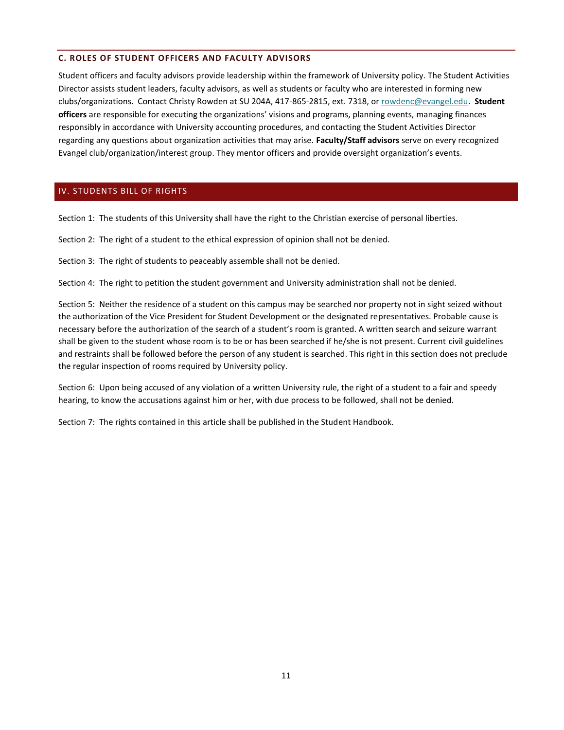### C. ROLES OF STUDENT OFFICERS AND FACULTY ADVISORS

Student officers and faculty advisors provide leadership within the framework of University policy. The Student Activities Director assists student leaders, faculty advisors, as well as students or faculty who are interested in forming new clubs/organizations. Contact Christy Rowden at SU 204A, 417-865-2815, ext. 7318, or [rowdenc@evangel.edu](mailto:rowdenc@evangel.edu). **Student officers** are responsible for executing the organizations' visions and programs, planning events, managing finances responsibly in accordance with University accounting procedures, and contacting the Student Activities Director regarding any questions about organization activities that may arise. **Faculty/Staff advisors** serve on every recognized Evangel club/organization/interest group. They mentor officers and provide oversight organization's events.

## IV. STUDENTS BILL OF RIGHTS

Section 1: The students of this University shall have the right to the Christian exercise of personal liberties.

Section 2: The right of a student to the ethical expression of opinion shall not be denied.

Section 3: The right of students to peaceably assemble shall not be denied.

Section 4: The right to petition the student government and University administration shall not be denied.

Section 5: Neither the residence of a student on this campus may be searched nor property not in sight seized without the authorization of the Vice President for Student Development or the designated representatives. Probable cause is necessary before the authorization of the search of a student's room is granted. A written search and seizure warrant shall be given to the student whose room is to be or has been searched if he/she is not present. Current civil guidelines and restraints shall be followed before the person of any student is searched. This right in this section does not preclude the regular inspection of rooms required by University policy.

Section 6: Upon being accused of any violation of a written University rule, the right of a student to a fair and speedy hearing, to know the accusations against him or her, with due process to be followed, shall not be denied.

Section 7: The rights contained in this article shall be published in the Student Handbook.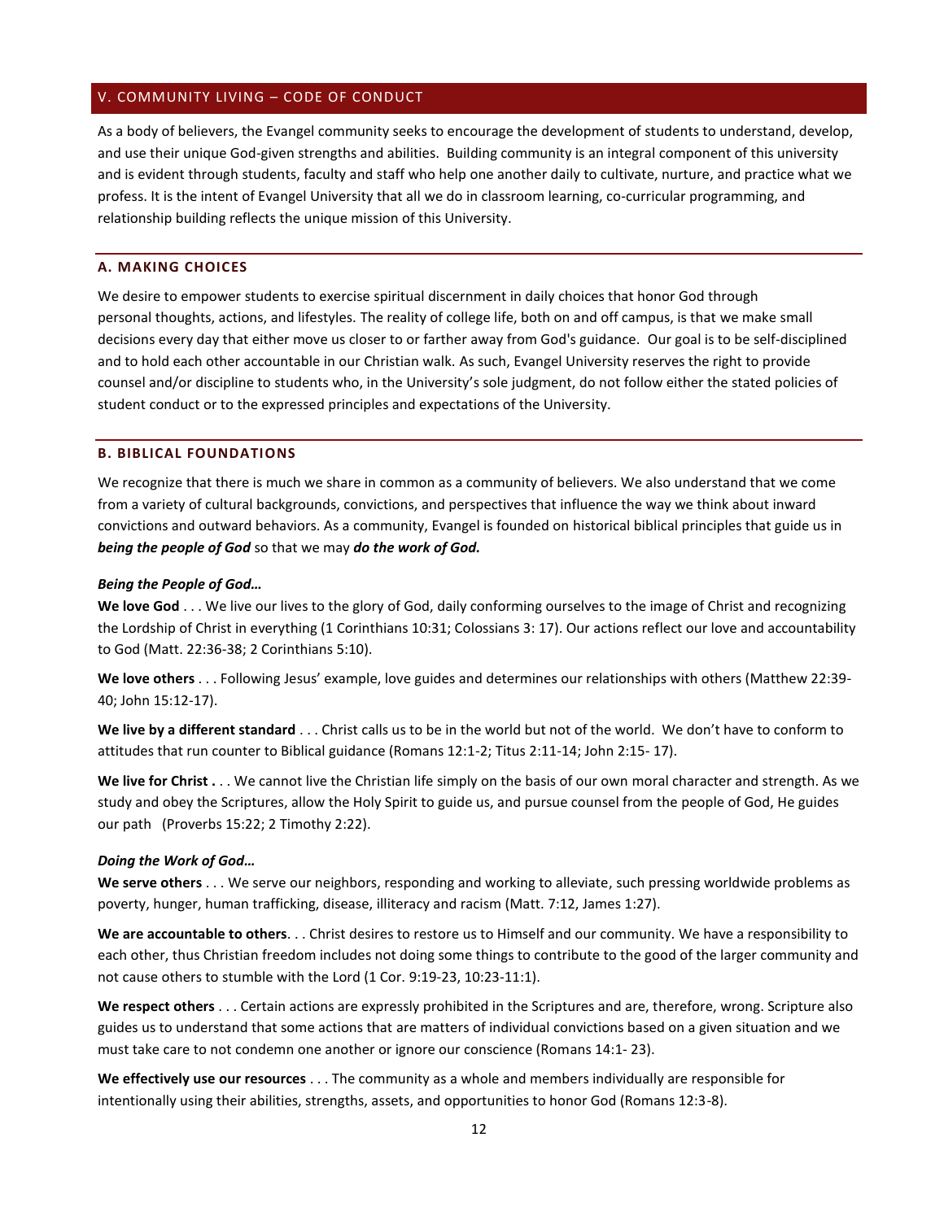## V. COMMUNITY LIVING – CODE OF CONDUCT

As a body of believers, the Evangel community seeks to encourage the development of students to understand, develop, and use their unique God-given strengths and abilities. Building community is an integral component of this university and is evident through students, faculty and staff who help one another daily to cultivate, nurture, and practice what we profess. It is the intent of Evangel University that all we do in classroom learning, co-curricular programming, and relationship building reflects the unique mission of this University.

### A. MAKING CHOICES

We desire to empower students to exercise spiritual discernment in daily choices that honor God through personal thoughts, actions, and lifestyles. The reality of college life, both on and off campus, is that we make small decisions every day that either move us closer to or farther away from God's guidance. Our goal is to be self-disciplined and to hold each other accountable in our Christian walk. As such, Evangel University reserves the right to provide counsel and/or discipline to students who, in the University's sole judgment, do not follow either the stated policies of student conduct or to the expressed principles and expectations of the University.

### B. BIBLICAL FOUNDATIONS

We recognize that there is much we share in common as a community of believers. We also understand that we come from a variety of cultural backgrounds, convictions, and perspectives that influence the way we think about inward convictions and outward behaviors. As a community, Evangel is founded on historical biblical principles that guide us in ***being the people of God*** so that we may ***do the work of God.***

***Being the People of God…***

**We love God** . . . We live our lives to the glory of God, daily conforming ourselves to the image of Christ and recognizing the Lordship of Christ in everything (1 Corinthians 10:31; Colossians 3: 17). Our actions reflect our love and accountability to God (Matt. 22:36-38; 2 Corinthians 5:10).

**We love others** . . . Following Jesus' example, love guides and determines our relationships with others (Matthew 22:39-40; John 15:12-17).

**We live by a different standard** . . . Christ calls us to be in the world but not of the world. We don't have to conform to attitudes that run counter to Biblical guidance (Romans 12:1-2; Titus 2:11-14; John 2:15- 17).

**We live for Christ .** . . We cannot live the Christian life simply on the basis of our own moral character and strength. As we study and obey the Scriptures, allow the Holy Spirit to guide us, and pursue counsel from the people of God, He guides our path (Proverbs 15:22; 2 Timothy 2:22).

***Doing the Work of God…***

**We serve others** . . . We serve our neighbors, responding and working to alleviate, such pressing worldwide problems as poverty, hunger, human trafficking, disease, illiteracy and racism (Matt. 7:12, James 1:27).

**We are accountable to others**. . . Christ desires to restore us to Himself and our community. We have a responsibility to each other, thus Christian freedom includes not doing some things to contribute to the good of the larger community and not cause others to stumble with the Lord (1 Cor. 9:19-23, 10:23-11:1).

**We respect others** . . . Certain actions are expressly prohibited in the Scriptures and are, therefore, wrong. Scripture also guides us to understand that some actions that are matters of individual convictions based on a given situation and we must take care to not condemn one another or ignore our conscience (Romans 14:1- 23).

**We effectively use our resources** . . . The community as a whole and members individually are responsible for intentionally using their abilities, strengths, assets, and opportunities to honor God (Romans 12:3-8).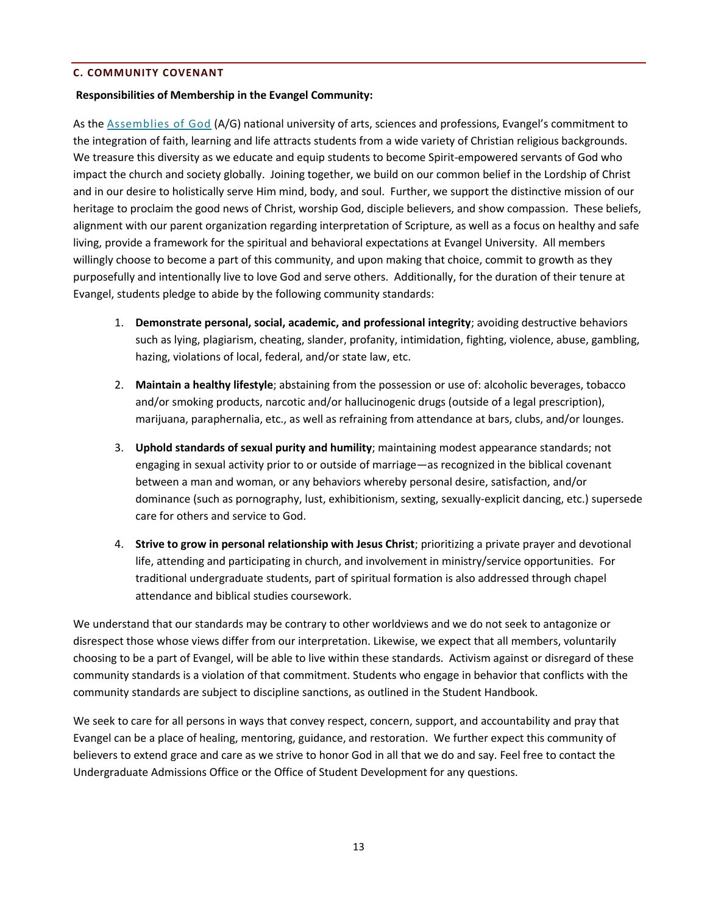### C. COMMUNITY COVENANT

**Responsibilities of Membership in the Evangel Community:**

As the Assemblies of God (A/G) national university of arts, sciences and professions, Evangel's commitment to the integration of faith, learning and life attracts students from a wide variety of Christian religious backgrounds. We treasure this diversity as we educate and equip students to become Spirit-empowered servants of God who impact the church and society globally. Joining together, we build on our common belief in the Lordship of Christ and in our desire to holistically serve Him mind, body, and soul. Further, we support the distinctive mission of our heritage to proclaim the good news of Christ, worship God, disciple believers, and show compassion. These beliefs, alignment with our parent organization regarding interpretation of Scripture, as well as a focus on healthy and safe living, provide a framework for the spiritual and behavioral expectations at Evangel University. All members willingly choose to become a part of this community, and upon making that choice, commit to growth as they purposefully and intentionally live to love God and serve others. Additionally, for the duration of their tenure at Evangel, students pledge to abide by the following community standards:

1. **Demonstrate personal, social, academic, and professional integrity**; avoiding destructive behaviors such as lying, plagiarism, cheating, slander, profanity, intimidation, fighting, violence, abuse, gambling, hazing, violations of local, federal, and/or state law, etc.
2. **Maintain a healthy lifestyle**; abstaining from the possession or use of: alcoholic beverages, tobacco and/or smoking products, narcotic and/or hallucinogenic drugs (outside of a legal prescription), marijuana, paraphernalia, etc., as well as refraining from attendance at bars, clubs, and/or lounges.
3. **Uphold standards of sexual purity and humility**; maintaining modest appearance standards; not engaging in sexual activity prior to or outside of marriage—as recognized in the biblical covenant between a man and woman, or any behaviors whereby personal desire, satisfaction, and/or dominance (such as pornography, lust, exhibitionism, sexting, sexually-explicit dancing, etc.) supersede care for others and service to God.
4. **Strive to grow in personal relationship with Jesus Christ**; prioritizing a private prayer and devotional life, attending and participating in church, and involvement in ministry/service opportunities. For traditional undergraduate students, part of spiritual formation is also addressed through chapel attendance and biblical studies coursework.

We understand that our standards may be contrary to other worldviews and we do not seek to antagonize or disrespect those whose views differ from our interpretation. Likewise, we expect that all members, voluntarily choosing to be a part of Evangel, will be able to live within these standards. Activism against or disregard of these community standards is a violation of that commitment. Students who engage in behavior that conflicts with the community standards are subject to discipline sanctions, as outlined in the Student Handbook.

We seek to care for all persons in ways that convey respect, concern, support, and accountability and pray that Evangel can be a place of healing, mentoring, guidance, and restoration. We further expect this community of believers to extend grace and care as we strive to honor God in all that we do and say. Feel free to contact the Undergraduate Admissions Office or the Office of Student Development for any questions.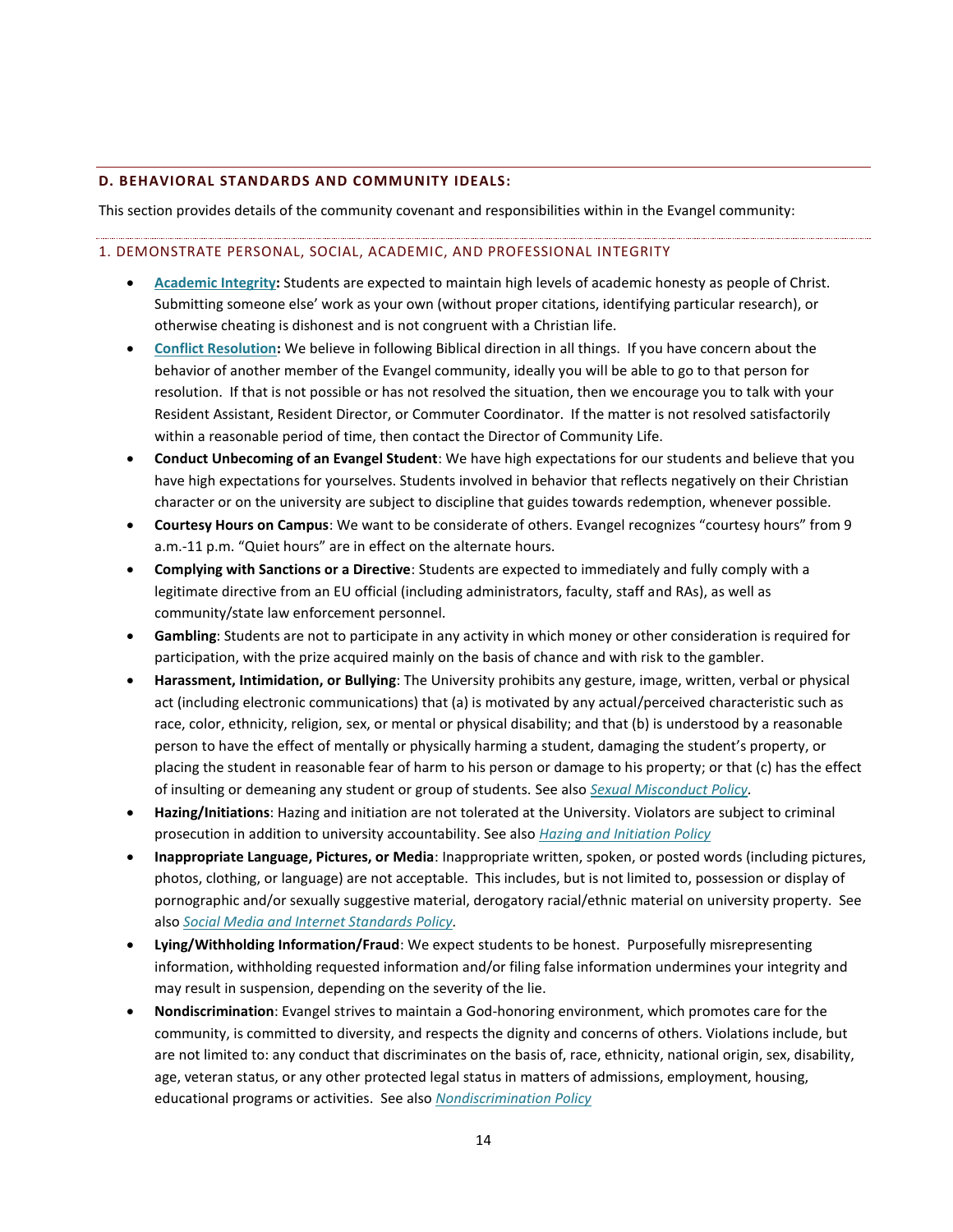## D. BEHAVIORAL STANDARDS AND COMMUNITY IDEALS:

This section provides details of the community covenant and responsibilities within in the Evangel community:

### 1. DEMONSTRATE PERSONAL, SOCIAL, ACADEMIC, AND PROFESSIONAL INTEGRITY

- **Academic Integrity:** Students are expected to maintain high levels of academic honesty as people of Christ. Submitting someone else' work as your own (without proper citations, identifying particular research), or otherwise cheating is dishonest and is not congruent with a Christian life.
- **Conflict Resolution:** We believe in following Biblical direction in all things. If you have concern about the behavior of another member of the Evangel community, ideally you will be able to go to that person for resolution. If that is not possible or has not resolved the situation, then we encourage you to talk with your Resident Assistant, Resident Director, or Commuter Coordinator. If the matter is not resolved satisfactorily within a reasonable period of time, then contact the Director of Community Life.
- **Conduct Unbecoming of an Evangel Student**: We have high expectations for our students and believe that you have high expectations for yourselves. Students involved in behavior that reflects negatively on their Christian character or on the university are subject to discipline that guides towards redemption, whenever possible.
- **Courtesy Hours on Campus**: We want to be considerate of others. Evangel recognizes "courtesy hours" from 9 a.m.-11 p.m. "Quiet hours" are in effect on the alternate hours.
- **Complying with Sanctions or a Directive**: Students are expected to immediately and fully comply with a legitimate directive from an EU official (including administrators, faculty, staff and RAs), as well as community/state law enforcement personnel.
- **Gambling**: Students are not to participate in any activity in which money or other consideration is required for participation, with the prize acquired mainly on the basis of chance and with risk to the gambler.
- **Harassment, Intimidation, or Bullying**: The University prohibits any gesture, image, written, verbal or physical act (including electronic communications) that (a) is motivated by any actual/perceived characteristic such as race, color, ethnicity, religion, sex, or mental or physical disability; and that (b) is understood by a reasonable person to have the effect of mentally or physically harming a student, damaging the student's property, or placing the student in reasonable fear of harm to his person or damage to his property; or that (c) has the effect of insulting or demeaning any student or group of students. See also *Sexual Misconduct Policy*.
- **Hazing/Initiations**: Hazing and initiation are not tolerated at the University. Violators are subject to criminal prosecution in addition to university accountability. See also *Hazing and Initiation Policy*
- **Inappropriate Language, Pictures, or Media**: Inappropriate written, spoken, or posted words (including pictures, photos, clothing, or language) are not acceptable. This includes, but is not limited to, possession or display of pornographic and/or sexually suggestive material, derogatory racial/ethnic material on university property. See also *Social Media and Internet Standards Policy.*
- **Lying/Withholding Information/Fraud**: We expect students to be honest. Purposefully misrepresenting information, withholding requested information and/or filing false information undermines your integrity and may result in suspension, depending on the severity of the lie.
- **Nondiscrimination**: Evangel strives to maintain a God-honoring environment, which promotes care for the community, is committed to diversity, and respects the dignity and concerns of others. Violations include, but are not limited to: any conduct that discriminates on the basis of, race, ethnicity, national origin, sex, disability, age, veteran status, or any other protected legal status in matters of admissions, employment, housing, educational programs or activities. See also *Nondiscrimination Policy*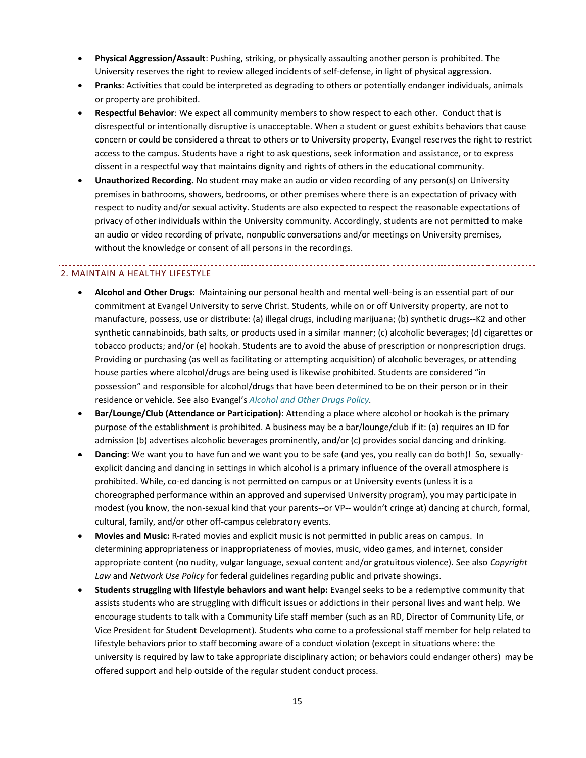- **Physical Aggression/Assault**: Pushing, striking, or physically assaulting another person is prohibited. The University reserves the right to review alleged incidents of self-defense, in light of physical aggression.
- **Pranks**: Activities that could be interpreted as degrading to others or potentially endanger individuals, animals or property are prohibited.
- **Respectful Behavior**: We expect all community members to show respect to each other. Conduct that is disrespectful or intentionally disruptive is unacceptable. When a student or guest exhibits behaviors that cause concern or could be considered a threat to others or to University property, Evangel reserves the right to restrict access to the campus. Students have a right to ask questions, seek information and assistance, or to express dissent in a respectful way that maintains dignity and rights of others in the educational community.
- **Unauthorized Recording.** No student may make an audio or video recording of any person(s) on University premises in bathrooms, showers, bedrooms, or other premises where there is an expectation of privacy with respect to nudity and/or sexual activity. Students are also expected to respect the reasonable expectations of privacy of other individuals within the University community. Accordingly, students are not permitted to make an audio or video recording of private, nonpublic conversations and/or meetings on University premises, without the knowledge or consent of all persons in the recordings.

## 2. MAINTAIN A HEALTHY LIFESTYLE

- **Alcohol and Other Drugs**: Maintaining our personal health and mental well-being is an essential part of our commitment at Evangel University to serve Christ. Students, while on or off University property, are not to manufacture, possess, use or distribute: (a) illegal drugs, including marijuana; (b) synthetic drugs--K2 and other synthetic cannabinoids, bath salts, or products used in a similar manner; (c) alcoholic beverages; (d) cigarettes or tobacco products; and/or (e) hookah. Students are to avoid the abuse of prescription or nonprescription drugs. Providing or purchasing (as well as facilitating or attempting acquisition) of alcoholic beverages, or attending house parties where alcohol/drugs are being used is likewise prohibited. Students are considered "in possession" and responsible for alcohol/drugs that have been determined to be on their person or in their residence or vehicle. See also Evangel's *Alcohol and Other Drugs Policy.*
- **Bar/Lounge/Club (Attendance or Participation)**: Attending a place where alcohol or hookah is the primary purpose of the establishment is prohibited. A business may be a bar/lounge/club if it: (a) requires an ID for admission (b) advertises alcoholic beverages prominently, and/or (c) provides social dancing and drinking.
- **Dancing**: We want you to have fun and we want you to be safe (and yes, you really can do both)! So, sexually-explicit dancing and dancing in settings in which alcohol is a primary influence of the overall atmosphere is prohibited. While, co-ed dancing is not permitted on campus or at University events (unless it is a choreographed performance within an approved and supervised University program), you may participate in modest (you know, the non-sexual kind that your parents--or VP-- wouldn't cringe at) dancing at church, formal, cultural, family, and/or other off-campus celebratory events.
- **Movies and Music:** R-rated movies and explicit music is not permitted in public areas on campus. In determining appropriateness or inappropriateness of movies, music, video games, and internet, consider appropriate content (no nudity, vulgar language, sexual content and/or gratuitous violence). See also *Copyright Law* and *Network Use Policy* for federal guidelines regarding public and private showings.
- **Students struggling with lifestyle behaviors and want help:** Evangel seeks to be a redemptive community that assists students who are struggling with difficult issues or addictions in their personal lives and want help. We encourage students to talk with a Community Life staff member (such as an RD, Director of Community Life, or Vice President for Student Development). Students who come to a professional staff member for help related to lifestyle behaviors prior to staff becoming aware of a conduct violation (except in situations where: the university is required by law to take appropriate disciplinary action; or behaviors could endanger others) may be offered support and help outside of the regular student conduct process.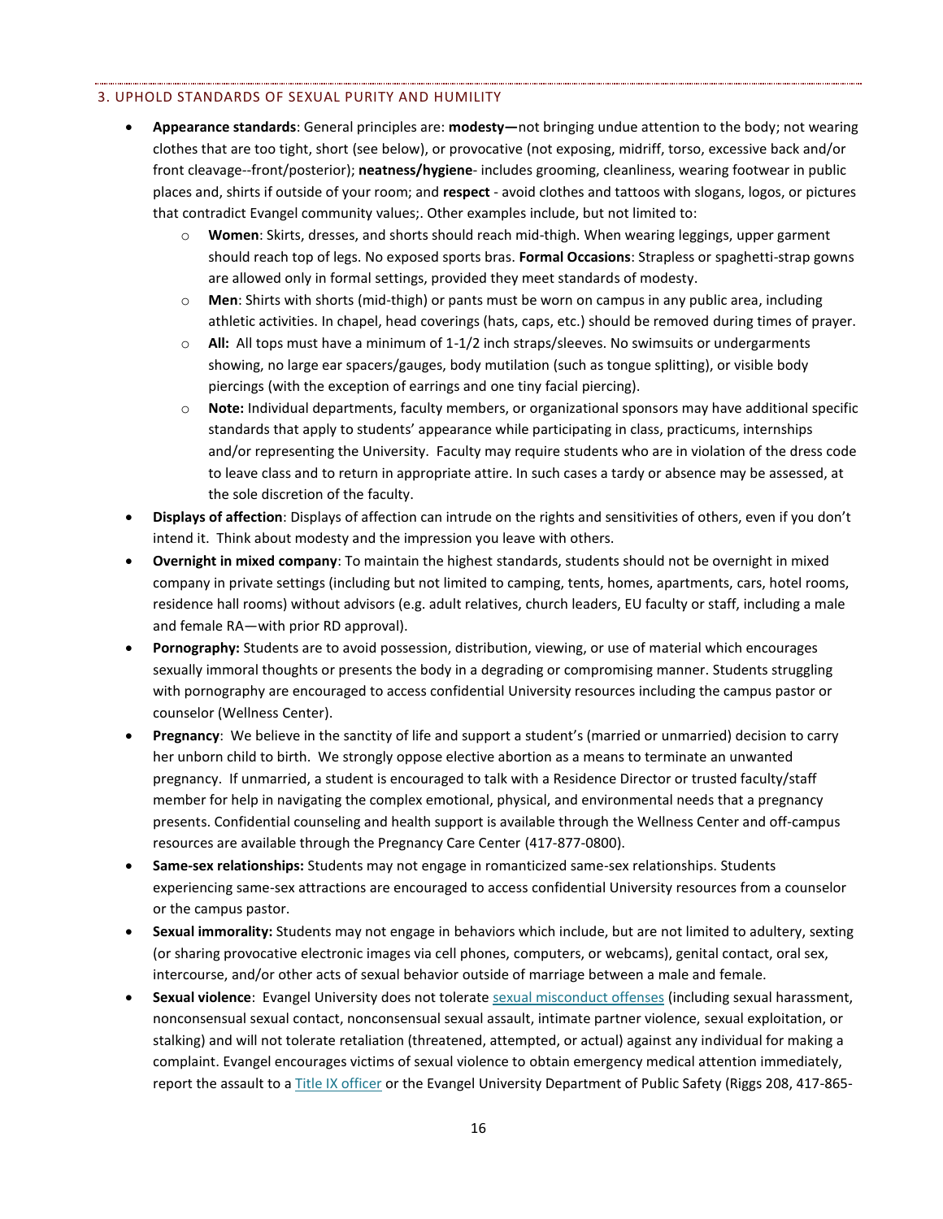### 3. UPHOLD STANDARDS OF SEXUAL PURITY AND HUMILITY

- **Appearance standards**: General principles are: **modesty—**not bringing undue attention to the body; not wearing clothes that are too tight, short (see below), or provocative (not exposing, midriff, torso, excessive back and/or front cleavage--front/posterior); **neatness/hygiene**- includes grooming, cleanliness, wearing footwear in public places and, shirts if outside of your room; and **respect** - avoid clothes and tattoos with slogans, logos, or pictures that contradict Evangel community values;. Other examples include, but not limited to:
  - **Women**: Skirts, dresses, and shorts should reach mid-thigh. When wearing leggings, upper garment should reach top of legs. No exposed sports bras. **Formal Occasions**: Strapless or spaghetti-strap gowns are allowed only in formal settings, provided they meet standards of modesty.
  - **Men**: Shirts with shorts (mid-thigh) or pants must be worn on campus in any public area, including athletic activities. In chapel, head coverings (hats, caps, etc.) should be removed during times of prayer.
  - **All:** All tops must have a minimum of 1-1/2 inch straps/sleeves. No swimsuits or undergarments showing, no large ear spacers/gauges, body mutilation (such as tongue splitting), or visible body piercings (with the exception of earrings and one tiny facial piercing).
  - **Note:** Individual departments, faculty members, or organizational sponsors may have additional specific standards that apply to students' appearance while participating in class, practicums, internships and/or representing the University. Faculty may require students who are in violation of the dress code to leave class and to return in appropriate attire. In such cases a tardy or absence may be assessed, at the sole discretion of the faculty.
- **Displays of affection**: Displays of affection can intrude on the rights and sensitivities of others, even if you don't intend it. Think about modesty and the impression you leave with others.
- **Overnight in mixed company**: To maintain the highest standards, students should not be overnight in mixed company in private settings (including but not limited to camping, tents, homes, apartments, cars, hotel rooms, residence hall rooms) without advisors (e.g. adult relatives, church leaders, EU faculty or staff, including a male and female RA—with prior RD approval).
- **Pornography:** Students are to avoid possession, distribution, viewing, or use of material which encourages sexually immoral thoughts or presents the body in a degrading or compromising manner. Students struggling with pornography are encouraged to access confidential University resources including the campus pastor or counselor (Wellness Center).
- **Pregnancy**: We believe in the sanctity of life and support a student's (married or unmarried) decision to carry her unborn child to birth. We strongly oppose elective abortion as a means to terminate an unwanted pregnancy. If unmarried, a student is encouraged to talk with a Residence Director or trusted faculty/staff member for help in navigating the complex emotional, physical, and environmental needs that a pregnancy presents. Confidential counseling and health support is available through the Wellness Center and off-campus resources are available through the Pregnancy Care Center (417-877-0800).
- **Same-sex relationships:** Students may not engage in romanticized same-sex relationships. Students experiencing same-sex attractions are encouraged to access confidential University resources from a counselor or the campus pastor.
- **Sexual immorality:** Students may not engage in behaviors which include, but are not limited to adultery, sexting (or sharing provocative electronic images via cell phones, computers, or webcams), genital contact, oral sex, intercourse, and/or other acts of sexual behavior outside of marriage between a male and female.
- **Sexual violence**: Evangel University does not tolerate sexual misconduct offenses (including sexual harassment, nonconsensual sexual contact, nonconsensual sexual assault, intimate partner violence, sexual exploitation, or stalking) and will not tolerate retaliation (threatened, attempted, or actual) against any individual for making a complaint. Evangel encourages victims of sexual violence to obtain emergency medical attention immediately, report the assault to a Title IX officer or the Evangel University Department of Public Safety (Riggs 208, 417-865-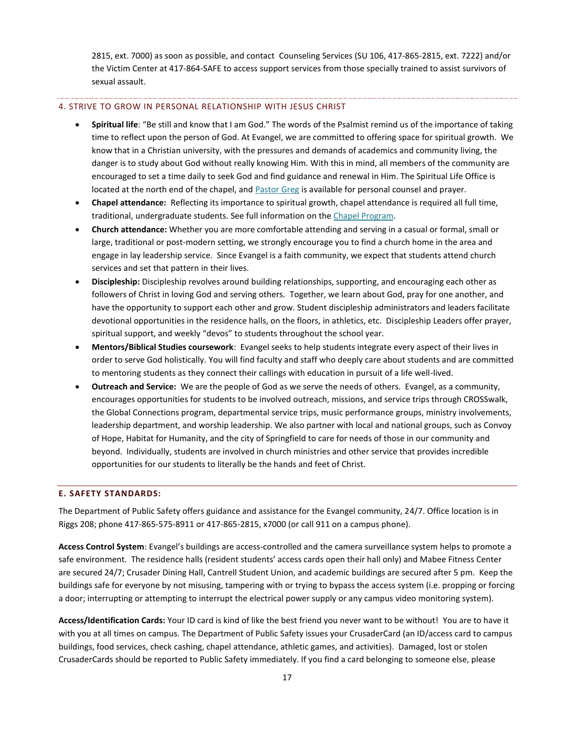2815, ext. 7000) as soon as possible, and contact Counseling Services (SU 106, 417-865-2815, ext. 7222) and/or the Victim Center at 417-864-SAFE to access support services from those specially trained to assist survivors of sexual assault.

### 4. STRIVE TO GROW IN PERSONAL RELATIONSHIP WITH JESUS CHRIST

- **Spiritual life**: "Be still and know that I am God." The words of the Psalmist remind us of the importance of taking time to reflect upon the person of God. At Evangel, we are committed to offering space for spiritual growth. We know that in a Christian university, with the pressures and demands of academics and community living, the danger is to study about God without really knowing Him. With this in mind, all members of the community are encouraged to set a time daily to seek God and find guidance and renewal in Him. The Spiritual Life Office is located at the north end of the chapel, and Pastor Greg is available for personal counsel and prayer.
- **Chapel attendance:** Reflecting its importance to spiritual growth, chapel attendance is required all full time, traditional, undergraduate students. See full information on the Chapel Program.
- **Church attendance:** Whether you are more comfortable attending and serving in a casual or formal, small or large, traditional or post-modern setting, we strongly encourage you to find a church home in the area and engage in lay leadership service. Since Evangel is a faith community, we expect that students attend church services and set that pattern in their lives.
- **Discipleship:** Discipleship revolves around building relationships, supporting, and encouraging each other as followers of Christ in loving God and serving others. Together, we learn about God, pray for one another, and have the opportunity to support each other and grow. Student discipleship administrators and leaders facilitate devotional opportunities in the residence halls, on the floors, in athletics, etc. Discipleship Leaders offer prayer, spiritual support, and weekly "devos" to students throughout the school year.
- **Mentors/Biblical Studies coursework**: Evangel seeks to help students integrate every aspect of their lives in order to serve God holistically. You will find faculty and staff who deeply care about students and are committed to mentoring students as they connect their callings with education in pursuit of a life well-lived.
- **Outreach and Service:** We are the people of God as we serve the needs of others. Evangel, as a community, encourages opportunities for students to be involved outreach, missions, and service trips through CROSSwalk, the Global Connections program, departmental service trips, music performance groups, ministry involvements, leadership department, and worship leadership. We also partner with local and national groups, such as Convoy of Hope, Habitat for Humanity, and the city of Springfield to care for needs of those in our community and beyond. Individually, students are involved in church ministries and other service that provides incredible opportunities for our students to literally be the hands and feet of Christ.

## E. SAFETY STANDARDS:

The Department of Public Safety offers guidance and assistance for the Evangel community, 24/7. Office location is in Riggs 208; phone 417-865-575-8911 or 417-865-2815, x7000 (or call 911 on a campus phone).

**Access Control System**: Evangel's buildings are access-controlled and the camera surveillance system helps to promote a safe environment. The residence halls (resident students' access cards open their hall only) and Mabee Fitness Center are secured 24/7; Crusader Dining Hall, Cantrell Student Union, and academic buildings are secured after 5 pm. Keep the buildings safe for everyone by not misusing, tampering with or trying to bypass the access system (i.e. propping or forcing a door; interrupting or attempting to interrupt the electrical power supply or any campus video monitoring system).

**Access/Identification Cards:** Your ID card is kind of like the best friend you never want to be without! You are to have it with you at all times on campus. The Department of Public Safety issues your CrusaderCard (an ID/access card to campus buildings, food services, check cashing, chapel attendance, athletic games, and activities). Damaged, lost or stolen CrusaderCards should be reported to Public Safety immediately. If you find a card belonging to someone else, please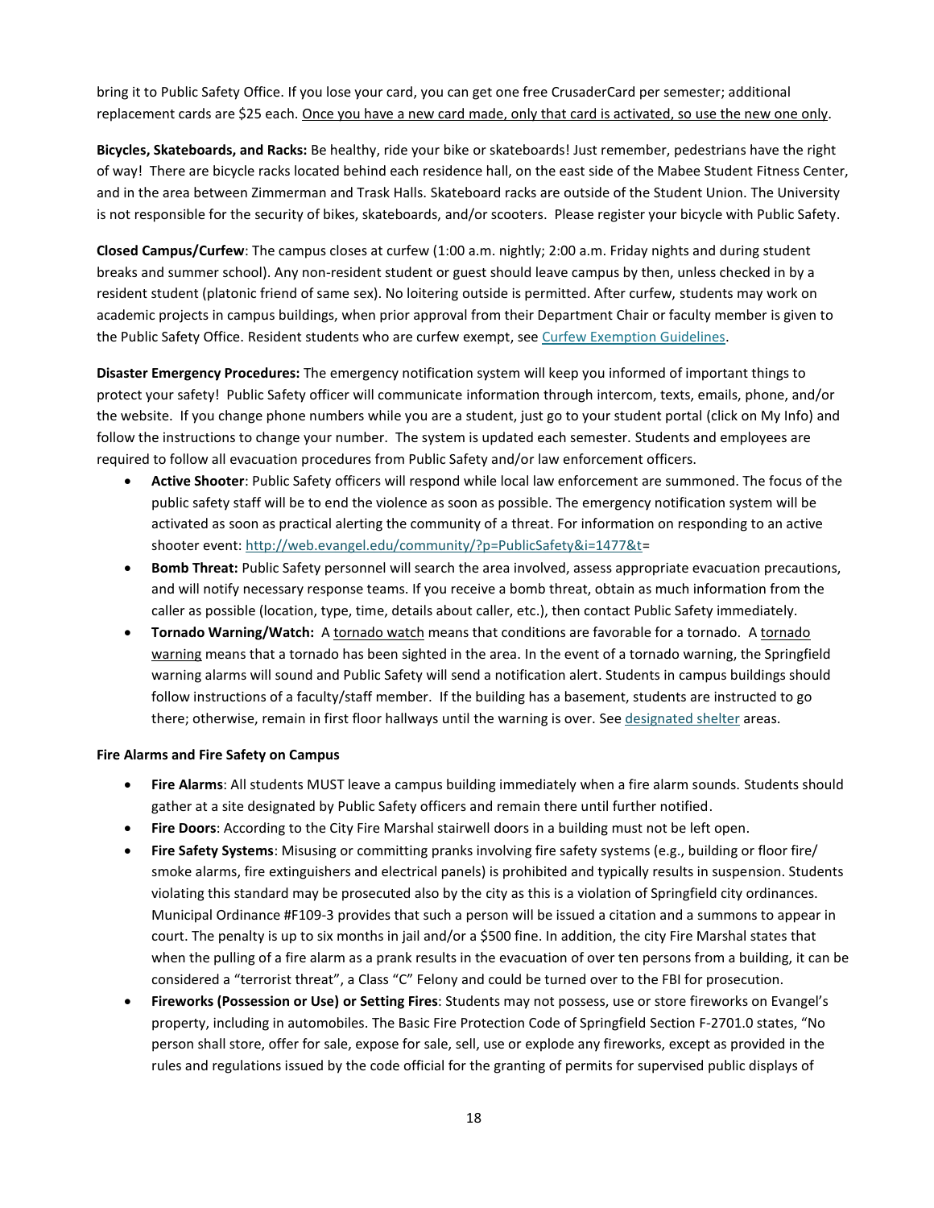bring it to Public Safety Office. If you lose your card, you can get one free CrusaderCard per semester; additional replacement cards are $25 each. Once you have a new card made, only that card is activated, so use the new one only.

**Bicycles, Skateboards, and Racks:** Be healthy, ride your bike or skateboards! Just remember, pedestrians have the right of way! There are bicycle racks located behind each residence hall, on the east side of the Mabee Student Fitness Center, and in the area between Zimmerman and Trask Halls. Skateboard racks are outside of the Student Union. The University is not responsible for the security of bikes, skateboards, and/or scooters. Please register your bicycle with Public Safety.

**Closed Campus/Curfew**: The campus closes at curfew (1:00 a.m. nightly; 2:00 a.m. Friday nights and during student breaks and summer school). Any non-resident student or guest should leave campus by then, unless checked in by a resident student (platonic friend of same sex). No loitering outside is permitted. After curfew, students may work on academic projects in campus buildings, when prior approval from their Department Chair or faculty member is given to the Public Safety Office. Resident students who are curfew exempt, see Curfew Exemption Guidelines.

**Disaster Emergency Procedures:** The emergency notification system will keep you informed of important things to protect your safety! Public Safety officer will communicate information through intercom, texts, emails, phone, and/or the website. If you change phone numbers while you are a student, just go to your student portal (click on My Info) and follow the instructions to change your number. The system is updated each semester. Students and employees are required to follow all evacuation procedures from Public Safety and/or law enforcement officers.

- **Active Shooter**: Public Safety officers will respond while local law enforcement are summoned. The focus of the public safety staff will be to end the violence as soon as possible. The emergency notification system will be activated as soon as practical alerting the community of a threat. For information on responding to an active shooter event: http://web.evangel.edu/community/?p=PublicSafety&i=1477&t=
- **Bomb Threat:** Public Safety personnel will search the area involved, assess appropriate evacuation precautions, and will notify necessary response teams. If you receive a bomb threat, obtain as much information from the caller as possible (location, type, time, details about caller, etc.), then contact Public Safety immediately.
- **Tornado Warning/Watch:** A tornado watch means that conditions are favorable for a tornado. A tornado warning means that a tornado has been sighted in the area. In the event of a tornado warning, the Springfield warning alarms will sound and Public Safety will send a notification alert. Students in campus buildings should follow instructions of a faculty/staff member. If the building has a basement, students are instructed to go there; otherwise, remain in first floor hallways until the warning is over. See designated shelter areas.

**Fire Alarms and Fire Safety on Campus**

- **Fire Alarms**: All students MUST leave a campus building immediately when a fire alarm sounds. Students should gather at a site designated by Public Safety officers and remain there until further notified.
- **Fire Doors**: According to the City Fire Marshal stairwell doors in a building must not be left open.
- **Fire Safety Systems**: Misusing or committing pranks involving fire safety systems (e.g., building or floor fire/ smoke alarms, fire extinguishers and electrical panels) is prohibited and typically results in suspension. Students violating this standard may be prosecuted also by the city as this is a violation of Springfield city ordinances. Municipal Ordinance #F109-3 provides that such a person will be issued a citation and a summons to appear in court. The penalty is up to six months in jail and/or a $500 fine. In addition, the city Fire Marshal states that when the pulling of a fire alarm as a prank results in the evacuation of over ten persons from a building, it can be considered a "terrorist threat", a Class "C" Felony and could be turned over to the FBI for prosecution.
- **Fireworks (Possession or Use) or Setting Fires**: Students may not possess, use or store fireworks on Evangel's property, including in automobiles. The Basic Fire Protection Code of Springfield Section F-2701.0 states, "No person shall store, offer for sale, expose for sale, sell, use or explode any fireworks, except as provided in the rules and regulations issued by the code official for the granting of permits for supervised public displays of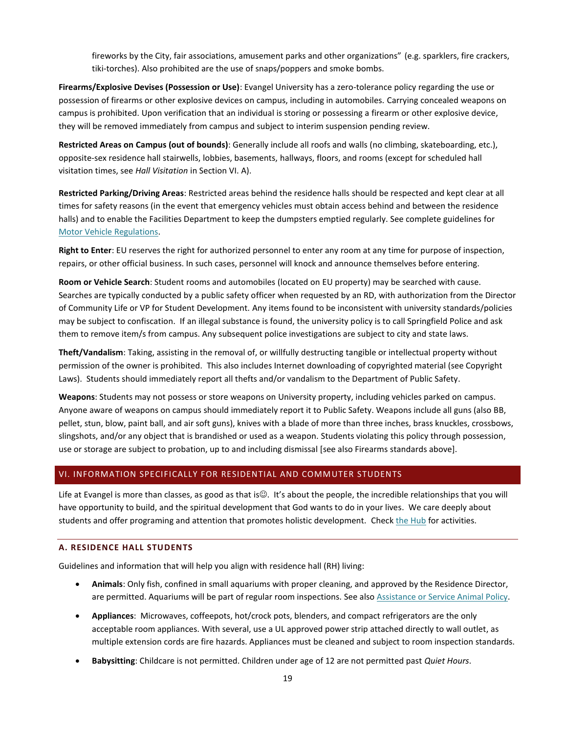fireworks by the City, fair associations, amusement parks and other organizations" (e.g. sparklers, fire crackers, tiki-torches). Also prohibited are the use of snaps/poppers and smoke bombs.

**Firearms/Explosive Devises (Possession or Use)**: Evangel University has a zero-tolerance policy regarding the use or possession of firearms or other explosive devices on campus, including in automobiles. Carrying concealed weapons on campus is prohibited. Upon verification that an individual is storing or possessing a firearm or other explosive device, they will be removed immediately from campus and subject to interim suspension pending review.

**Restricted Areas on Campus (out of bounds)**: Generally include all roofs and walls (no climbing, skateboarding, etc.), opposite-sex residence hall stairwells, lobbies, basements, hallways, floors, and rooms (except for scheduled hall visitation times, see *Hall Visitation* in Section VI. A).

**Restricted Parking/Driving Areas**: Restricted areas behind the residence halls should be respected and kept clear at all times for safety reasons (in the event that emergency vehicles must obtain access behind and between the residence halls) and to enable the Facilities Department to keep the dumpsters emptied regularly. See complete guidelines for Motor Vehicle Regulations.

**Right to Enter**: EU reserves the right for authorized personnel to enter any room at any time for purpose of inspection, repairs, or other official business. In such cases, personnel will knock and announce themselves before entering.

**Room or Vehicle Search**: Student rooms and automobiles (located on EU property) may be searched with cause. Searches are typically conducted by a public safety officer when requested by an RD, with authorization from the Director of Community Life or VP for Student Development. Any items found to be inconsistent with university standards/policies may be subject to confiscation. If an illegal substance is found, the university policy is to call Springfield Police and ask them to remove item/s from campus. Any subsequent police investigations are subject to city and state laws.

**Theft/Vandalism**: Taking, assisting in the removal of, or willfully destructing tangible or intellectual property without permission of the owner is prohibited. This also includes Internet downloading of copyrighted material (see Copyright Laws). Students should immediately report all thefts and/or vandalism to the Department of Public Safety.

**Weapons**: Students may not possess or store weapons on University property, including vehicles parked on campus. Anyone aware of weapons on campus should immediately report it to Public Safety. Weapons include all guns (also BB, pellet, stun, blow, paint ball, and air soft guns), knives with a blade of more than three inches, brass knuckles, crossbows, slingshots, and/or any object that is brandished or used as a weapon. Students violating this policy through possession, use or storage are subject to probation, up to and including dismissal [see also Firearms standards above].

## VI. INFORMATION SPECIFICALLY FOR RESIDENTIAL AND COMMUTER STUDENTS

Life at Evangel is more than classes, as good as that is☺. It's about the people, the incredible relationships that you will have opportunity to build, and the spiritual development that God wants to do in your lives. We care deeply about students and offer programing and attention that promotes holistic development. Check the Hub for activities.

### A. RESIDENCE HALL STUDENTS

Guidelines and information that will help you align with residence hall (RH) living:

- **Animals**: Only fish, confined in small aquariums with proper cleaning, and approved by the Residence Director, are permitted. Aquariums will be part of regular room inspections. See also Assistance or Service Animal Policy.
- **Appliances**: Microwaves, coffeepots, hot/crock pots, blenders, and compact refrigerators are the only acceptable room appliances. With several, use a UL approved power strip attached directly to wall outlet, as multiple extension cords are fire hazards. Appliances must be cleaned and subject to room inspection standards.
- **Babysitting**: Childcare is not permitted. Children under age of 12 are not permitted past *Quiet Hours*.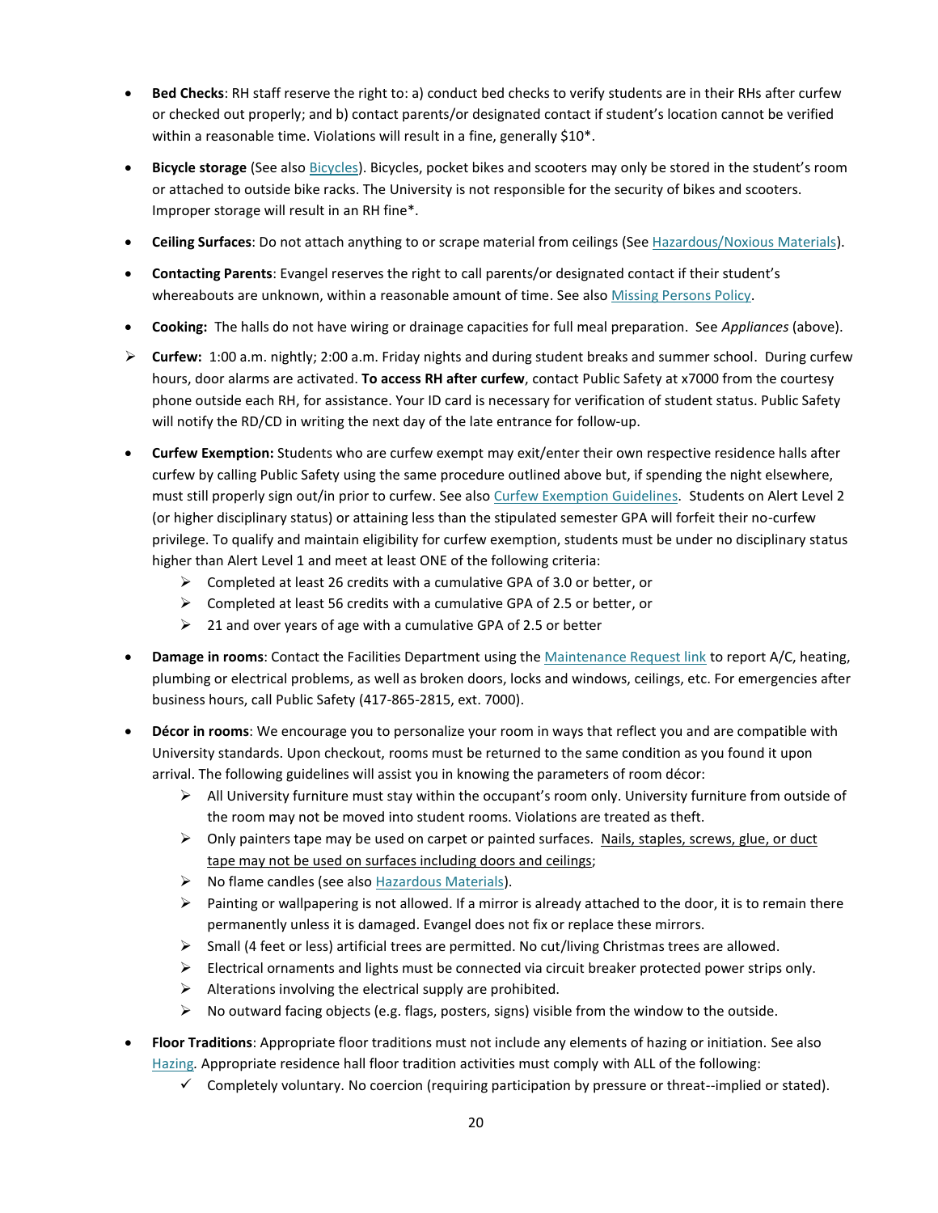- **Bed Checks**: RH staff reserve the right to: a) conduct bed checks to verify students are in their RHs after curfew or checked out properly; and b) contact parents/or designated contact if student's location cannot be verified within a reasonable time. Violations will result in a fine, generally $10*.

- **Bicycle storage** (See also Bicycles). Bicycles, pocket bikes and scooters may only be stored in the student's room or attached to outside bike racks. The University is not responsible for the security of bikes and scooters. Improper storage will result in an RH fine*.

- **Ceiling Surfaces**: Do not attach anything to or scrape material from ceilings (See Hazardous/Noxious Materials).

- **Contacting Parents**: Evangel reserves the right to call parents/or designated contact if their student's whereabouts are unknown, within a reasonable amount of time. See also Missing Persons Policy.

- **Cooking:** The halls do not have wiring or drainage capacities for full meal preparation. See *Appliances* (above).

- **Curfew:** 1:00 a.m. nightly; 2:00 a.m. Friday nights and during student breaks and summer school. During curfew hours, door alarms are activated. **To access RH after curfew**, contact Public Safety at x7000 from the courtesy phone outside each RH, for assistance. Your ID card is necessary for verification of student status. Public Safety will notify the RD/CD in writing the next day of the late entrance for follow-up.

- **Curfew Exemption:** Students who are curfew exempt may exit/enter their own respective residence halls after curfew by calling Public Safety using the same procedure outlined above but, if spending the night elsewhere, must still properly sign out/in prior to curfew. See also Curfew Exemption Guidelines. Students on Alert Level 2 (or higher disciplinary status) or attaining less than the stipulated semester GPA will forfeit their no-curfew privilege. To qualify and maintain eligibility for curfew exemption, students must be under no disciplinary status higher than Alert Level 1 and meet at least ONE of the following criteria:
  - Completed at least 26 credits with a cumulative GPA of 3.0 or better, or
  - Completed at least 56 credits with a cumulative GPA of 2.5 or better, or
  - 21 and over years of age with a cumulative GPA of 2.5 or better

- **Damage in rooms**: Contact the Facilities Department using the Maintenance Request link to report A/C, heating, plumbing or electrical problems, as well as broken doors, locks and windows, ceilings, etc. For emergencies after business hours, call Public Safety (417-865-2815, ext. 7000).

- **Décor in rooms**: We encourage you to personalize your room in ways that reflect you and are compatible with University standards. Upon checkout, rooms must be returned to the same condition as you found it upon arrival. The following guidelines will assist you in knowing the parameters of room décor:
  - All University furniture must stay within the occupant's room only. University furniture from outside of the room may not be moved into student rooms. Violations are treated as theft.
  - Only painters tape may be used on carpet or painted surfaces. <u>Nails, staples, screws, glue, or duct tape may not be used on surfaces including doors and ceilings</u>;
  - No flame candles (see also Hazardous Materials).
  - Painting or wallpapering is not allowed. If a mirror is already attached to the door, it is to remain there permanently unless it is damaged. Evangel does not fix or replace these mirrors.
  - Small (4 feet or less) artificial trees are permitted. No cut/living Christmas trees are allowed.
  - Electrical ornaments and lights must be connected via circuit breaker protected power strips only.
  - Alterations involving the electrical supply are prohibited.
  - No outward facing objects (e.g. flags, posters, signs) visible from the window to the outside.

- **Floor Traditions**: Appropriate floor traditions must not include any elements of hazing or initiation. See also Hazing. Appropriate residence hall floor tradition activities must comply with ALL of the following:
  - ✓ Completely voluntary. No coercion (requiring participation by pressure or threat--implied or stated).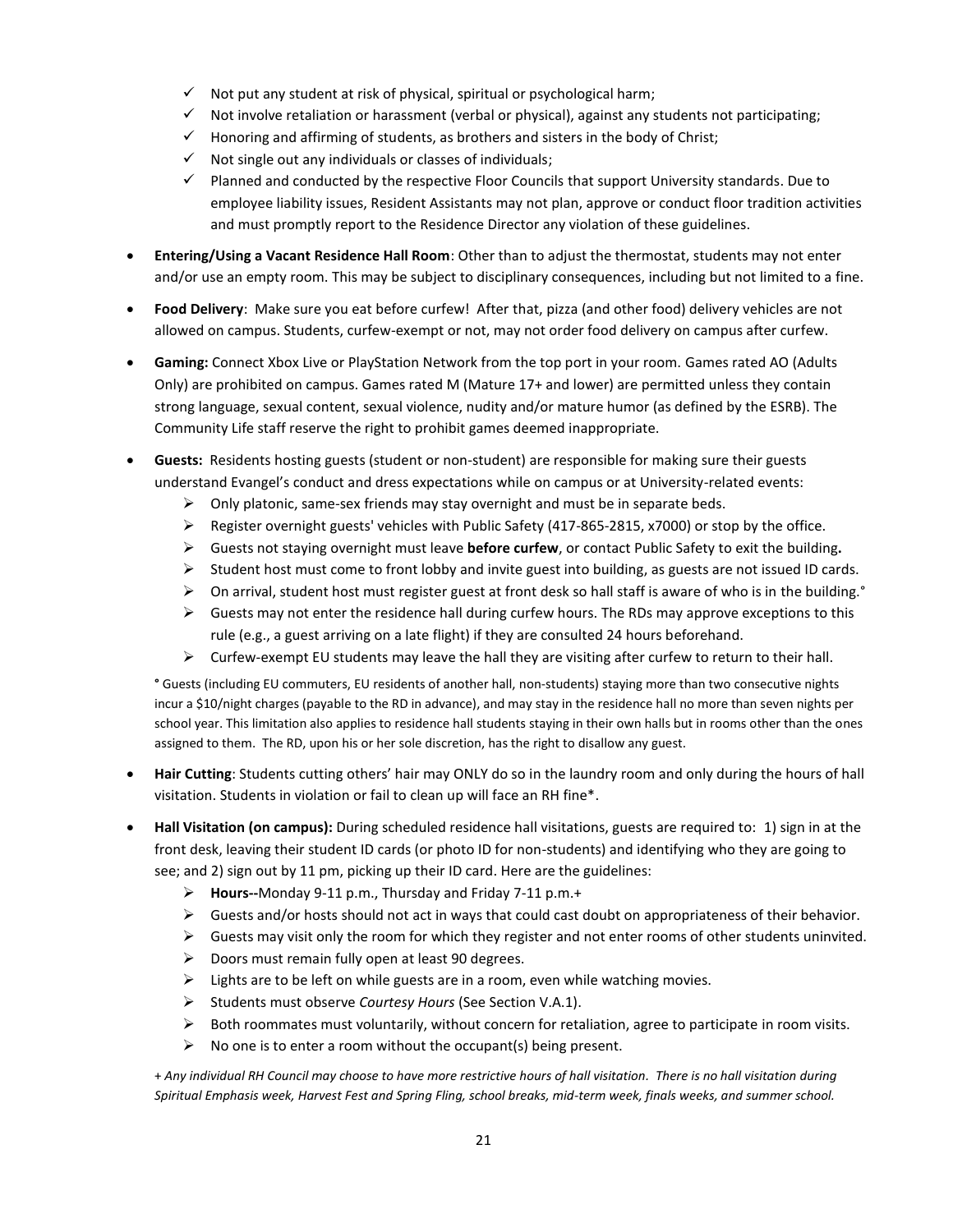- ✓ Not put any student at risk of physical, spiritual or psychological harm;
- ✓ Not involve retaliation or harassment (verbal or physical), against any students not participating;
- ✓ Honoring and affirming of students, as brothers and sisters in the body of Christ;
- ✓ Not single out any individuals or classes of individuals;
- ✓ Planned and conducted by the respective Floor Councils that support University standards. Due to employee liability issues, Resident Assistants may not plan, approve or conduct floor tradition activities and must promptly report to the Residence Director any violation of these guidelines.

- **Entering/Using a Vacant Residence Hall Room**: Other than to adjust the thermostat, students may not enter and/or use an empty room. This may be subject to disciplinary consequences, including but not limited to a fine.
- **Food Delivery**: Make sure you eat before curfew! After that, pizza (and other food) delivery vehicles are not allowed on campus. Students, curfew-exempt or not, may not order food delivery on campus after curfew.
- **Gaming:** Connect Xbox Live or PlayStation Network from the top port in your room. Games rated AO (Adults Only) are prohibited on campus. Games rated M (Mature 17+ and lower) are permitted unless they contain strong language, sexual content, sexual violence, nudity and/or mature humor (as defined by the ESRB). The Community Life staff reserve the right to prohibit games deemed inappropriate.
- **Guests:** Residents hosting guests (student or non-student) are responsible for making sure their guests understand Evangel's conduct and dress expectations while on campus or at University-related events:
  - Only platonic, same-sex friends may stay overnight and must be in separate beds.
  - Register overnight guests' vehicles with Public Safety (417-865-2815, x7000) or stop by the office.
  - Guests not staying overnight must leave **before curfew**, or contact Public Safety to exit the building**.**
  - Student host must come to front lobby and invite guest into building, as guests are not issued ID cards.
  - On arrival, student host must register guest at front desk so hall staff is aware of who is in the building.°
  - Guests may not enter the residence hall during curfew hours. The RDs may approve exceptions to this rule (e.g., a guest arriving on a late flight) if they are consulted 24 hours beforehand.
  - Curfew-exempt EU students may leave the hall they are visiting after curfew to return to their hall.

  ° Guests (including EU commuters, EU residents of another hall, non-students) staying more than two consecutive nights incur a $10/night charges (payable to the RD in advance), and may stay in the residence hall no more than seven nights per school year. This limitation also applies to residence hall students staying in their own halls but in rooms other than the ones assigned to them. The RD, upon his or her sole discretion, has the right to disallow any guest.

- **Hair Cutting**: Students cutting others' hair may ONLY do so in the laundry room and only during the hours of hall visitation. Students in violation or fail to clean up will face an RH fine*.
- **Hall Visitation (on campus):** During scheduled residence hall visitations, guests are required to: 1) sign in at the front desk, leaving their student ID cards (or photo ID for non-students) and identifying who they are going to see; and 2) sign out by 11 pm, picking up their ID card. Here are the guidelines:
  - **Hours--**Monday 9-11 p.m., Thursday and Friday 7-11 p.m.+
  - Guests and/or hosts should not act in ways that could cast doubt on appropriateness of their behavior.
  - Guests may visit only the room for which they register and not enter rooms of other students uninvited.
  - Doors must remain fully open at least 90 degrees.
  - Lights are to be left on while guests are in a room, even while watching movies.
  - Students must observe *Courtesy Hours* (See Section V.A.1).
  - Both roommates must voluntarily, without concern for retaliation, agree to participate in room visits.
  - No one is to enter a room without the occupant(s) being present.

  *+ Any individual RH Council may choose to have more restrictive hours of hall visitation. There is no hall visitation during Spiritual Emphasis week, Harvest Fest and Spring Fling, school breaks, mid-term week, finals weeks, and summer school.*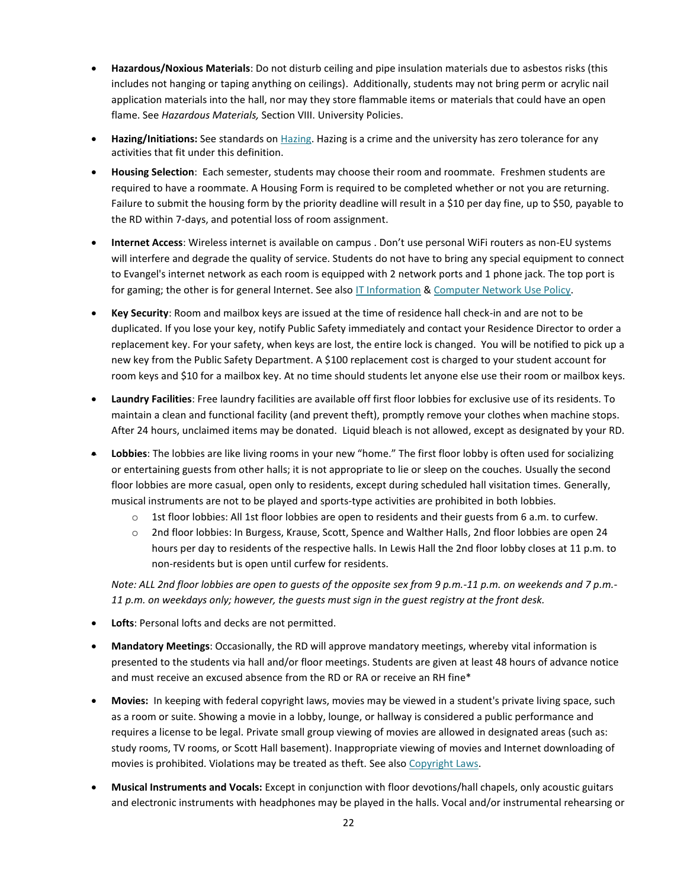- **Hazardous/Noxious Materials**: Do not disturb ceiling and pipe insulation materials due to asbestos risks (this includes not hanging or taping anything on ceilings). Additionally, students may not bring perm or acrylic nail application materials into the hall, nor may they store flammable items or materials that could have an open flame. See *Hazardous Materials,* Section VIII. University Policies.

- **Hazing/Initiations:** See standards on Hazing. Hazing is a crime and the university has zero tolerance for any activities that fit under this definition.

- **Housing Selection**: Each semester, students may choose their room and roommate. Freshmen students are required to have a roommate. A Housing Form is required to be completed whether or not you are returning. Failure to submit the housing form by the priority deadline will result in a $10 per day fine, up to $50, payable to the RD within 7-days, and potential loss of room assignment.

- **Internet Access**: Wireless internet is available on campus . Don't use personal WiFi routers as non-EU systems will interfere and degrade the quality of service. Students do not have to bring any special equipment to connect to Evangel's internet network as each room is equipped with 2 network ports and 1 phone jack. The top port is for gaming; the other is for general Internet. See also IT Information & Computer Network Use Policy.

- **Key Security**: Room and mailbox keys are issued at the time of residence hall check-in and are not to be duplicated. If you lose your key, notify Public Safety immediately and contact your Residence Director to order a replacement key. For your safety, when keys are lost, the entire lock is changed. You will be notified to pick up a new key from the Public Safety Department. A $100 replacement cost is charged to your student account for room keys and $10 for a mailbox key. At no time should students let anyone else use their room or mailbox keys.

- **Laundry Facilities**: Free laundry facilities are available off first floor lobbies for exclusive use of its residents. To maintain a clean and functional facility (and prevent theft), promptly remove your clothes when machine stops. After 24 hours, unclaimed items may be donated. Liquid bleach is not allowed, except as designated by your RD.

- **Lobbies**: The lobbies are like living rooms in your new "home." The first floor lobby is often used for socializing or entertaining guests from other halls; it is not appropriate to lie or sleep on the couches. Usually the second floor lobbies are more casual, open only to residents, except during scheduled hall visitation times. Generally, musical instruments are not to be played and sports-type activities are prohibited in both lobbies.
  - 1st floor lobbies: All 1st floor lobbies are open to residents and their guests from 6 a.m. to curfew.
  - 2nd floor lobbies: In Burgess, Krause, Scott, Spence and Walther Halls, 2nd floor lobbies are open 24 hours per day to residents of the respective halls. In Lewis Hall the 2nd floor lobby closes at 11 p.m. to non-residents but is open until curfew for residents.

  *Note: ALL 2nd floor lobbies are open to guests of the opposite sex from 9 p.m.-11 p.m. on weekends and 7 p.m.-11 p.m. on weekdays only; however, the guests must sign in the guest registry at the front desk.*

- **Lofts**: Personal lofts and decks are not permitted.

- **Mandatory Meetings**: Occasionally, the RD will approve mandatory meetings, whereby vital information is presented to the students via hall and/or floor meetings. Students are given at least 48 hours of advance notice and must receive an excused absence from the RD or RA or receive an RH fine*

- **Movies:** In keeping with federal copyright laws, movies may be viewed in a student's private living space, such as a room or suite. Showing a movie in a lobby, lounge, or hallway is considered a public performance and requires a license to be legal. Private small group viewing of movies are allowed in designated areas (such as: study rooms, TV rooms, or Scott Hall basement). Inappropriate viewing of movies and Internet downloading of movies is prohibited. Violations may be treated as theft. See also Copyright Laws.

- **Musical Instruments and Vocals:** Except in conjunction with floor devotions/hall chapels, only acoustic guitars and electronic instruments with headphones may be played in the halls. Vocal and/or instrumental rehearsing or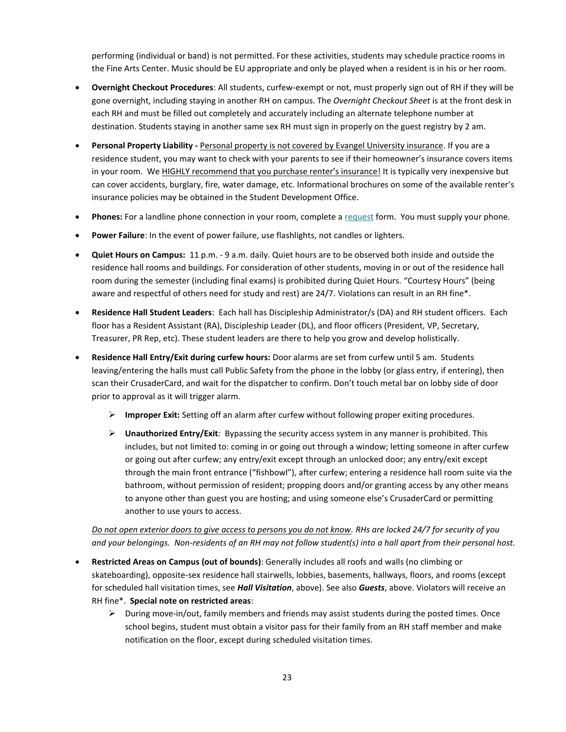performing (individual or band) is not permitted. For these activities, students may schedule practice rooms in the Fine Arts Center. Music should be EU appropriate and only be played when a resident is in his or her room.

- **Overnight Checkout Procedures**: All students, curfew-exempt or not, must properly sign out of RH if they will be gone overnight, including staying in another RH on campus. The *Overnight Checkout Sheet* is at the front desk in each RH and must be filled out completely and accurately including an alternate telephone number at destination. Students staying in another same sex RH must sign in properly on the guest registry by 2 am.

- **Personal Property Liability -** <u>Personal property is not covered by Evangel University insurance</u>. If you are a residence student, you may want to check with your parents to see if their homeowner's insurance covers items in your room. We <u>HIGHLY recommend that you purchase renter's insurance!</u> It is typically very inexpensive but can cover accidents, burglary, fire, water damage, etc. Informational brochures on some of the available renter's insurance policies may be obtained in the Student Development Office.

- **Phones:** For a landline phone connection in your room, complete a request form. You must supply your phone.

- **Power Failure**: In the event of power failure, use flashlights, not candles or lighters.

- **Quiet Hours on Campus:** 11 p.m. - 9 a.m. daily. Quiet hours are to be observed both inside and outside the residence hall rooms and buildings. For consideration of other students, moving in or out of the residence hall room during the semester (including final exams) is prohibited during Quiet Hours. "Courtesy Hours" (being aware and respectful of others need for study and rest) are 24/7. Violations can result in an RH fine*.

- **Residence Hall Student Leaders**: Each hall has Discipleship Administrator/s (DA) and RH student officers. Each floor has a Resident Assistant (RA), Discipleship Leader (DL), and floor officers (President, VP, Secretary, Treasurer, PR Rep, etc). These student leaders are there to help you grow and develop holistically.

- **Residence Hall Entry/Exit during curfew hours:** Door alarms are set from curfew until 5 am. Students leaving/entering the halls must call Public Safety from the phone in the lobby (or glass entry, if entering), then scan their CrusaderCard, and wait for the dispatcher to confirm. Don't touch metal bar on lobby side of door prior to approval as it will trigger alarm.

  - **Improper Exit:** Setting off an alarm after curfew without following proper exiting procedures.

  - **Unauthorized Entry/Exit**: Bypassing the security access system in any manner is prohibited. This includes, but not limited to: coming in or going out through a window; letting someone in after curfew or going out after curfew; any entry/exit except through an unlocked door; any entry/exit except through the main front entrance ("fishbowl"), after curfew; entering a residence hall room suite via the bathroom, without permission of resident; propping doors and/or granting access by any other means to anyone other than guest you are hosting; and using someone else's CrusaderCard or permitting another to use yours to access.

  *<u>Do not open exterior doors to give access to persons you do not know</u>. RHs are locked 24/7 for security of you and your belongings. Non-residents of an RH may not follow student(s) into a hall apart from their personal host.*

- **Restricted Areas on Campus (out of bounds)**: Generally includes all roofs and walls (no climbing or skateboarding), opposite-sex residence hall stairwells, lobbies, basements, hallways, floors, and rooms (except for scheduled hall visitation times, see ***Hall Visitation***, above). See also ***Guests***, above. Violators will receive an RH fine*. **Special note on restricted areas**:
  - During move-in/out, family members and friends may assist students during the posted times. Once school begins, student must obtain a visitor pass for their family from an RH staff member and make notification on the floor, except during scheduled visitation times.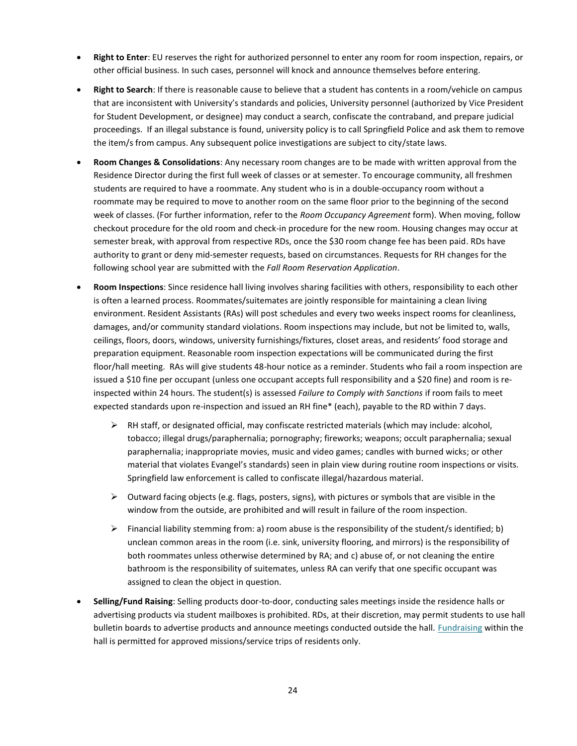- **Right to Enter**: EU reserves the right for authorized personnel to enter any room for room inspection, repairs, or other official business. In such cases, personnel will knock and announce themselves before entering.
- **Right to Search**: If there is reasonable cause to believe that a student has contents in a room/vehicle on campus that are inconsistent with University's standards and policies, University personnel (authorized by Vice President for Student Development, or designee) may conduct a search, confiscate the contraband, and prepare judicial proceedings. If an illegal substance is found, university policy is to call Springfield Police and ask them to remove the item/s from campus. Any subsequent police investigations are subject to city/state laws.
- **Room Changes & Consolidations**: Any necessary room changes are to be made with written approval from the Residence Director during the first full week of classes or at semester. To encourage community, all freshmen students are required to have a roommate. Any student who is in a double-occupancy room without a roommate may be required to move to another room on the same floor prior to the beginning of the second week of classes. (For further information, refer to the *Room Occupancy Agreement* form). When moving, follow checkout procedure for the old room and check-in procedure for the new room. Housing changes may occur at semester break, with approval from respective RDs, once the $30 room change fee has been paid. RDs have authority to grant or deny mid-semester requests, based on circumstances. Requests for RH changes for the following school year are submitted with the *Fall Room Reservation Application*.
- **Room Inspections**: Since residence hall living involves sharing facilities with others, responsibility to each other is often a learned process. Roommates/suitemates are jointly responsible for maintaining a clean living environment. Resident Assistants (RAs) will post schedules and every two weeks inspect rooms for cleanliness, damages, and/or community standard violations. Room inspections may include, but not be limited to, walls, ceilings, floors, doors, windows, university furnishings/fixtures, closet areas, and residents' food storage and preparation equipment. Reasonable room inspection expectations will be communicated during the first floor/hall meeting. RAs will give students 48-hour notice as a reminder. Students who fail a room inspection are issued a $10 fine per occupant (unless one occupant accepts full responsibility and a $20 fine) and room is re-inspected within 24 hours. The student(s) is assessed *Failure to Comply with Sanctions* if room fails to meet expected standards upon re-inspection and issued an RH fine* (each), payable to the RD within 7 days.
  - RH staff, or designated official, may confiscate restricted materials (which may include: alcohol, tobacco; illegal drugs/paraphernalia; pornography; fireworks; weapons; occult paraphernalia; sexual paraphernalia; inappropriate movies, music and video games; candles with burned wicks; or other material that violates Evangel's standards) seen in plain view during routine room inspections or visits. Springfield law enforcement is called to confiscate illegal/hazardous material.
  - Outward facing objects (e.g. flags, posters, signs), with pictures or symbols that are visible in the window from the outside, are prohibited and will result in failure of the room inspection.
  - Financial liability stemming from: a) room abuse is the responsibility of the student/s identified; b) unclean common areas in the room (i.e. sink, university flooring, and mirrors) is the responsibility of both roommates unless otherwise determined by RA; and c) abuse of, or not cleaning the entire bathroom is the responsibility of suitemates, unless RA can verify that one specific occupant was assigned to clean the object in question.
- **Selling/Fund Raising**: Selling products door-to-door, conducting sales meetings inside the residence halls or advertising products via student mailboxes is prohibited. RDs, at their discretion, may permit students to use hall bulletin boards to advertise products and announce meetings conducted outside the hall. Fundraising within the hall is permitted for approved missions/service trips of residents only.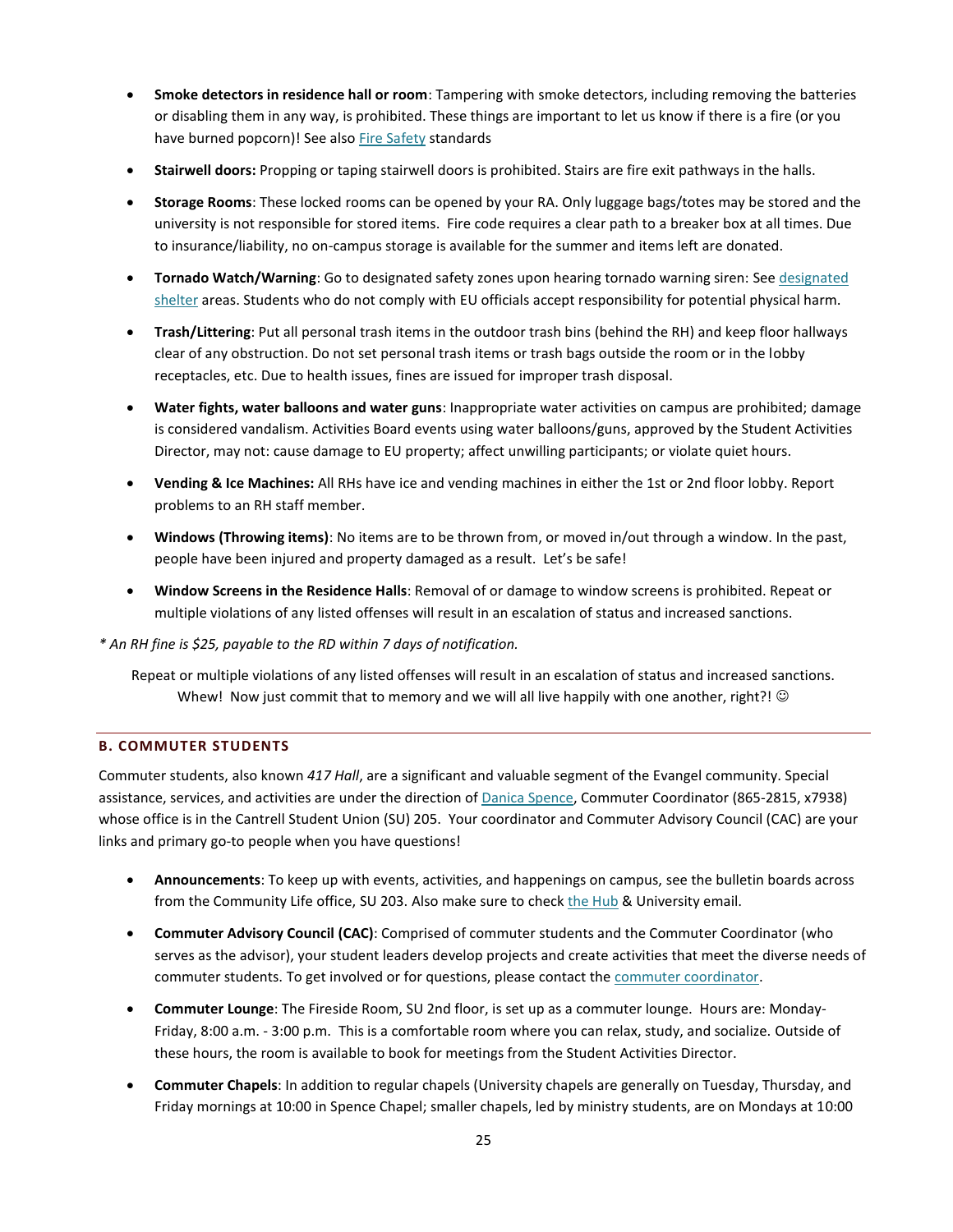- **Smoke detectors in residence hall or room**: Tampering with smoke detectors, including removing the batteries or disabling them in any way, is prohibited. These things are important to let us know if there is a fire (or you have burned popcorn)! See also Fire Safety standards

- **Stairwell doors:** Propping or taping stairwell doors is prohibited. Stairs are fire exit pathways in the halls.

- **Storage Rooms**: These locked rooms can be opened by your RA. Only luggage bags/totes may be stored and the university is not responsible for stored items. Fire code requires a clear path to a breaker box at all times. Due to insurance/liability, no on-campus storage is available for the summer and items left are donated.

- **Tornado Watch/Warning**: Go to designated safety zones upon hearing tornado warning siren: See designated shelter areas. Students who do not comply with EU officials accept responsibility for potential physical harm.

- **Trash/Littering**: Put all personal trash items in the outdoor trash bins (behind the RH) and keep floor hallways clear of any obstruction. Do not set personal trash items or trash bags outside the room or in the lobby receptacles, etc. Due to health issues, fines are issued for improper trash disposal.

- **Water fights, water balloons and water guns**: Inappropriate water activities on campus are prohibited; damage is considered vandalism. Activities Board events using water balloons/guns, approved by the Student Activities Director, may not: cause damage to EU property; affect unwilling participants; or violate quiet hours.

- **Vending & Ice Machines:** All RHs have ice and vending machines in either the 1st or 2nd floor lobby. Report problems to an RH staff member.

- **Windows (Throwing items)**: No items are to be thrown from, or moved in/out through a window. In the past, people have been injured and property damaged as a result. Let's be safe!

- **Window Screens in the Residence Halls**: Removal of or damage to window screens is prohibited. Repeat or multiple violations of any listed offenses will result in an escalation of status and increased sanctions.

*\* An RH fine is $25, payable to the RD within 7 days of notification.*

Repeat or multiple violations of any listed offenses will result in an escalation of status and increased sanctions. Whew! Now just commit that to memory and we will all live happily with one another, right?! ☺

## B. COMMUTER STUDENTS

Commuter students, also known *417 Hall*, are a significant and valuable segment of the Evangel community. Special assistance, services, and activities are under the direction of Danica Spence, Commuter Coordinator (865-2815, x7938) whose office is in the Cantrell Student Union (SU) 205. Your coordinator and Commuter Advisory Council (CAC) are your links and primary go-to people when you have questions!

- **Announcements**: To keep up with events, activities, and happenings on campus, see the bulletin boards across from the Community Life office, SU 203. Also make sure to check the Hub & University email.

- **Commuter Advisory Council (CAC)**: Comprised of commuter students and the Commuter Coordinator (who serves as the advisor), your student leaders develop projects and create activities that meet the diverse needs of commuter students. To get involved or for questions, please contact the commuter coordinator.

- **Commuter Lounge**: The Fireside Room, SU 2nd floor, is set up as a commuter lounge. Hours are: Monday-Friday, 8:00 a.m. - 3:00 p.m. This is a comfortable room where you can relax, study, and socialize. Outside of these hours, the room is available to book for meetings from the Student Activities Director.

- **Commuter Chapels**: In addition to regular chapels (University chapels are generally on Tuesday, Thursday, and Friday mornings at 10:00 in Spence Chapel; smaller chapels, led by ministry students, are on Mondays at 10:00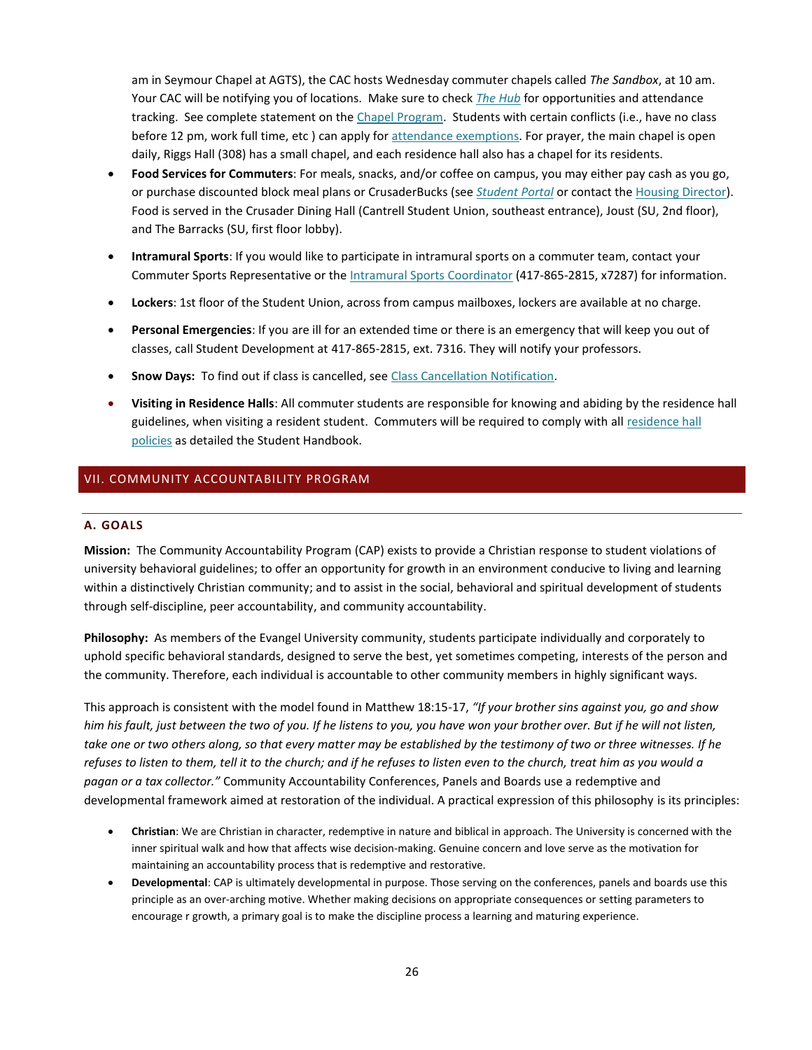am in Seymour Chapel at AGTS), the CAC hosts Wednesday commuter chapels called *The Sandbox*, at 10 am. Your CAC will be notifying you of locations. Make sure to check *The Hub* for opportunities and attendance tracking. See complete statement on the Chapel Program. Students with certain conflicts (i.e., have no class before 12 pm, work full time, etc ) can apply for attendance exemptions. For prayer, the main chapel is open daily, Riggs Hall (308) has a small chapel, and each residence hall also has a chapel for its residents.

- **Food Services for Commuters**: For meals, snacks, and/or coffee on campus, you may either pay cash as you go, or purchase discounted block meal plans or CrusaderBucks (see *Student Portal* or contact the Housing Director). Food is served in the Crusader Dining Hall (Cantrell Student Union, southeast entrance), Joust (SU, 2nd floor), and The Barracks (SU, first floor lobby).
- **Intramural Sports**: If you would like to participate in intramural sports on a commuter team, contact your Commuter Sports Representative or the Intramural Sports Coordinator (417-865-2815, x7287) for information.
- **Lockers**: 1st floor of the Student Union, across from campus mailboxes, lockers are available at no charge.
- **Personal Emergencies**: If you are ill for an extended time or there is an emergency that will keep you out of classes, call Student Development at 417-865-2815, ext. 7316. They will notify your professors.
- **Snow Days:** To find out if class is cancelled, see Class Cancellation Notification.
- **Visiting in Residence Halls**: All commuter students are responsible for knowing and abiding by the residence hall guidelines, when visiting a resident student. Commuters will be required to comply with all residence hall policies as detailed the Student Handbook.

## VII. COMMUNITY ACCOUNTABILITY PROGRAM

### A. GOALS

**Mission:** The Community Accountability Program (CAP) exists to provide a Christian response to student violations of university behavioral guidelines; to offer an opportunity for growth in an environment conducive to living and learning within a distinctively Christian community; and to assist in the social, behavioral and spiritual development of students through self-discipline, peer accountability, and community accountability.

**Philosophy:** As members of the Evangel University community, students participate individually and corporately to uphold specific behavioral standards, designed to serve the best, yet sometimes competing, interests of the person and the community. Therefore, each individual is accountable to other community members in highly significant ways.

This approach is consistent with the model found in Matthew 18:15-17, *"If your brother sins against you, go and show him his fault, just between the two of you. If he listens to you, you have won your brother over. But if he will not listen, take one or two others along, so that every matter may be established by the testimony of two or three witnesses. If he refuses to listen to them, tell it to the church; and if he refuses to listen even to the church, treat him as you would a pagan or a tax collector."* Community Accountability Conferences, Panels and Boards use a redemptive and developmental framework aimed at restoration of the individual. A practical expression of this philosophy is its principles:

- **Christian**: We are Christian in character, redemptive in nature and biblical in approach. The University is concerned with the inner spiritual walk and how that affects wise decision-making. Genuine concern and love serve as the motivation for maintaining an accountability process that is redemptive and restorative.
- **Developmental**: CAP is ultimately developmental in purpose. Those serving on the conferences, panels and boards use this principle as an over-arching motive. Whether making decisions on appropriate consequences or setting parameters to encourage r growth, a primary goal is to make the discipline process a learning and maturing experience.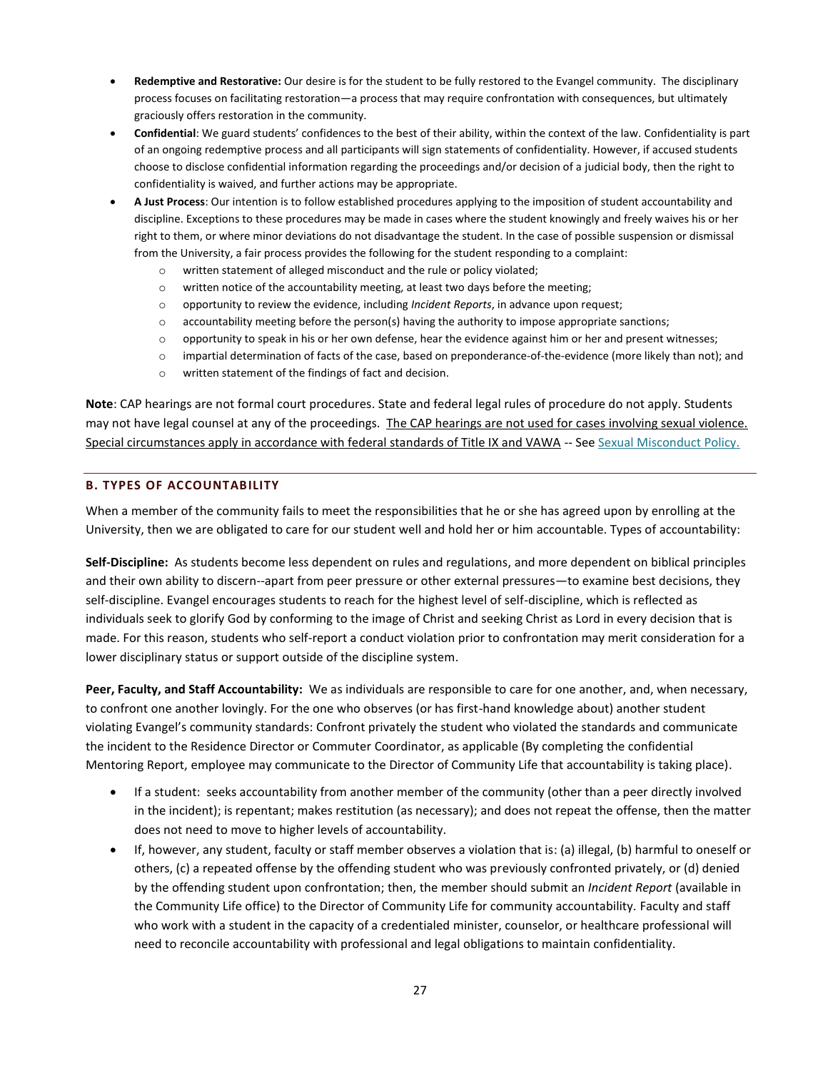- **Redemptive and Restorative:** Our desire is for the student to be fully restored to the Evangel community. The disciplinary process focuses on facilitating restoration—a process that may require confrontation with consequences, but ultimately graciously offers restoration in the community.
- **Confidential**: We guard students' confidences to the best of their ability, within the context of the law. Confidentiality is part of an ongoing redemptive process and all participants will sign statements of confidentiality. However, if accused students choose to disclose confidential information regarding the proceedings and/or decision of a judicial body, then the right to confidentiality is waived, and further actions may be appropriate.
- **A Just Process**: Our intention is to follow established procedures applying to the imposition of student accountability and discipline. Exceptions to these procedures may be made in cases where the student knowingly and freely waives his or her right to them, or where minor deviations do not disadvantage the student. In the case of possible suspension or dismissal from the University, a fair process provides the following for the student responding to a complaint:
    - written statement of alleged misconduct and the rule or policy violated;
    - written notice of the accountability meeting, at least two days before the meeting;
    - opportunity to review the evidence, including *Incident Reports*, in advance upon request;
    - accountability meeting before the person(s) having the authority to impose appropriate sanctions;
    - opportunity to speak in his or her own defense, hear the evidence against him or her and present witnesses;
    - impartial determination of facts of the case, based on preponderance-of-the-evidence (more likely than not); and
    - written statement of the findings of fact and decision.

**Note**: CAP hearings are not formal court procedures. State and federal legal rules of procedure do not apply. Students may not have legal counsel at any of the proceedings. The CAP hearings are not used for cases involving sexual violence. Special circumstances apply in accordance with federal standards of Title IX and VAWA -- See Sexual Misconduct Policy.

### B. TYPES OF ACCOUNTABILITY

When a member of the community fails to meet the responsibilities that he or she has agreed upon by enrolling at the University, then we are obligated to care for our student well and hold her or him accountable. Types of accountability:

**Self-Discipline:** As students become less dependent on rules and regulations, and more dependent on biblical principles and their own ability to discern--apart from peer pressure or other external pressures—to examine best decisions, they self-discipline. Evangel encourages students to reach for the highest level of self-discipline, which is reflected as individuals seek to glorify God by conforming to the image of Christ and seeking Christ as Lord in every decision that is made. For this reason, students who self-report a conduct violation prior to confrontation may merit consideration for a lower disciplinary status or support outside of the discipline system.

**Peer, Faculty, and Staff Accountability:** We as individuals are responsible to care for one another, and, when necessary, to confront one another lovingly. For the one who observes (or has first-hand knowledge about) another student violating Evangel's community standards: Confront privately the student who violated the standards and communicate the incident to the Residence Director or Commuter Coordinator, as applicable (By completing the confidential Mentoring Report, employee may communicate to the Director of Community Life that accountability is taking place).

- If a student: seeks accountability from another member of the community (other than a peer directly involved in the incident); is repentant; makes restitution (as necessary); and does not repeat the offense, then the matter does not need to move to higher levels of accountability.
- If, however, any student, faculty or staff member observes a violation that is: (a) illegal, (b) harmful to oneself or others, (c) a repeated offense by the offending student who was previously confronted privately, or (d) denied by the offending student upon confrontation; then, the member should submit an *Incident Report* (available in the Community Life office) to the Director of Community Life for community accountability. Faculty and staff who work with a student in the capacity of a credentialed minister, counselor, or healthcare professional will need to reconcile accountability with professional and legal obligations to maintain confidentiality.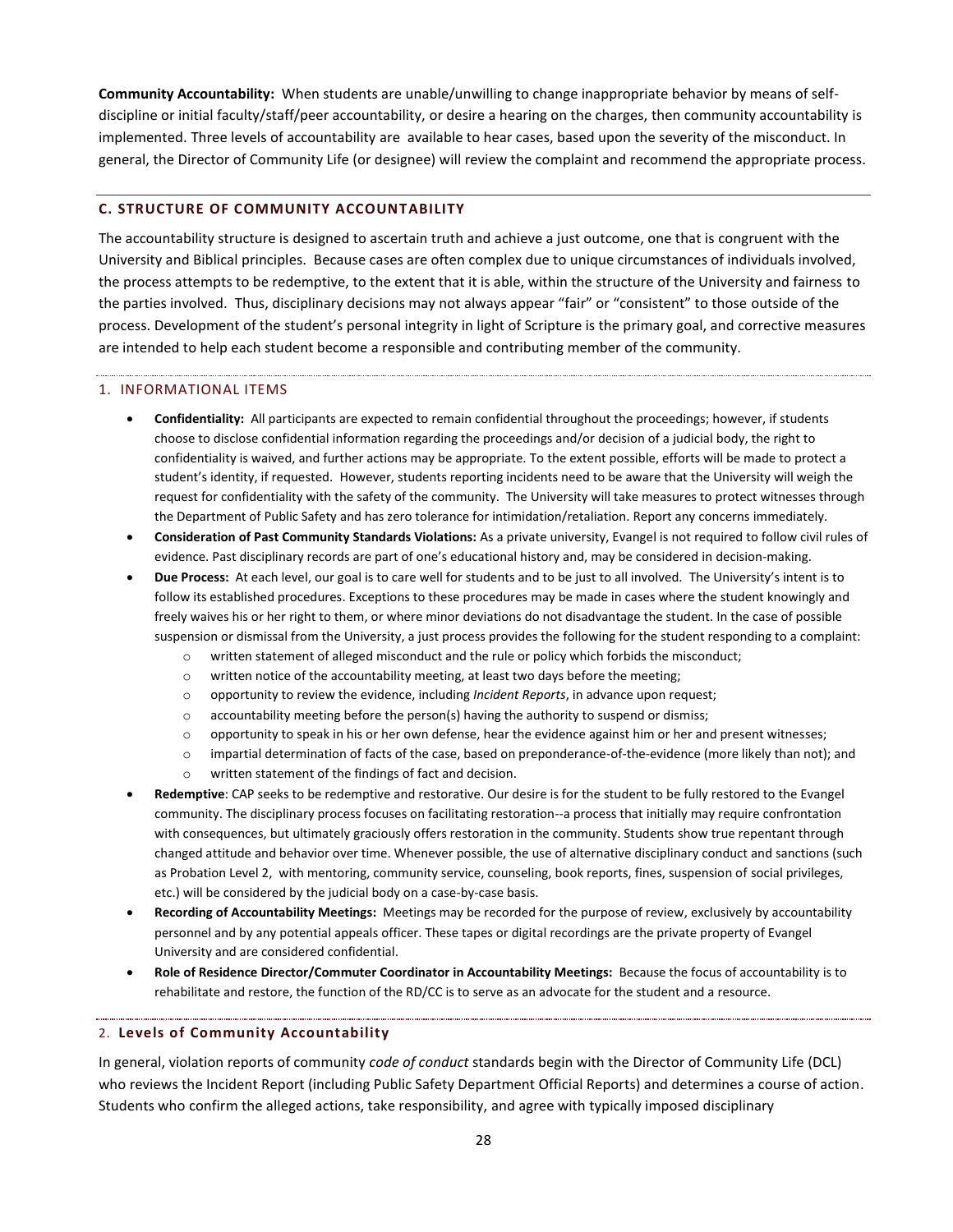**Community Accountability:** When students are unable/unwilling to change inappropriate behavior by means of self-discipline or initial faculty/staff/peer accountability, or desire a hearing on the charges, then community accountability is implemented. Three levels of accountability are available to hear cases, based upon the severity of the misconduct. In general, the Director of Community Life (or designee) will review the complaint and recommend the appropriate process.

## C. STRUCTURE OF COMMUNITY ACCOUNTABILITY

The accountability structure is designed to ascertain truth and achieve a just outcome, one that is congruent with the University and Biblical principles. Because cases are often complex due to unique circumstances of individuals involved, the process attempts to be redemptive, to the extent that it is able, within the structure of the University and fairness to the parties involved. Thus, disciplinary decisions may not always appear "fair" or "consistent" to those outside of the process. Development of the student's personal integrity in light of Scripture is the primary goal, and corrective measures are intended to help each student become a responsible and contributing member of the community.

### 1. INFORMATIONAL ITEMS

- **Confidentiality:** All participants are expected to remain confidential throughout the proceedings; however, if students choose to disclose confidential information regarding the proceedings and/or decision of a judicial body, the right to confidentiality is waived, and further actions may be appropriate. To the extent possible, efforts will be made to protect a student's identity, if requested. However, students reporting incidents need to be aware that the University will weigh the request for confidentiality with the safety of the community. The University will take measures to protect witnesses through the Department of Public Safety and has zero tolerance for intimidation/retaliation. Report any concerns immediately.
- **Consideration of Past Community Standards Violations:** As a private university, Evangel is not required to follow civil rules of evidence. Past disciplinary records are part of one's educational history and, may be considered in decision-making.
- **Due Process:** At each level, our goal is to care well for students and to be just to all involved. The University's intent is to follow its established procedures. Exceptions to these procedures may be made in cases where the student knowingly and freely waives his or her right to them, or where minor deviations do not disadvantage the student. In the case of possible suspension or dismissal from the University, a just process provides the following for the student responding to a complaint:
  - written statement of alleged misconduct and the rule or policy which forbids the misconduct;
  - written notice of the accountability meeting, at least two days before the meeting;
  - opportunity to review the evidence, including *Incident Reports*, in advance upon request;
  - accountability meeting before the person(s) having the authority to suspend or dismiss;
  - opportunity to speak in his or her own defense, hear the evidence against him or her and present witnesses;
  - impartial determination of facts of the case, based on preponderance-of-the-evidence (more likely than not); and
  - written statement of the findings of fact and decision.
- **Redemptive**: CAP seeks to be redemptive and restorative. Our desire is for the student to be fully restored to the Evangel community. The disciplinary process focuses on facilitating restoration--a process that initially may require confrontation with consequences, but ultimately graciously offers restoration in the community. Students show true repentant through changed attitude and behavior over time. Whenever possible, the use of alternative disciplinary conduct and sanctions (such as Probation Level 2, with mentoring, community service, counseling, book reports, fines, suspension of social privileges, etc.) will be considered by the judicial body on a case-by-case basis.
- **Recording of Accountability Meetings:** Meetings may be recorded for the purpose of review, exclusively by accountability personnel and by any potential appeals officer. These tapes or digital recordings are the private property of Evangel University and are considered confidential.
- **Role of Residence Director/Commuter Coordinator in Accountability Meetings:** Because the focus of accountability is to rehabilitate and restore, the function of the RD/CC is to serve as an advocate for the student and a resource.

### 2. Levels of Community Accountability

In general, violation reports of community *code of conduct* standards begin with the Director of Community Life (DCL) who reviews the Incident Report (including Public Safety Department Official Reports) and determines a course of action. Students who confirm the alleged actions, take responsibility, and agree with typically imposed disciplinary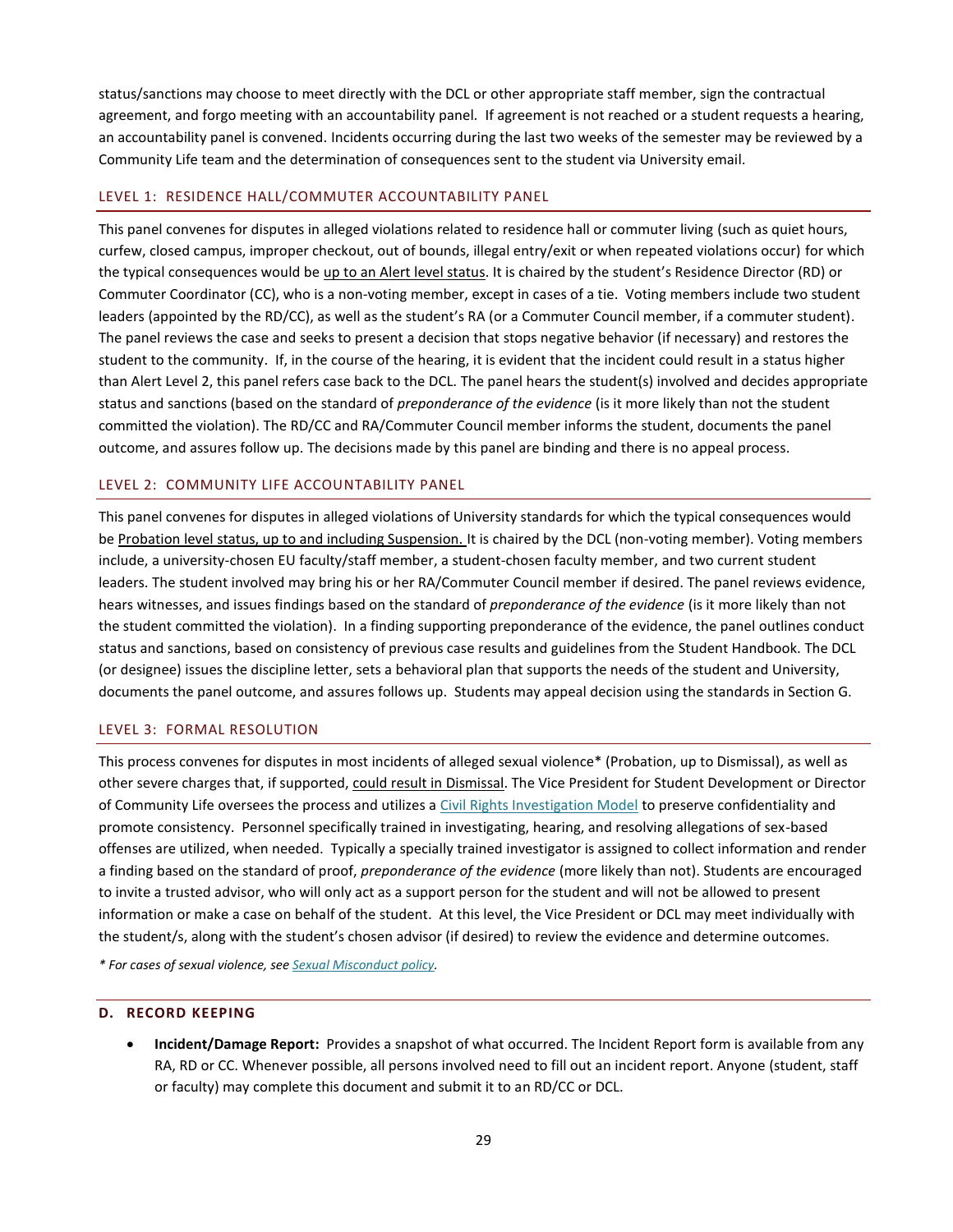status/sanctions may choose to meet directly with the DCL or other appropriate staff member, sign the contractual agreement, and forgo meeting with an accountability panel. If agreement is not reached or a student requests a hearing, an accountability panel is convened. Incidents occurring during the last two weeks of the semester may be reviewed by a Community Life team and the determination of consequences sent to the student via University email.

### LEVEL 1: RESIDENCE HALL/COMMUTER ACCOUNTABILITY PANEL

This panel convenes for disputes in alleged violations related to residence hall or commuter living (such as quiet hours, curfew, closed campus, improper checkout, out of bounds, illegal entry/exit or when repeated violations occur) for which the typical consequences would be up to an Alert level status. It is chaired by the student's Residence Director (RD) or Commuter Coordinator (CC), who is a non-voting member, except in cases of a tie. Voting members include two student leaders (appointed by the RD/CC), as well as the student's RA (or a Commuter Council member, if a commuter student). The panel reviews the case and seeks to present a decision that stops negative behavior (if necessary) and restores the student to the community. If, in the course of the hearing, it is evident that the incident could result in a status higher than Alert Level 2, this panel refers case back to the DCL. The panel hears the student(s) involved and decides appropriate status and sanctions (based on the standard of *preponderance of the evidence* (is it more likely than not the student committed the violation). The RD/CC and RA/Commuter Council member informs the student, documents the panel outcome, and assures follow up. The decisions made by this panel are binding and there is no appeal process.

### LEVEL 2: COMMUNITY LIFE ACCOUNTABILITY PANEL

This panel convenes for disputes in alleged violations of University standards for which the typical consequences would be Probation level status, up to and including Suspension. It is chaired by the DCL (non-voting member). Voting members include, a university-chosen EU faculty/staff member, a student-chosen faculty member, and two current student leaders. The student involved may bring his or her RA/Commuter Council member if desired. The panel reviews evidence, hears witnesses, and issues findings based on the standard of *preponderance of the evidence* (is it more likely than not the student committed the violation). In a finding supporting preponderance of the evidence, the panel outlines conduct status and sanctions, based on consistency of previous case results and guidelines from the Student Handbook. The DCL (or designee) issues the discipline letter, sets a behavioral plan that supports the needs of the student and University, documents the panel outcome, and assures follows up. Students may appeal decision using the standards in Section G.

### LEVEL 3: FORMAL RESOLUTION

This process convenes for disputes in most incidents of alleged sexual violence* (Probation, up to Dismissal), as well as other severe charges that, if supported, could result in Dismissal. The Vice President for Student Development or Director of Community Life oversees the process and utilizes a Civil Rights Investigation Model to preserve confidentiality and promote consistency. Personnel specifically trained in investigating, hearing, and resolving allegations of sex-based offenses are utilized, when needed. Typically a specially trained investigator is assigned to collect information and render a finding based on the standard of proof, *preponderance of the evidence* (more likely than not). Students are encouraged to invite a trusted advisor, who will only act as a support person for the student and will not be allowed to present information or make a case on behalf of the student. At this level, the Vice President or DCL may meet individually with the student/s, along with the student's chosen advisor (if desired) to review the evidence and determine outcomes.

*\* For cases of sexual violence, see Sexual Misconduct policy.*

## D. RECORD KEEPING

- **Incident/Damage Report:** Provides a snapshot of what occurred. The Incident Report form is available from any RA, RD or CC. Whenever possible, all persons involved need to fill out an incident report. Anyone (student, staff or faculty) may complete this document and submit it to an RD/CC or DCL.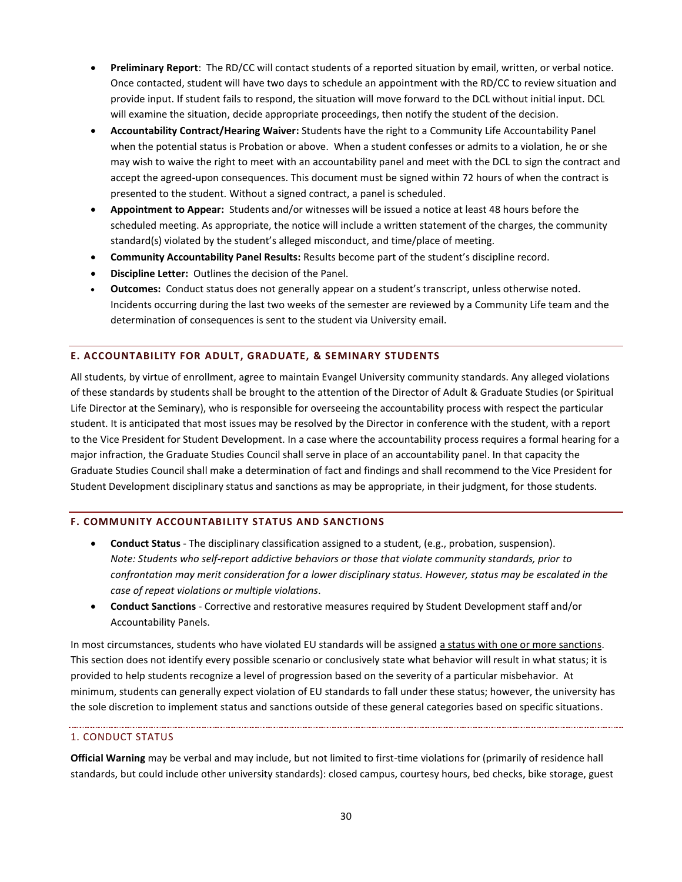- **Preliminary Report**: The RD/CC will contact students of a reported situation by email, written, or verbal notice. Once contacted, student will have two days to schedule an appointment with the RD/CC to review situation and provide input. If student fails to respond, the situation will move forward to the DCL without initial input. DCL will examine the situation, decide appropriate proceedings, then notify the student of the decision.
- **Accountability Contract/Hearing Waiver:** Students have the right to a Community Life Accountability Panel when the potential status is Probation or above. When a student confesses or admits to a violation, he or she may wish to waive the right to meet with an accountability panel and meet with the DCL to sign the contract and accept the agreed-upon consequences. This document must be signed within 72 hours of when the contract is presented to the student. Without a signed contract, a panel is scheduled.
- **Appointment to Appear:** Students and/or witnesses will be issued a notice at least 48 hours before the scheduled meeting. As appropriate, the notice will include a written statement of the charges, the community standard(s) violated by the student's alleged misconduct, and time/place of meeting.
- **Community Accountability Panel Results:** Results become part of the student's discipline record.
- **Discipline Letter:** Outlines the decision of the Panel.
- **Outcomes:** Conduct status does not generally appear on a student's transcript, unless otherwise noted. Incidents occurring during the last two weeks of the semester are reviewed by a Community Life team and the determination of consequences is sent to the student via University email.

## E. ACCOUNTABILITY FOR ADULT, GRADUATE, & SEMINARY STUDENTS

All students, by virtue of enrollment, agree to maintain Evangel University community standards. Any alleged violations of these standards by students shall be brought to the attention of the Director of Adult & Graduate Studies (or Spiritual Life Director at the Seminary), who is responsible for overseeing the accountability process with respect the particular student. It is anticipated that most issues may be resolved by the Director in conference with the student, with a report to the Vice President for Student Development. In a case where the accountability process requires a formal hearing for a major infraction, the Graduate Studies Council shall serve in place of an accountability panel. In that capacity the Graduate Studies Council shall make a determination of fact and findings and shall recommend to the Vice President for Student Development disciplinary status and sanctions as may be appropriate, in their judgment, for those students.

## F. COMMUNITY ACCOUNTABILITY STATUS AND SANCTIONS

- **Conduct Status** - The disciplinary classification assigned to a student, (e.g., probation, suspension). *Note: Students who self-report addictive behaviors or those that violate community standards, prior to confrontation may merit consideration for a lower disciplinary status. However, status may be escalated in the case of repeat violations or multiple violations*.
- **Conduct Sanctions** - Corrective and restorative measures required by Student Development staff and/or Accountability Panels.

In most circumstances, students who have violated EU standards will be assigned a status with one or more sanctions. This section does not identify every possible scenario or conclusively state what behavior will result in what status; it is provided to help students recognize a level of progression based on the severity of a particular misbehavior. At minimum, students can generally expect violation of EU standards to fall under these status; however, the university has the sole discretion to implement status and sanctions outside of these general categories based on specific situations.

### 1. CONDUCT STATUS

**Official Warning** may be verbal and may include, but not limited to first-time violations for (primarily of residence hall standards, but could include other university standards): closed campus, courtesy hours, bed checks, bike storage, guest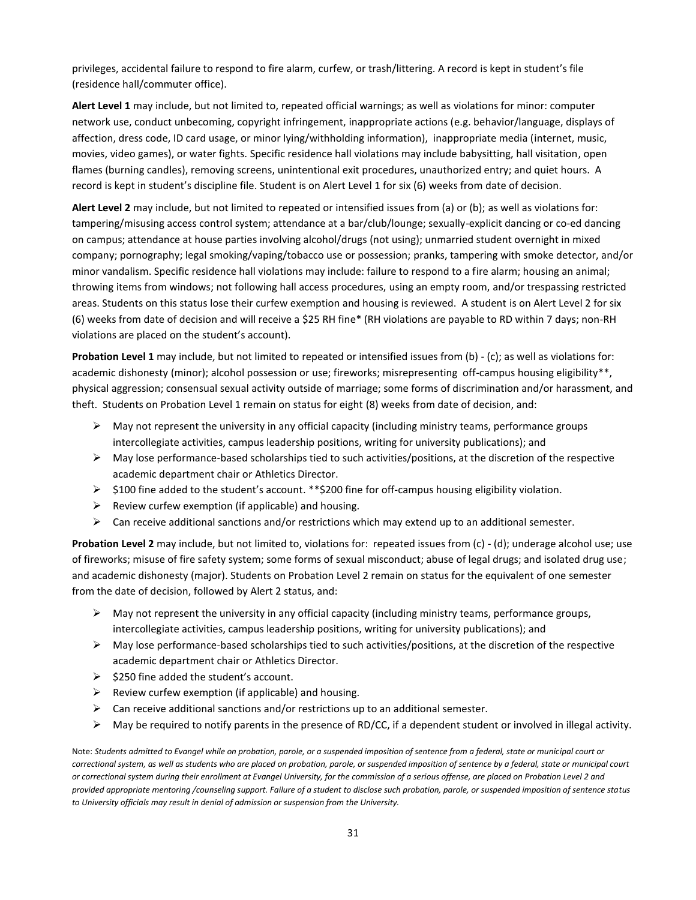privileges, accidental failure to respond to fire alarm, curfew, or trash/littering. A record is kept in student's file (residence hall/commuter office).

**Alert Level 1** may include, but not limited to, repeated official warnings; as well as violations for minor: computer network use, conduct unbecoming, copyright infringement, inappropriate actions (e.g. behavior/language, displays of affection, dress code, ID card usage, or minor lying/withholding information), inappropriate media (internet, music, movies, video games), or water fights. Specific residence hall violations may include babysitting, hall visitation, open flames (burning candles), removing screens, unintentional exit procedures, unauthorized entry; and quiet hours. A record is kept in student's discipline file. Student is on Alert Level 1 for six (6) weeks from date of decision.

**Alert Level 2** may include, but not limited to repeated or intensified issues from (a) or (b); as well as violations for: tampering/misusing access control system; attendance at a bar/club/lounge; sexually-explicit dancing or co-ed dancing on campus; attendance at house parties involving alcohol/drugs (not using); unmarried student overnight in mixed company; pornography; legal smoking/vaping/tobacco use or possession; pranks, tampering with smoke detector, and/or minor vandalism. Specific residence hall violations may include: failure to respond to a fire alarm; housing an animal; throwing items from windows; not following hall access procedures, using an empty room, and/or trespassing restricted areas. Students on this status lose their curfew exemption and housing is reviewed. A student is on Alert Level 2 for six (6) weeks from date of decision and will receive a $25 RH fine* (RH violations are payable to RD within 7 days; non-RH violations are placed on the student's account).

**Probation Level 1** may include, but not limited to repeated or intensified issues from (b) - (c); as well as violations for: academic dishonesty (minor); alcohol possession or use; fireworks; misrepresenting off-campus housing eligibility**, physical aggression; consensual sexual activity outside of marriage; some forms of discrimination and/or harassment, and theft. Students on Probation Level 1 remain on status for eight (8) weeks from date of decision, and:

- May not represent the university in any official capacity (including ministry teams, performance groups intercollegiate activities, campus leadership positions, writing for university publications); and
- May lose performance-based scholarships tied to such activities/positions, at the discretion of the respective academic department chair or Athletics Director.
- $100 fine added to the student's account. **$200 fine for off-campus housing eligibility violation.
- Review curfew exemption (if applicable) and housing.
- Can receive additional sanctions and/or restrictions which may extend up to an additional semester.

**Probation Level 2** may include, but not limited to, violations for: repeated issues from (c) - (d); underage alcohol use; use of fireworks; misuse of fire safety system; some forms of sexual misconduct; abuse of legal drugs; and isolated drug use; and academic dishonesty (major). Students on Probation Level 2 remain on status for the equivalent of one semester from the date of decision, followed by Alert 2 status, and:

- May not represent the university in any official capacity (including ministry teams, performance groups, intercollegiate activities, campus leadership positions, writing for university publications); and
- May lose performance-based scholarships tied to such activities/positions, at the discretion of the respective academic department chair or Athletics Director.
- $250 fine added the student's account.
- Review curfew exemption (if applicable) and housing.
- Can receive additional sanctions and/or restrictions up to an additional semester.
- May be required to notify parents in the presence of RD/CC, if a dependent student or involved in illegal activity.

Note: *Students admitted to Evangel while on probation, parole, or a suspended imposition of sentence from a federal, state or municipal court or correctional system, as well as students who are placed on probation, parole, or suspended imposition of sentence by a federal, state or municipal court or correctional system during their enrollment at Evangel University, for the commission of a serious offense, are placed on Probation Level 2 and provided appropriate mentoring /counseling support. Failure of a student to disclose such probation, parole, or suspended imposition of sentence status to University officials may result in denial of admission or suspension from the University.*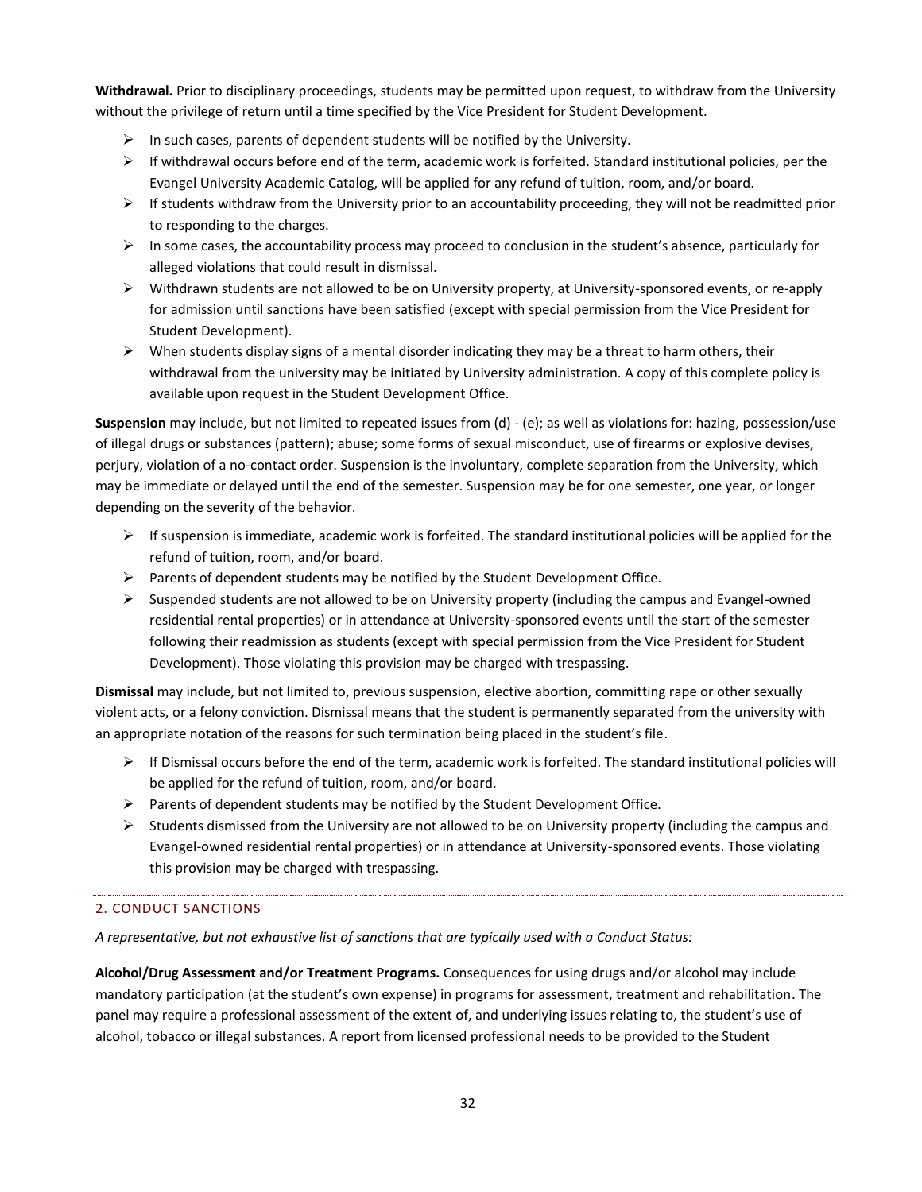**Withdrawal.** Prior to disciplinary proceedings, students may be permitted upon request, to withdraw from the University without the privilege of return until a time specified by the Vice President for Student Development.

- In such cases, parents of dependent students will be notified by the University.
- If withdrawal occurs before end of the term, academic work is forfeited. Standard institutional policies, per the Evangel University Academic Catalog, will be applied for any refund of tuition, room, and/or board.
- If students withdraw from the University prior to an accountability proceeding, they will not be readmitted prior to responding to the charges.
- In some cases, the accountability process may proceed to conclusion in the student's absence, particularly for alleged violations that could result in dismissal.
- Withdrawn students are not allowed to be on University property, at University-sponsored events, or re-apply for admission until sanctions have been satisfied (except with special permission from the Vice President for Student Development).
- When students display signs of a mental disorder indicating they may be a threat to harm others, their withdrawal from the university may be initiated by University administration. A copy of this complete policy is available upon request in the Student Development Office.

**Suspension** may include, but not limited to repeated issues from (d) - (e); as well as violations for: hazing, possession/use of illegal drugs or substances (pattern); abuse; some forms of sexual misconduct, use of firearms or explosive devises, perjury, violation of a no-contact order. Suspension is the involuntary, complete separation from the University, which may be immediate or delayed until the end of the semester. Suspension may be for one semester, one year, or longer depending on the severity of the behavior.

- If suspension is immediate, academic work is forfeited. The standard institutional policies will be applied for the refund of tuition, room, and/or board.
- Parents of dependent students may be notified by the Student Development Office.
- Suspended students are not allowed to be on University property (including the campus and Evangel-owned residential rental properties) or in attendance at University-sponsored events until the start of the semester following their readmission as students (except with special permission from the Vice President for Student Development). Those violating this provision may be charged with trespassing.

**Dismissal** may include, but not limited to, previous suspension, elective abortion, committing rape or other sexually violent acts, or a felony conviction. Dismissal means that the student is permanently separated from the university with an appropriate notation of the reasons for such termination being placed in the student's file.

- If Dismissal occurs before the end of the term, academic work is forfeited. The standard institutional policies will be applied for the refund of tuition, room, and/or board.
- Parents of dependent students may be notified by the Student Development Office.
- Students dismissed from the University are not allowed to be on University property (including the campus and Evangel-owned residential rental properties) or in attendance at University-sponsored events. Those violating this provision may be charged with trespassing.

## 2. CONDUCT SANCTIONS

*A representative, but not exhaustive list of sanctions that are typically used with a Conduct Status:*

**Alcohol/Drug Assessment and/or Treatment Programs.** Consequences for using drugs and/or alcohol may include mandatory participation (at the student's own expense) in programs for assessment, treatment and rehabilitation. The panel may require a professional assessment of the extent of, and underlying issues relating to, the student's use of alcohol, tobacco or illegal substances. A report from licensed professional needs to be provided to the Student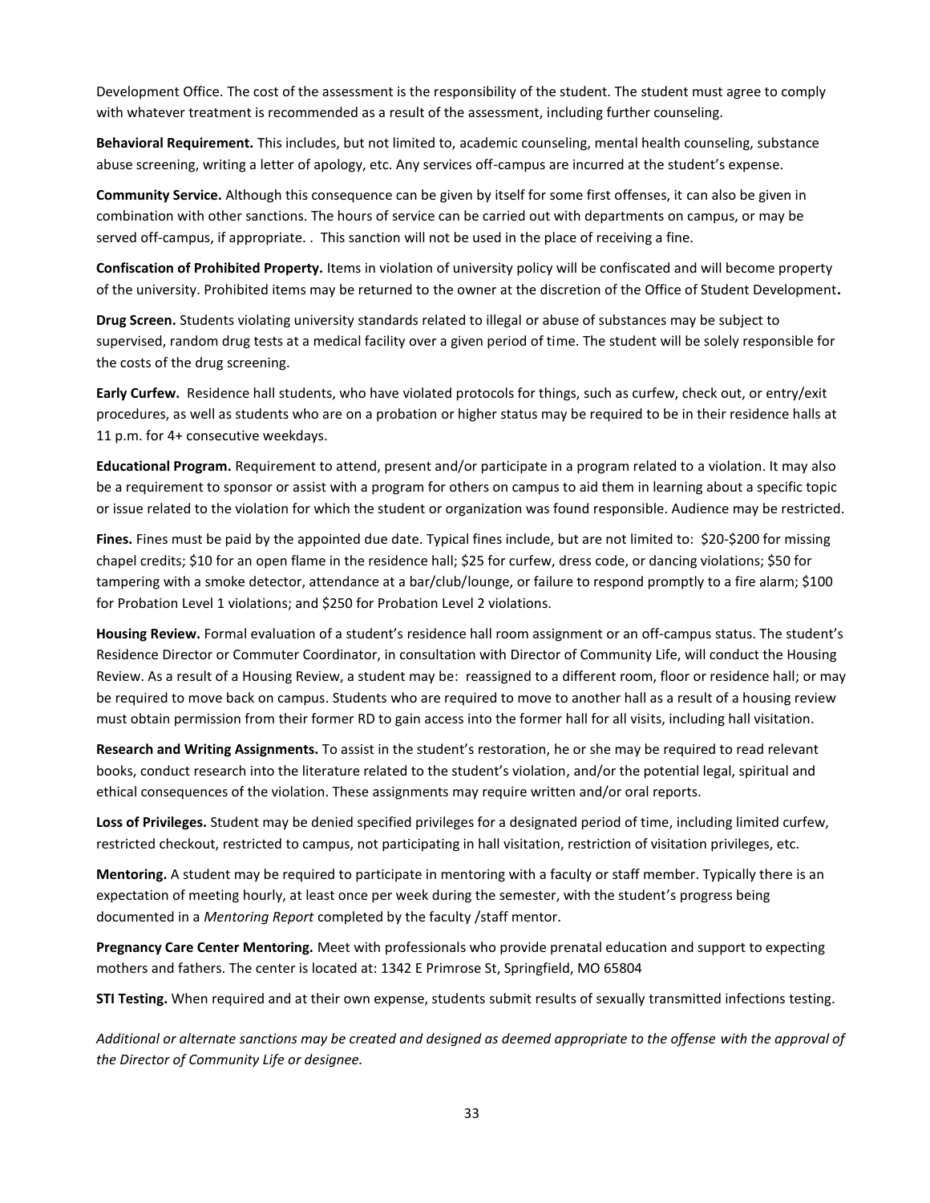Development Office. The cost of the assessment is the responsibility of the student. The student must agree to comply with whatever treatment is recommended as a result of the assessment, including further counseling.

**Behavioral Requirement.** This includes, but not limited to, academic counseling, mental health counseling, substance abuse screening, writing a letter of apology, etc. Any services off-campus are incurred at the student's expense.

**Community Service.** Although this consequence can be given by itself for some first offenses, it can also be given in combination with other sanctions. The hours of service can be carried out with departments on campus, or may be served off-campus, if appropriate. . This sanction will not be used in the place of receiving a fine.

**Confiscation of Prohibited Property.** Items in violation of university policy will be confiscated and will become property of the university. Prohibited items may be returned to the owner at the discretion of the Office of Student Development**.**

**Drug Screen.** Students violating university standards related to illegal or abuse of substances may be subject to supervised, random drug tests at a medical facility over a given period of time. The student will be solely responsible for the costs of the drug screening.

**Early Curfew.** Residence hall students, who have violated protocols for things, such as curfew, check out, or entry/exit procedures, as well as students who are on a probation or higher status may be required to be in their residence halls at 11 p.m. for 4+ consecutive weekdays.

**Educational Program.** Requirement to attend, present and/or participate in a program related to a violation. It may also be a requirement to sponsor or assist with a program for others on campus to aid them in learning about a specific topic or issue related to the violation for which the student or organization was found responsible. Audience may be restricted.

**Fines.** Fines must be paid by the appointed due date. Typical fines include, but are not limited to: $20-$200 for missing chapel credits; $10 for an open flame in the residence hall; $25 for curfew, dress code, or dancing violations; $50 for tampering with a smoke detector, attendance at a bar/club/lounge, or failure to respond promptly to a fire alarm; $100 for Probation Level 1 violations; and $250 for Probation Level 2 violations.

**Housing Review.** Formal evaluation of a student's residence hall room assignment or an off-campus status. The student's Residence Director or Commuter Coordinator, in consultation with Director of Community Life, will conduct the Housing Review. As a result of a Housing Review, a student may be: reassigned to a different room, floor or residence hall; or may be required to move back on campus. Students who are required to move to another hall as a result of a housing review must obtain permission from their former RD to gain access into the former hall for all visits, including hall visitation.

**Research and Writing Assignments.** To assist in the student's restoration, he or she may be required to read relevant books, conduct research into the literature related to the student's violation, and/or the potential legal, spiritual and ethical consequences of the violation. These assignments may require written and/or oral reports.

**Loss of Privileges.** Student may be denied specified privileges for a designated period of time, including limited curfew, restricted checkout, restricted to campus, not participating in hall visitation, restriction of visitation privileges, etc.

**Mentoring.** A student may be required to participate in mentoring with a faculty or staff member. Typically there is an expectation of meeting hourly, at least once per week during the semester, with the student's progress being documented in a *Mentoring Report* completed by the faculty /staff mentor.

**Pregnancy Care Center Mentoring.** Meet with professionals who provide prenatal education and support to expecting mothers and fathers. The center is located at: 1342 E Primrose St, Springfield, MO 65804

**STI Testing.** When required and at their own expense, students submit results of sexually transmitted infections testing.

*Additional or alternate sanctions may be created and designed as deemed appropriate to the offense with the approval of the Director of Community Life or designee.*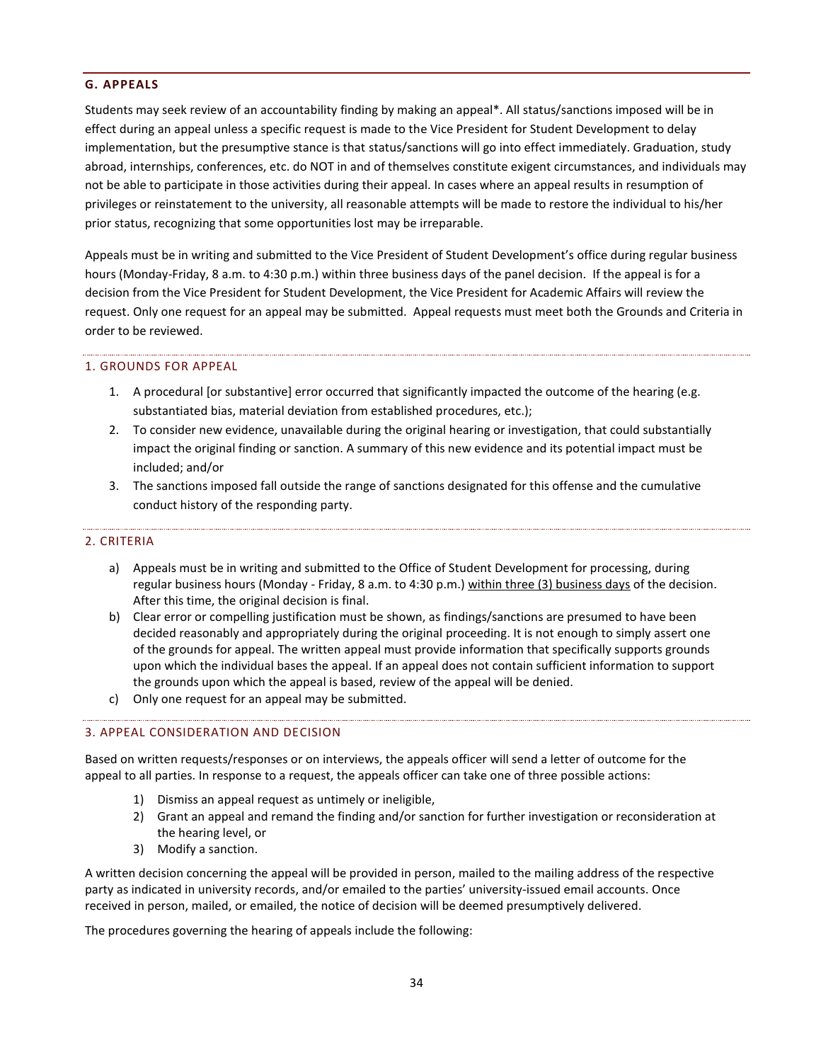## G. APPEALS

Students may seek review of an accountability finding by making an appeal*. All status/sanctions imposed will be in effect during an appeal unless a specific request is made to the Vice President for Student Development to delay implementation, but the presumptive stance is that status/sanctions will go into effect immediately. Graduation, study abroad, internships, conferences, etc. do NOT in and of themselves constitute exigent circumstances, and individuals may not be able to participate in those activities during their appeal. In cases where an appeal results in resumption of privileges or reinstatement to the university, all reasonable attempts will be made to restore the individual to his/her prior status, recognizing that some opportunities lost may be irreparable.

Appeals must be in writing and submitted to the Vice President of Student Development's office during regular business hours (Monday-Friday, 8 a.m. to 4:30 p.m.) within three business days of the panel decision. If the appeal is for a decision from the Vice President for Student Development, the Vice President for Academic Affairs will review the request. Only one request for an appeal may be submitted. Appeal requests must meet both the Grounds and Criteria in order to be reviewed.

### 1. GROUNDS FOR APPEAL

1. A procedural [or substantive] error occurred that significantly impacted the outcome of the hearing (e.g. substantiated bias, material deviation from established procedures, etc.);
2. To consider new evidence, unavailable during the original hearing or investigation, that could substantially impact the original finding or sanction. A summary of this new evidence and its potential impact must be included; and/or
3. The sanctions imposed fall outside the range of sanctions designated for this offense and the cumulative conduct history of the responding party.

### 2. CRITERIA

a) Appeals must be in writing and submitted to the Office of Student Development for processing, during regular business hours (Monday - Friday, 8 a.m. to 4:30 p.m.) within three (3) business days of the decision. After this time, the original decision is final.

b) Clear error or compelling justification must be shown, as findings/sanctions are presumed to have been decided reasonably and appropriately during the original proceeding. It is not enough to simply assert one of the grounds for appeal. The written appeal must provide information that specifically supports grounds upon which the individual bases the appeal. If an appeal does not contain sufficient information to support the grounds upon which the appeal is based, review of the appeal will be denied.

c) Only one request for an appeal may be submitted.

### 3. APPEAL CONSIDERATION AND DECISION

Based on written requests/responses or on interviews, the appeals officer will send a letter of outcome for the appeal to all parties. In response to a request, the appeals officer can take one of three possible actions:

1) Dismiss an appeal request as untimely or ineligible,
2) Grant an appeal and remand the finding and/or sanction for further investigation or reconsideration at the hearing level, or
3) Modify a sanction.

A written decision concerning the appeal will be provided in person, mailed to the mailing address of the respective party as indicated in university records, and/or emailed to the parties' university-issued email accounts. Once received in person, mailed, or emailed, the notice of decision will be deemed presumptively delivered.

The procedures governing the hearing of appeals include the following: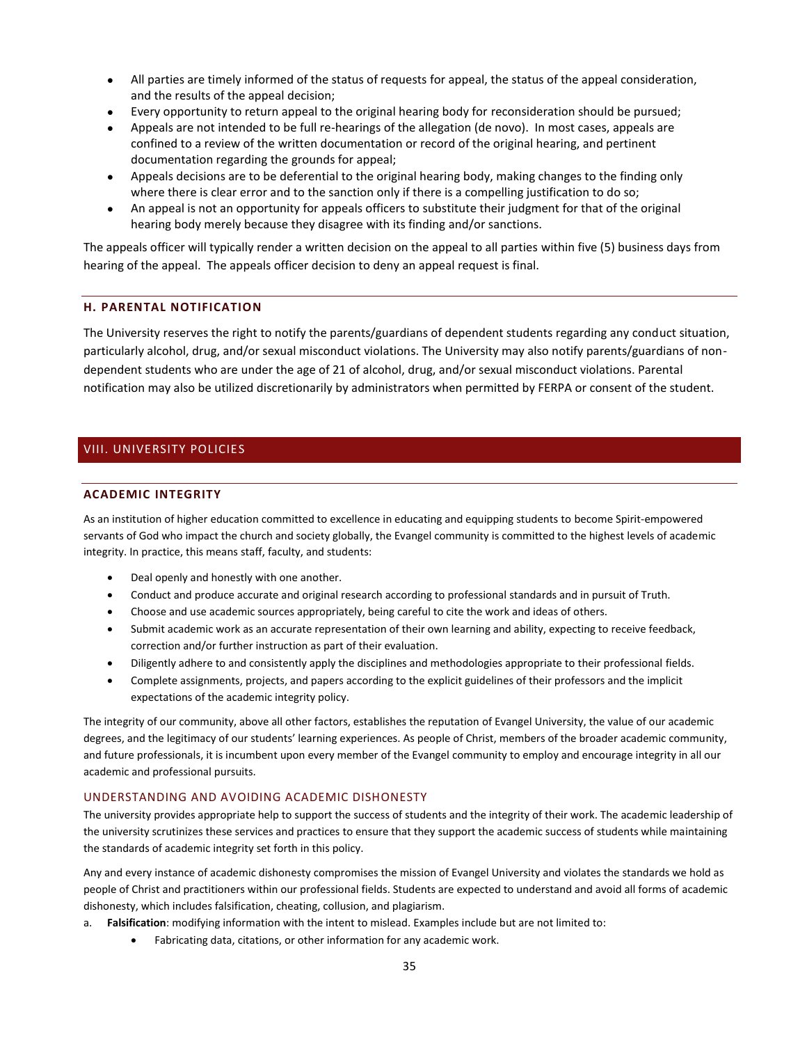- All parties are timely informed of the status of requests for appeal, the status of the appeal consideration, and the results of the appeal decision;
- Every opportunity to return appeal to the original hearing body for reconsideration should be pursued;
- Appeals are not intended to be full re-hearings of the allegation (de novo). In most cases, appeals are confined to a review of the written documentation or record of the original hearing, and pertinent documentation regarding the grounds for appeal;
- Appeals decisions are to be deferential to the original hearing body, making changes to the finding only where there is clear error and to the sanction only if there is a compelling justification to do so;
- An appeal is not an opportunity for appeals officers to substitute their judgment for that of the original hearing body merely because they disagree with its finding and/or sanctions.

The appeals officer will typically render a written decision on the appeal to all parties within five (5) business days from hearing of the appeal. The appeals officer decision to deny an appeal request is final.

### H. PARENTAL NOTIFICATION

The University reserves the right to notify the parents/guardians of dependent students regarding any conduct situation, particularly alcohol, drug, and/or sexual misconduct violations. The University may also notify parents/guardians of non-dependent students who are under the age of 21 of alcohol, drug, and/or sexual misconduct violations. Parental notification may also be utilized discretionarily by administrators when permitted by FERPA or consent of the student.

## VIII. UNIVERSITY POLICIES

### ACADEMIC INTEGRITY

As an institution of higher education committed to excellence in educating and equipping students to become Spirit-empowered servants of God who impact the church and society globally, the Evangel community is committed to the highest levels of academic integrity. In practice, this means staff, faculty, and students:

- Deal openly and honestly with one another.
- Conduct and produce accurate and original research according to professional standards and in pursuit of Truth.
- Choose and use academic sources appropriately, being careful to cite the work and ideas of others.
- Submit academic work as an accurate representation of their own learning and ability, expecting to receive feedback, correction and/or further instruction as part of their evaluation.
- Diligently adhere to and consistently apply the disciplines and methodologies appropriate to their professional fields.
- Complete assignments, projects, and papers according to the explicit guidelines of their professors and the implicit expectations of the academic integrity policy.

The integrity of our community, above all other factors, establishes the reputation of Evangel University, the value of our academic degrees, and the legitimacy of our students' learning experiences. As people of Christ, members of the broader academic community, and future professionals, it is incumbent upon every member of the Evangel community to employ and encourage integrity in all our academic and professional pursuits.

#### UNDERSTANDING AND AVOIDING ACADEMIC DISHONESTY

The university provides appropriate help to support the success of students and the integrity of their work. The academic leadership of the university scrutinizes these services and practices to ensure that they support the academic success of students while maintaining the standards of academic integrity set forth in this policy.

Any and every instance of academic dishonesty compromises the mission of Evangel University and violates the standards we hold as people of Christ and practitioners within our professional fields. Students are expected to understand and avoid all forms of academic dishonesty, which includes falsification, cheating, collusion, and plagiarism.

a. **Falsification**: modifying information with the intent to mislead. Examples include but are not limited to:
    - Fabricating data, citations, or other information for any academic work.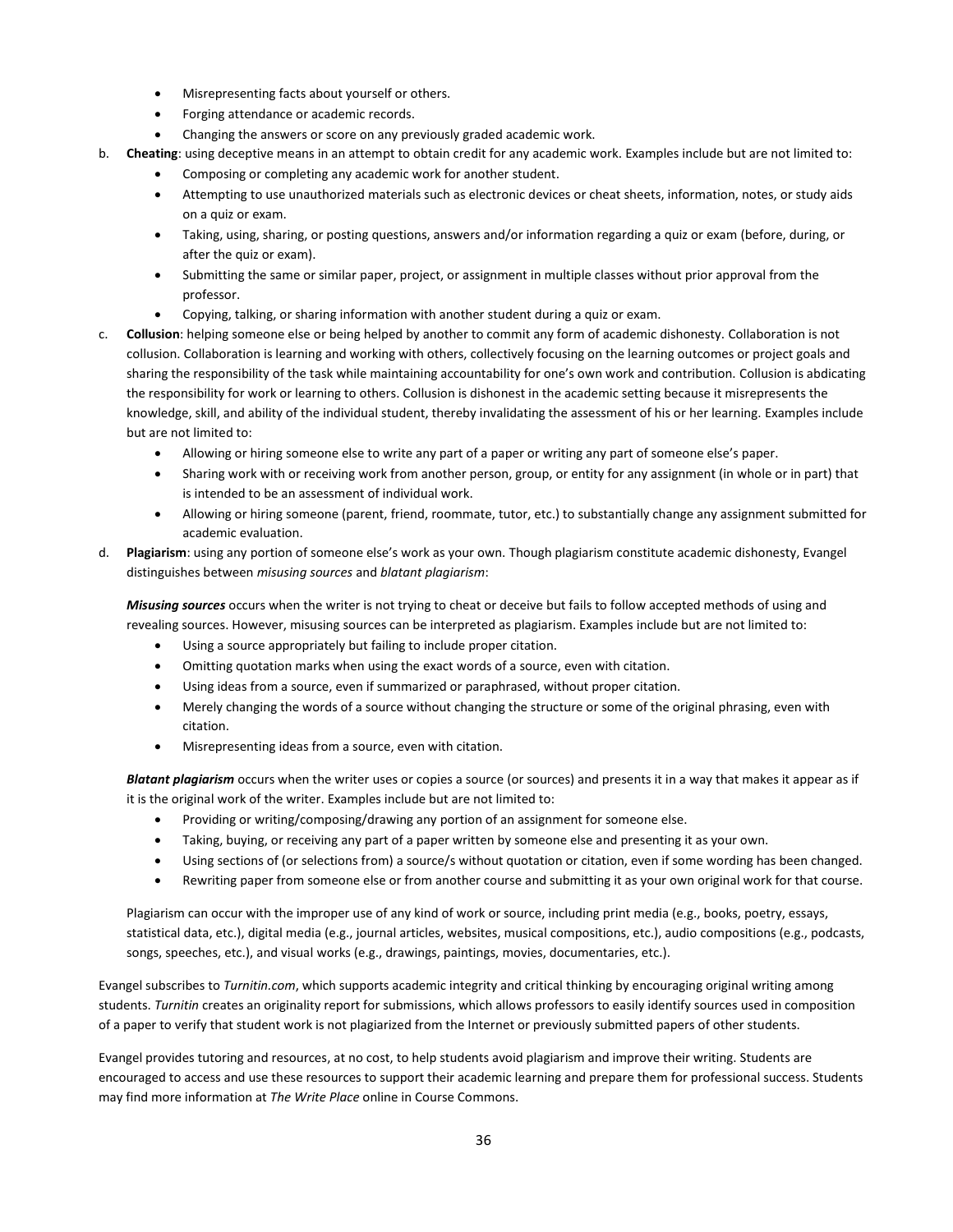- Misrepresenting facts about yourself or others.
- Forging attendance or academic records.
- Changing the answers or score on any previously graded academic work.

b. **Cheating**: using deceptive means in an attempt to obtain credit for any academic work. Examples include but are not limited to:
   - Composing or completing any academic work for another student.
   - Attempting to use unauthorized materials such as electronic devices or cheat sheets, information, notes, or study aids on a quiz or exam.
   - Taking, using, sharing, or posting questions, answers and/or information regarding a quiz or exam (before, during, or after the quiz or exam).
   - Submitting the same or similar paper, project, or assignment in multiple classes without prior approval from the professor.
   - Copying, talking, or sharing information with another student during a quiz or exam.

c. **Collusion**: helping someone else or being helped by another to commit any form of academic dishonesty. Collaboration is not collusion. Collaboration is learning and working with others, collectively focusing on the learning outcomes or project goals and sharing the responsibility of the task while maintaining accountability for one's own work and contribution. Collusion is abdicating the responsibility for work or learning to others. Collusion is dishonest in the academic setting because it misrepresents the knowledge, skill, and ability of the individual student, thereby invalidating the assessment of his or her learning. Examples include but are not limited to:
   - Allowing or hiring someone else to write any part of a paper or writing any part of someone else's paper.
   - Sharing work with or receiving work from another person, group, or entity for any assignment (in whole or in part) that is intended to be an assessment of individual work.
   - Allowing or hiring someone (parent, friend, roommate, tutor, etc.) to substantially change any assignment submitted for academic evaluation.

d. **Plagiarism**: using any portion of someone else's work as your own. Though plagiarism constitute academic dishonesty, Evangel distinguishes between *misusing sources* and *blatant plagiarism*:

   ***Misusing sources*** occurs when the writer is not trying to cheat or deceive but fails to follow accepted methods of using and revealing sources. However, misusing sources can be interpreted as plagiarism. Examples include but are not limited to:
   - Using a source appropriately but failing to include proper citation.
   - Omitting quotation marks when using the exact words of a source, even with citation.
   - Using ideas from a source, even if summarized or paraphrased, without proper citation.
   - Merely changing the words of a source without changing the structure or some of the original phrasing, even with citation.
   - Misrepresenting ideas from a source, even with citation.

   ***Blatant plagiarism*** occurs when the writer uses or copies a source (or sources) and presents it in a way that makes it appear as if it is the original work of the writer. Examples include but are not limited to:
   - Providing or writing/composing/drawing any portion of an assignment for someone else.
   - Taking, buying, or receiving any part of a paper written by someone else and presenting it as your own.
   - Using sections of (or selections from) a source/s without quotation or citation, even if some wording has been changed.
   - Rewriting paper from someone else or from another course and submitting it as your own original work for that course.

   Plagiarism can occur with the improper use of any kind of work or source, including print media (e.g., books, poetry, essays, statistical data, etc.), digital media (e.g., journal articles, websites, musical compositions, etc.), audio compositions (e.g., podcasts, songs, speeches, etc.), and visual works (e.g., drawings, paintings, movies, documentaries, etc.).

Evangel subscribes to *Turnitin.com*, which supports academic integrity and critical thinking by encouraging original writing among students. *Turnitin* creates an originality report for submissions, which allows professors to easily identify sources used in composition of a paper to verify that student work is not plagiarized from the Internet or previously submitted papers of other students.

Evangel provides tutoring and resources, at no cost, to help students avoid plagiarism and improve their writing. Students are encouraged to access and use these resources to support their academic learning and prepare them for professional success. Students may find more information at *The Write Place* online in Course Commons.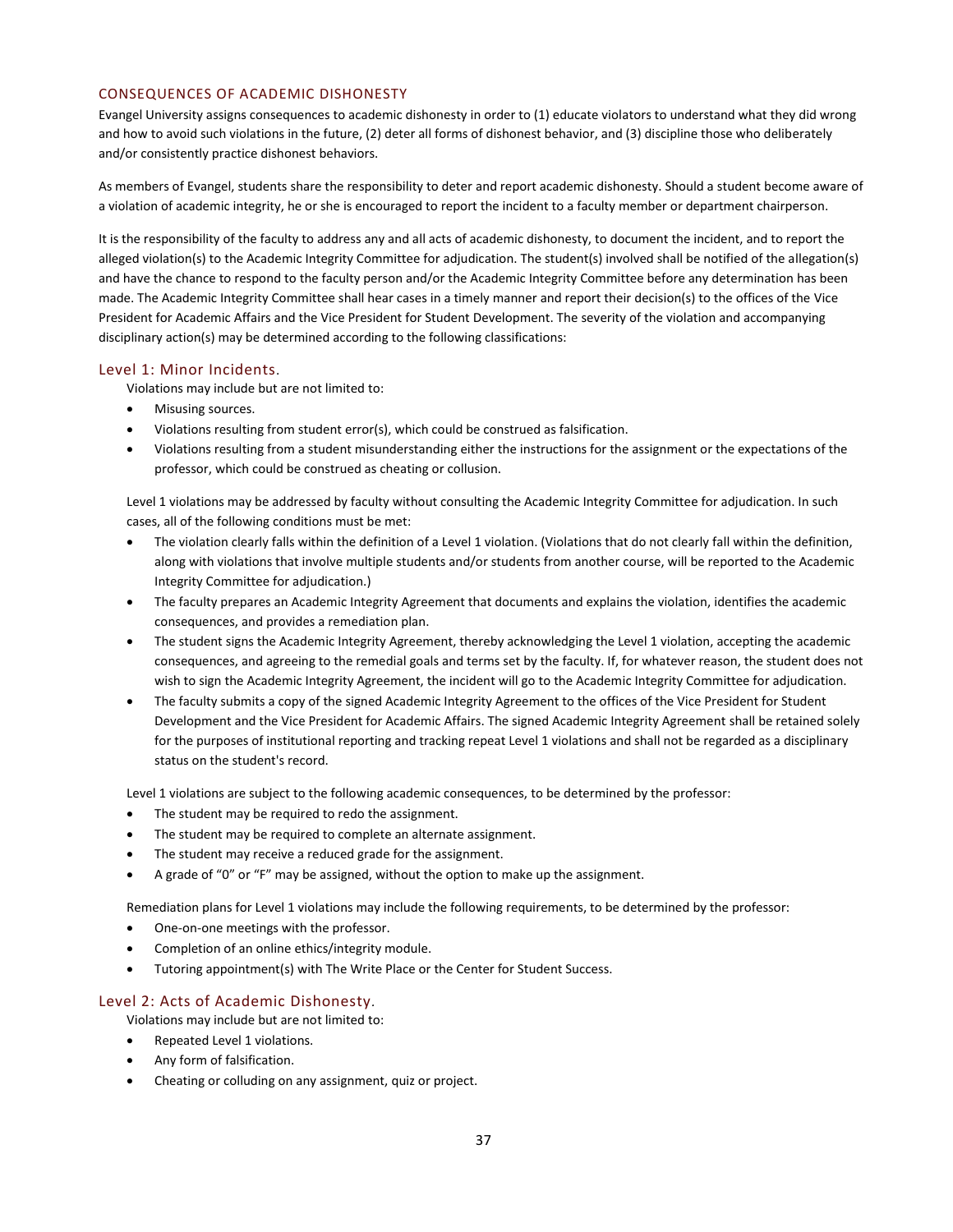## CONSEQUENCES OF ACADEMIC DISHONESTY

Evangel University assigns consequences to academic dishonesty in order to (1) educate violators to understand what they did wrong and how to avoid such violations in the future, (2) deter all forms of dishonest behavior, and (3) discipline those who deliberately and/or consistently practice dishonest behaviors.

As members of Evangel, students share the responsibility to deter and report academic dishonesty. Should a student become aware of a violation of academic integrity, he or she is encouraged to report the incident to a faculty member or department chairperson.

It is the responsibility of the faculty to address any and all acts of academic dishonesty, to document the incident, and to report the alleged violation(s) to the Academic Integrity Committee for adjudication. The student(s) involved shall be notified of the allegation(s) and have the chance to respond to the faculty person and/or the Academic Integrity Committee before any determination has been made. The Academic Integrity Committee shall hear cases in a timely manner and report their decision(s) to the offices of the Vice President for Academic Affairs and the Vice President for Student Development. The severity of the violation and accompanying disciplinary action(s) may be determined according to the following classifications:

### Level 1: Minor Incidents.

Violations may include but are not limited to:

- Misusing sources.
- Violations resulting from student error(s), which could be construed as falsification.
- Violations resulting from a student misunderstanding either the instructions for the assignment or the expectations of the professor, which could be construed as cheating or collusion.

Level 1 violations may be addressed by faculty without consulting the Academic Integrity Committee for adjudication. In such cases, all of the following conditions must be met:

- The violation clearly falls within the definition of a Level 1 violation. (Violations that do not clearly fall within the definition, along with violations that involve multiple students and/or students from another course, will be reported to the Academic Integrity Committee for adjudication.)
- The faculty prepares an Academic Integrity Agreement that documents and explains the violation, identifies the academic consequences, and provides a remediation plan.
- The student signs the Academic Integrity Agreement, thereby acknowledging the Level 1 violation, accepting the academic consequences, and agreeing to the remedial goals and terms set by the faculty. If, for whatever reason, the student does not wish to sign the Academic Integrity Agreement, the incident will go to the Academic Integrity Committee for adjudication.
- The faculty submits a copy of the signed Academic Integrity Agreement to the offices of the Vice President for Student Development and the Vice President for Academic Affairs. The signed Academic Integrity Agreement shall be retained solely for the purposes of institutional reporting and tracking repeat Level 1 violations and shall not be regarded as a disciplinary status on the student's record.

Level 1 violations are subject to the following academic consequences, to be determined by the professor:

- The student may be required to redo the assignment.
- The student may be required to complete an alternate assignment.
- The student may receive a reduced grade for the assignment.
- A grade of "0" or "F" may be assigned, without the option to make up the assignment.

Remediation plans for Level 1 violations may include the following requirements, to be determined by the professor:

- One-on-one meetings with the professor.
- Completion of an online ethics/integrity module.
- Tutoring appointment(s) with The Write Place or the Center for Student Success.

### Level 2: Acts of Academic Dishonesty.

Violations may include but are not limited to:

- Repeated Level 1 violations.
- Any form of falsification.
- Cheating or colluding on any assignment, quiz or project.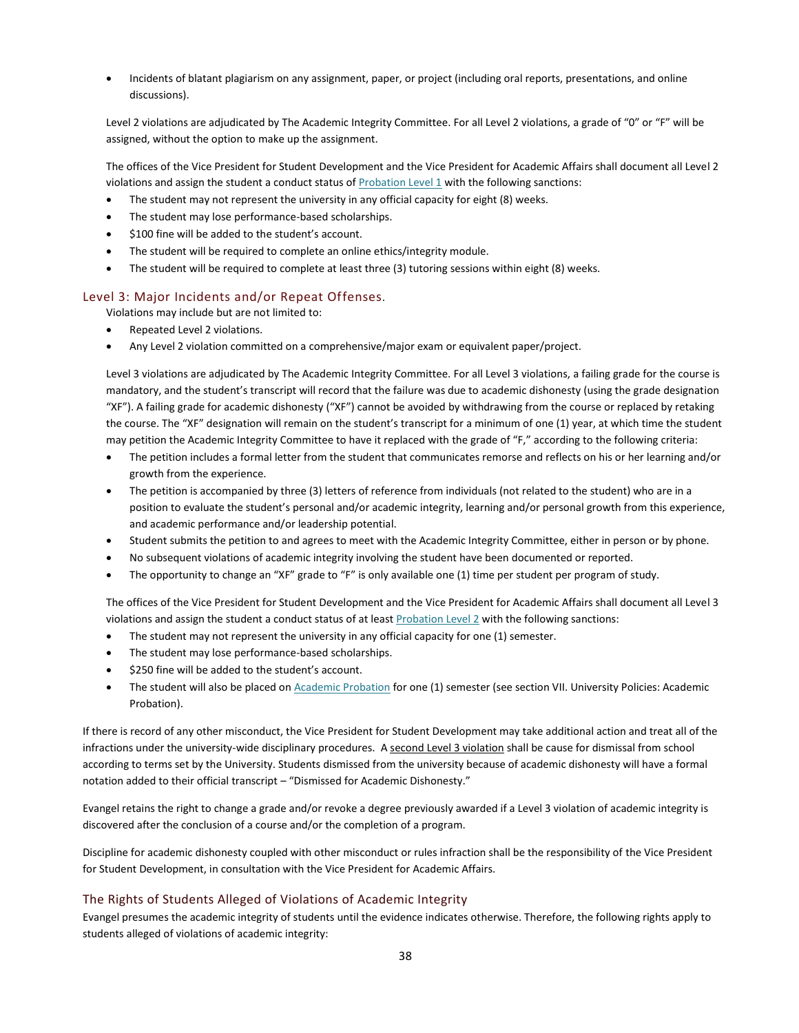- Incidents of blatant plagiarism on any assignment, paper, or project (including oral reports, presentations, and online discussions).

Level 2 violations are adjudicated by The Academic Integrity Committee. For all Level 2 violations, a grade of "0" or "F" will be assigned, without the option to make up the assignment.

The offices of the Vice President for Student Development and the Vice President for Academic Affairs shall document all Level 2 violations and assign the student a conduct status of Probation Level 1 with the following sanctions:

- The student may not represent the university in any official capacity for eight (8) weeks.
- The student may lose performance-based scholarships.
- $100 fine will be added to the student's account.
- The student will be required to complete an online ethics/integrity module.
- The student will be required to complete at least three (3) tutoring sessions within eight (8) weeks.

### Level 3: Major Incidents and/or Repeat Offenses.

Violations may include but are not limited to:

- Repeated Level 2 violations.
- Any Level 2 violation committed on a comprehensive/major exam or equivalent paper/project.

Level 3 violations are adjudicated by The Academic Integrity Committee. For all Level 3 violations, a failing grade for the course is mandatory, and the student's transcript will record that the failure was due to academic dishonesty (using the grade designation "XF"). A failing grade for academic dishonesty ("XF") cannot be avoided by withdrawing from the course or replaced by retaking the course. The "XF" designation will remain on the student's transcript for a minimum of one (1) year, at which time the student may petition the Academic Integrity Committee to have it replaced with the grade of "F," according to the following criteria:

- The petition includes a formal letter from the student that communicates remorse and reflects on his or her learning and/or growth from the experience.
- The petition is accompanied by three (3) letters of reference from individuals (not related to the student) who are in a position to evaluate the student's personal and/or academic integrity, learning and/or personal growth from this experience, and academic performance and/or leadership potential.
- Student submits the petition to and agrees to meet with the Academic Integrity Committee, either in person or by phone.
- No subsequent violations of academic integrity involving the student have been documented or reported.
- The opportunity to change an "XF" grade to "F" is only available one (1) time per student per program of study.

The offices of the Vice President for Student Development and the Vice President for Academic Affairs shall document all Level 3 violations and assign the student a conduct status of at least Probation Level 2 with the following sanctions:

- The student may not represent the university in any official capacity for one (1) semester.
- The student may lose performance-based scholarships.
- $250 fine will be added to the student's account.
- The student will also be placed on Academic Probation for one (1) semester (see section VII. University Policies: Academic Probation).

If there is record of any other misconduct, the Vice President for Student Development may take additional action and treat all of the infractions under the university-wide disciplinary procedures. A second Level 3 violation shall be cause for dismissal from school according to terms set by the University. Students dismissed from the university because of academic dishonesty will have a formal notation added to their official transcript – "Dismissed for Academic Dishonesty."

Evangel retains the right to change a grade and/or revoke a degree previously awarded if a Level 3 violation of academic integrity is discovered after the conclusion of a course and/or the completion of a program.

Discipline for academic dishonesty coupled with other misconduct or rules infraction shall be the responsibility of the Vice President for Student Development, in consultation with the Vice President for Academic Affairs.

### The Rights of Students Alleged of Violations of Academic Integrity

Evangel presumes the academic integrity of students until the evidence indicates otherwise. Therefore, the following rights apply to students alleged of violations of academic integrity: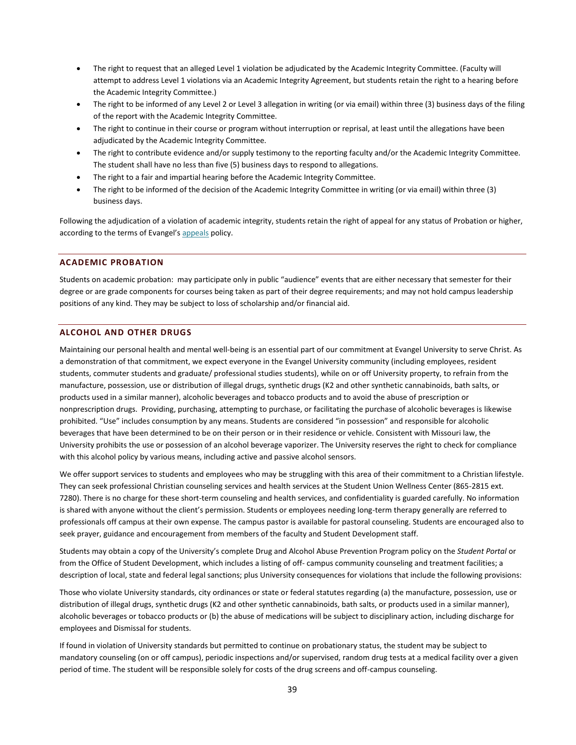- The right to request that an alleged Level 1 violation be adjudicated by the Academic Integrity Committee. (Faculty will attempt to address Level 1 violations via an Academic Integrity Agreement, but students retain the right to a hearing before the Academic Integrity Committee.)
- The right to be informed of any Level 2 or Level 3 allegation in writing (or via email) within three (3) business days of the filing of the report with the Academic Integrity Committee.
- The right to continue in their course or program without interruption or reprisal, at least until the allegations have been adjudicated by the Academic Integrity Committee.
- The right to contribute evidence and/or supply testimony to the reporting faculty and/or the Academic Integrity Committee. The student shall have no less than five (5) business days to respond to allegations.
- The right to a fair and impartial hearing before the Academic Integrity Committee.
- The right to be informed of the decision of the Academic Integrity Committee in writing (or via email) within three (3) business days.

Following the adjudication of a violation of academic integrity, students retain the right of appeal for any status of Probation or higher, according to the terms of Evangel's appeals policy.

## ACADEMIC PROBATION

Students on academic probation: may participate only in public "audience" events that are either necessary that semester for their degree or are grade components for courses being taken as part of their degree requirements; and may not hold campus leadership positions of any kind. They may be subject to loss of scholarship and/or financial aid.

## ALCOHOL AND OTHER DRUGS

Maintaining our personal health and mental well-being is an essential part of our commitment at Evangel University to serve Christ. As a demonstration of that commitment, we expect everyone in the Evangel University community (including employees, resident students, commuter students and graduate/ professional studies students), while on or off University property, to refrain from the manufacture, possession, use or distribution of illegal drugs, synthetic drugs (K2 and other synthetic cannabinoids, bath salts, or products used in a similar manner), alcoholic beverages and tobacco products and to avoid the abuse of prescription or nonprescription drugs. Providing, purchasing, attempting to purchase, or facilitating the purchase of alcoholic beverages is likewise prohibited. "Use" includes consumption by any means. Students are considered "in possession" and responsible for alcoholic beverages that have been determined to be on their person or in their residence or vehicle. Consistent with Missouri law, the University prohibits the use or possession of an alcohol beverage vaporizer. The University reserves the right to check for compliance with this alcohol policy by various means, including active and passive alcohol sensors.

We offer support services to students and employees who may be struggling with this area of their commitment to a Christian lifestyle. They can seek professional Christian counseling services and health services at the Student Union Wellness Center (865-2815 ext. 7280). There is no charge for these short-term counseling and health services, and confidentiality is guarded carefully. No information is shared with anyone without the client's permission. Students or employees needing long-term therapy generally are referred to professionals off campus at their own expense. The campus pastor is available for pastoral counseling. Students are encouraged also to seek prayer, guidance and encouragement from members of the faculty and Student Development staff.

Students may obtain a copy of the University's complete Drug and Alcohol Abuse Prevention Program policy on the *Student Portal* or from the Office of Student Development, which includes a listing of off- campus community counseling and treatment facilities; a description of local, state and federal legal sanctions; plus University consequences for violations that include the following provisions:

Those who violate University standards, city ordinances or state or federal statutes regarding (a) the manufacture, possession, use or distribution of illegal drugs, synthetic drugs (K2 and other synthetic cannabinoids, bath salts, or products used in a similar manner), alcoholic beverages or tobacco products or (b) the abuse of medications will be subject to disciplinary action, including discharge for employees and Dismissal for students.

If found in violation of University standards but permitted to continue on probationary status, the student may be subject to mandatory counseling (on or off campus), periodic inspections and/or supervised, random drug tests at a medical facility over a given period of time. The student will be responsible solely for costs of the drug screens and off-campus counseling.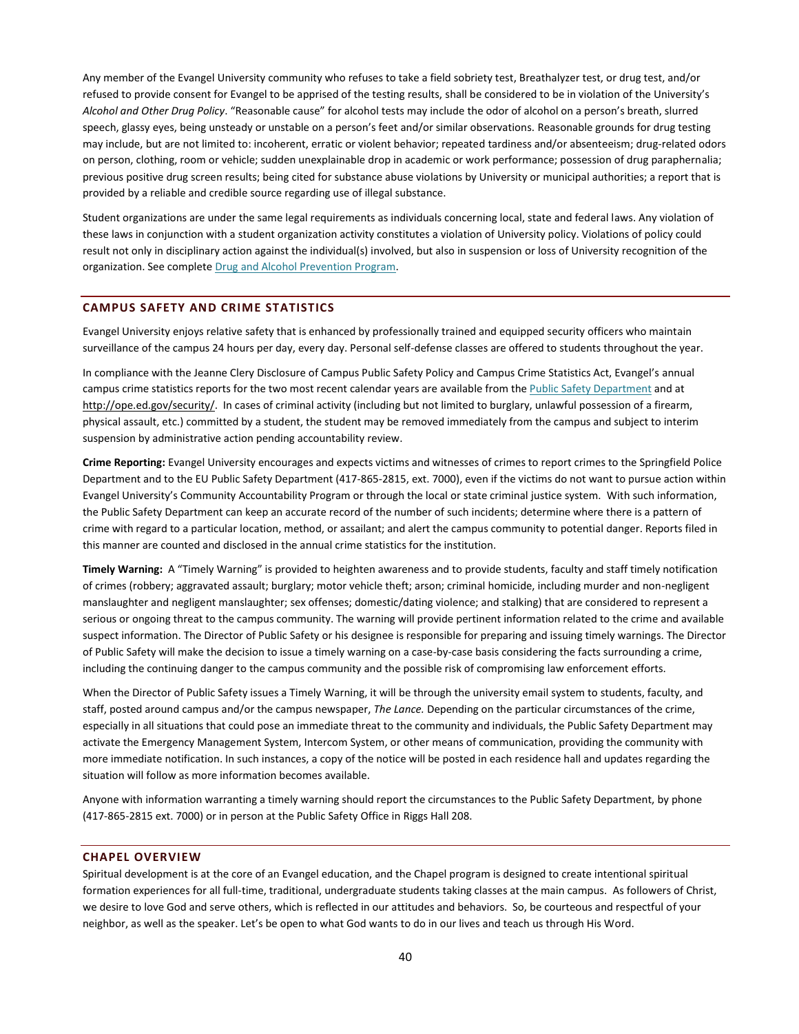Any member of the Evangel University community who refuses to take a field sobriety test, Breathalyzer test, or drug test, and/or refused to provide consent for Evangel to be apprised of the testing results, shall be considered to be in violation of the University's *Alcohol and Other Drug Policy*. "Reasonable cause" for alcohol tests may include the odor of alcohol on a person's breath, slurred speech, glassy eyes, being unsteady or unstable on a person's feet and/or similar observations. Reasonable grounds for drug testing may include, but are not limited to: incoherent, erratic or violent behavior; repeated tardiness and/or absenteeism; drug-related odors on person, clothing, room or vehicle; sudden unexplainable drop in academic or work performance; possession of drug paraphernalia; previous positive drug screen results; being cited for substance abuse violations by University or municipal authorities; a report that is provided by a reliable and credible source regarding use of illegal substance.

Student organizations are under the same legal requirements as individuals concerning local, state and federal laws. Any violation of these laws in conjunction with a student organization activity constitutes a violation of University policy. Violations of policy could result not only in disciplinary action against the individual(s) involved, but also in suspension or loss of University recognition of the organization. See complete [Drug and Alcohol Prevention Program](#).

## CAMPUS SAFETY AND CRIME STATISTICS

Evangel University enjoys relative safety that is enhanced by professionally trained and equipped security officers who maintain surveillance of the campus 24 hours per day, every day. Personal self-defense classes are offered to students throughout the year.

In compliance with the Jeanne Clery Disclosure of Campus Public Safety Policy and Campus Crime Statistics Act, Evangel's annual campus crime statistics reports for the two most recent calendar years are available from the [Public Safety Department](#) and at http://ope.ed.gov/security/. In cases of criminal activity (including but not limited to burglary, unlawful possession of a firearm, physical assault, etc.) committed by a student, the student may be removed immediately from the campus and subject to interim suspension by administrative action pending accountability review.

**Crime Reporting:** Evangel University encourages and expects victims and witnesses of crimes to report crimes to the Springfield Police Department and to the EU Public Safety Department (417-865-2815, ext. 7000), even if the victims do not want to pursue action within Evangel University's Community Accountability Program or through the local or state criminal justice system. With such information, the Public Safety Department can keep an accurate record of the number of such incidents; determine where there is a pattern of crime with regard to a particular location, method, or assailant; and alert the campus community to potential danger. Reports filed in this manner are counted and disclosed in the annual crime statistics for the institution.

**Timely Warning:** A "Timely Warning" is provided to heighten awareness and to provide students, faculty and staff timely notification of crimes (robbery; aggravated assault; burglary; motor vehicle theft; arson; criminal homicide, including murder and non-negligent manslaughter and negligent manslaughter; sex offenses; domestic/dating violence; and stalking) that are considered to represent a serious or ongoing threat to the campus community. The warning will provide pertinent information related to the crime and available suspect information. The Director of Public Safety or his designee is responsible for preparing and issuing timely warnings. The Director of Public Safety will make the decision to issue a timely warning on a case-by-case basis considering the facts surrounding a crime, including the continuing danger to the campus community and the possible risk of compromising law enforcement efforts.

When the Director of Public Safety issues a Timely Warning, it will be through the university email system to students, faculty, and staff, posted around campus and/or the campus newspaper, *The Lance.* Depending on the particular circumstances of the crime, especially in all situations that could pose an immediate threat to the community and individuals, the Public Safety Department may activate the Emergency Management System, Intercom System, or other means of communication, providing the community with more immediate notification. In such instances, a copy of the notice will be posted in each residence hall and updates regarding the situation will follow as more information becomes available.

Anyone with information warranting a timely warning should report the circumstances to the Public Safety Department, by phone (417-865-2815 ext. 7000) or in person at the Public Safety Office in Riggs Hall 208.

## CHAPEL OVERVIEW

Spiritual development is at the core of an Evangel education, and the Chapel program is designed to create intentional spiritual formation experiences for all full-time, traditional, undergraduate students taking classes at the main campus. As followers of Christ, we desire to love God and serve others, which is reflected in our attitudes and behaviors. So, be courteous and respectful of your neighbor, as well as the speaker. Let's be open to what God wants to do in our lives and teach us through His Word.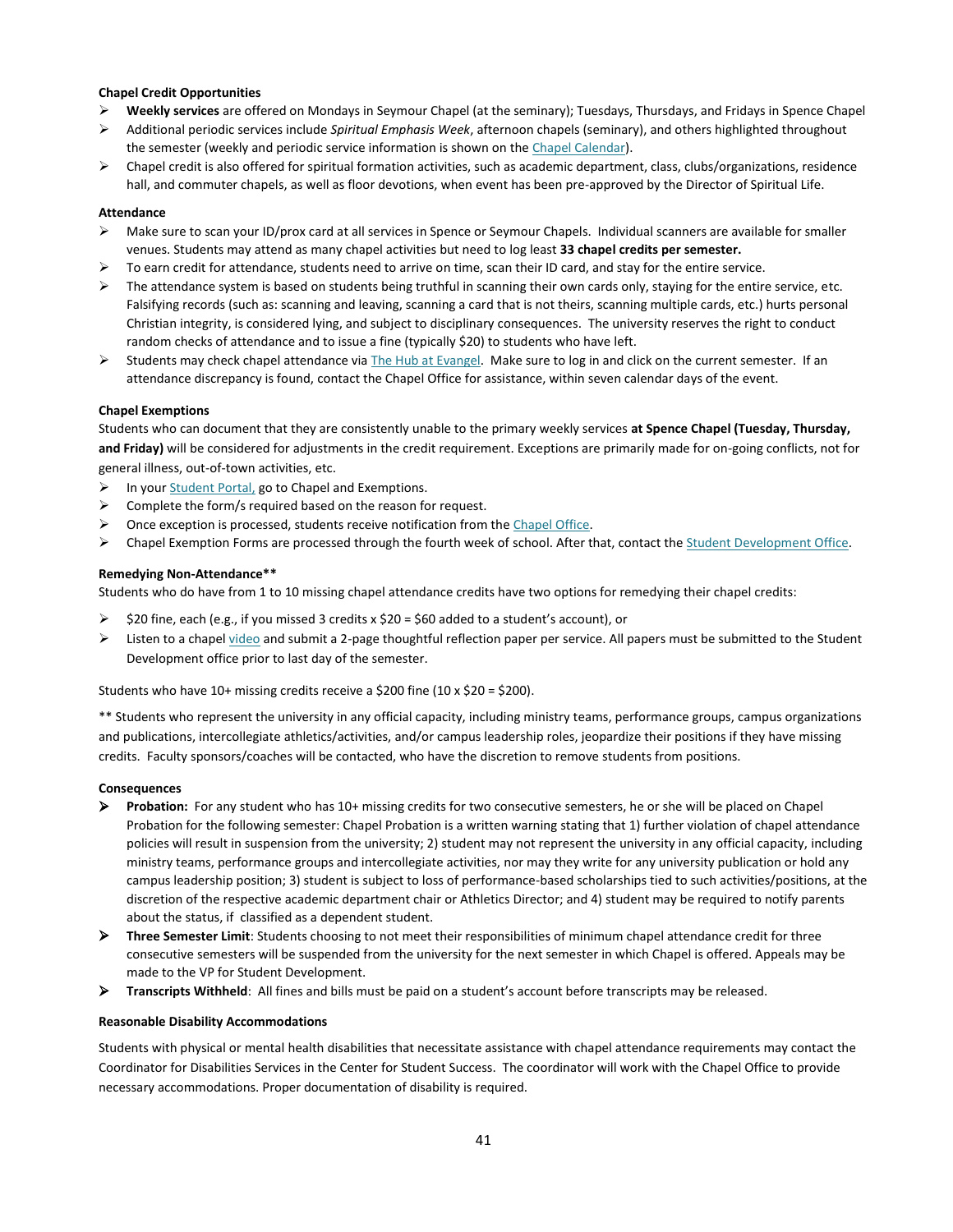**Chapel Credit Opportunities**

- **Weekly services** are offered on Mondays in Seymour Chapel (at the seminary); Tuesdays, Thursdays, and Fridays in Spence Chapel
- Additional periodic services include *Spiritual Emphasis Week*, afternoon chapels (seminary), and others highlighted throughout the semester (weekly and periodic service information is shown on the Chapel Calendar).
- Chapel credit is also offered for spiritual formation activities, such as academic department, class, clubs/organizations, residence hall, and commuter chapels, as well as floor devotions, when event has been pre-approved by the Director of Spiritual Life.

**Attendance**

- Make sure to scan your ID/prox card at all services in Spence or Seymour Chapels. Individual scanners are available for smaller venues. Students may attend as many chapel activities but need to log least **33 chapel credits per semester.**
- To earn credit for attendance, students need to arrive on time, scan their ID card, and stay for the entire service.
- The attendance system is based on students being truthful in scanning their own cards only, staying for the entire service, etc. Falsifying records (such as: scanning and leaving, scanning a card that is not theirs, scanning multiple cards, etc.) hurts personal Christian integrity, is considered lying, and subject to disciplinary consequences. The university reserves the right to conduct random checks of attendance and to issue a fine (typically $20) to students who have left.
- Students may check chapel attendance via The Hub at Evangel. Make sure to log in and click on the current semester. If an attendance discrepancy is found, contact the Chapel Office for assistance, within seven calendar days of the event.

**Chapel Exemptions**

Students who can document that they are consistently unable to the primary weekly services **at Spence Chapel (Tuesday, Thursday, and Friday)** will be considered for adjustments in the credit requirement. Exceptions are primarily made for on-going conflicts, not for general illness, out-of-town activities, etc.

- In your Student Portal, go to Chapel and Exemptions.
- Complete the form/s required based on the reason for request.
- Once exception is processed, students receive notification from the Chapel Office.
- Chapel Exemption Forms are processed through the fourth week of school. After that, contact the Student Development Office.

**Remedying Non-Attendance****

Students who do have from 1 to 10 missing chapel attendance credits have two options for remedying their chapel credits:

- $20 fine, each (e.g., if you missed 3 credits x $20 = $60 added to a student's account), or
- Listen to a chapel video and submit a 2-page thoughtful reflection paper per service. All papers must be submitted to the Student Development office prior to last day of the semester.

Students who have 10+ missing credits receive a $200 fine (10 x $20 = $200).

** Students who represent the university in any official capacity, including ministry teams, performance groups, campus organizations and publications, intercollegiate athletics/activities, and/or campus leadership roles, jeopardize their positions if they have missing credits. Faculty sponsors/coaches will be contacted, who have the discretion to remove students from positions.

**Consequences**

- **Probation:** For any student who has 10+ missing credits for two consecutive semesters, he or she will be placed on Chapel Probation for the following semester: Chapel Probation is a written warning stating that 1) further violation of chapel attendance policies will result in suspension from the university; 2) student may not represent the university in any official capacity, including ministry teams, performance groups and intercollegiate activities, nor may they write for any university publication or hold any campus leadership position; 3) student is subject to loss of performance-based scholarships tied to such activities/positions, at the discretion of the respective academic department chair or Athletics Director; and 4) student may be required to notify parents about the status, if classified as a dependent student.
- **Three Semester Limit**: Students choosing to not meet their responsibilities of minimum chapel attendance credit for three consecutive semesters will be suspended from the university for the next semester in which Chapel is offered. Appeals may be made to the VP for Student Development.
- **Transcripts Withheld**: All fines and bills must be paid on a student's account before transcripts may be released.

**Reasonable Disability Accommodations**

Students with physical or mental health disabilities that necessitate assistance with chapel attendance requirements may contact the Coordinator for Disabilities Services in the Center for Student Success. The coordinator will work with the Chapel Office to provide necessary accommodations. Proper documentation of disability is required.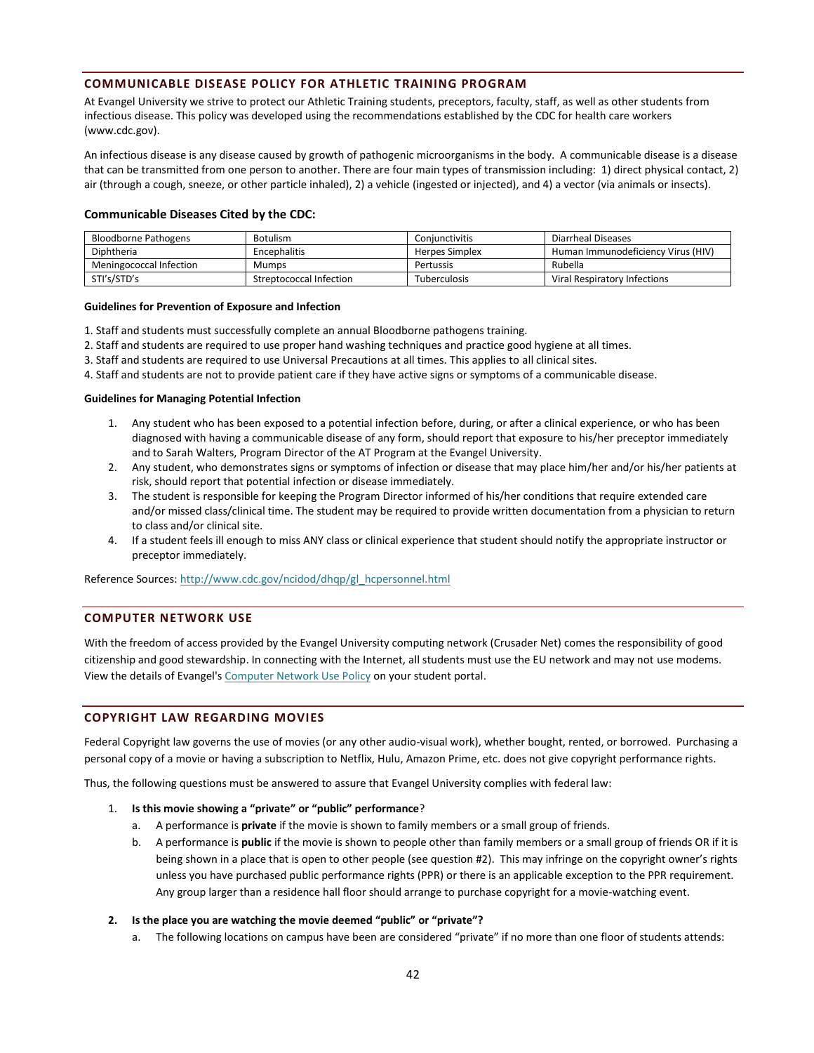## COMMUNICABLE DISEASE POLICY FOR ATHLETIC TRAINING PROGRAM

At Evangel University we strive to protect our Athletic Training students, preceptors, faculty, staff, as well as other students from infectious disease. This policy was developed using the recommendations established by the CDC for health care workers (www.cdc.gov).

An infectious disease is any disease caused by growth of pathogenic microorganisms in the body. A communicable disease is a disease that can be transmitted from one person to another. There are four main types of transmission including: 1) direct physical contact, 2) air (through a cough, sneeze, or other particle inhaled), 2) a vehicle (ingested or injected), and 4) a vector (via animals or insects).

### Communicable Diseases Cited by the CDC:

| Bloodborne Pathogens | Botulism | Conjunctivitis | Diarrheal Diseases |
|---|---|---|---|
| Diphtheria | Encephalitis | Herpes Simplex | Human Immunodeficiency Virus (HIV) |
| Meningococcal Infection | Mumps | Pertussis | Rubella |
| STI's/STD's | Streptococcal Infection | Tuberculosis | Viral Respiratory Infections |

**Guidelines for Prevention of Exposure and Infection**

1. Staff and students must successfully complete an annual Bloodborne pathogens training.
2. Staff and students are required to use proper hand washing techniques and practice good hygiene at all times.
3. Staff and students are required to use Universal Precautions at all times. This applies to all clinical sites.
4. Staff and students are not to provide patient care if they have active signs or symptoms of a communicable disease.

**Guidelines for Managing Potential Infection**

1. Any student who has been exposed to a potential infection before, during, or after a clinical experience, or who has been diagnosed with having a communicable disease of any form, should report that exposure to his/her preceptor immediately and to Sarah Walters, Program Director of the AT Program at the Evangel University.
2. Any student, who demonstrates signs or symptoms of infection or disease that may place him/her and/or his/her patients at risk, should report that potential infection or disease immediately.
3. The student is responsible for keeping the Program Director informed of his/her conditions that require extended care and/or missed class/clinical time. The student may be required to provide written documentation from a physician to return to class and/or clinical site.
4. If a student feels ill enough to miss ANY class or clinical experience that student should notify the appropriate instructor or preceptor immediately.

Reference Sources: http://www.cdc.gov/ncidod/dhqp/gl_hcpersonnel.html

## COMPUTER NETWORK USE

With the freedom of access provided by the Evangel University computing network (Crusader Net) comes the responsibility of good citizenship and good stewardship. In connecting with the Internet, all students must use the EU network and may not use modems. View the details of Evangel's Computer Network Use Policy on your student portal.

## COPYRIGHT LAW REGARDING MOVIES

Federal Copyright law governs the use of movies (or any other audio-visual work), whether bought, rented, or borrowed. Purchasing a personal copy of a movie or having a subscription to Netflix, Hulu, Amazon Prime, etc. does not give copyright performance rights.

Thus, the following questions must be answered to assure that Evangel University complies with federal law:

1. **Is this movie showing a "private" or "public" performance**?
   a. A performance is **private** if the movie is shown to family members or a small group of friends.
   b. A performance is **public** if the movie is shown to people other than family members or a small group of friends OR if it is being shown in a place that is open to other people (see question #2). This may infringe on the copyright owner's rights unless you have purchased public performance rights (PPR) or there is an applicable exception to the PPR requirement. Any group larger than a residence hall floor should arrange to purchase copyright for a movie-watching event.
2. **Is the place you are watching the movie deemed "public" or "private"?**
   a. The following locations on campus have been are considered "private" if no more than one floor of students attends: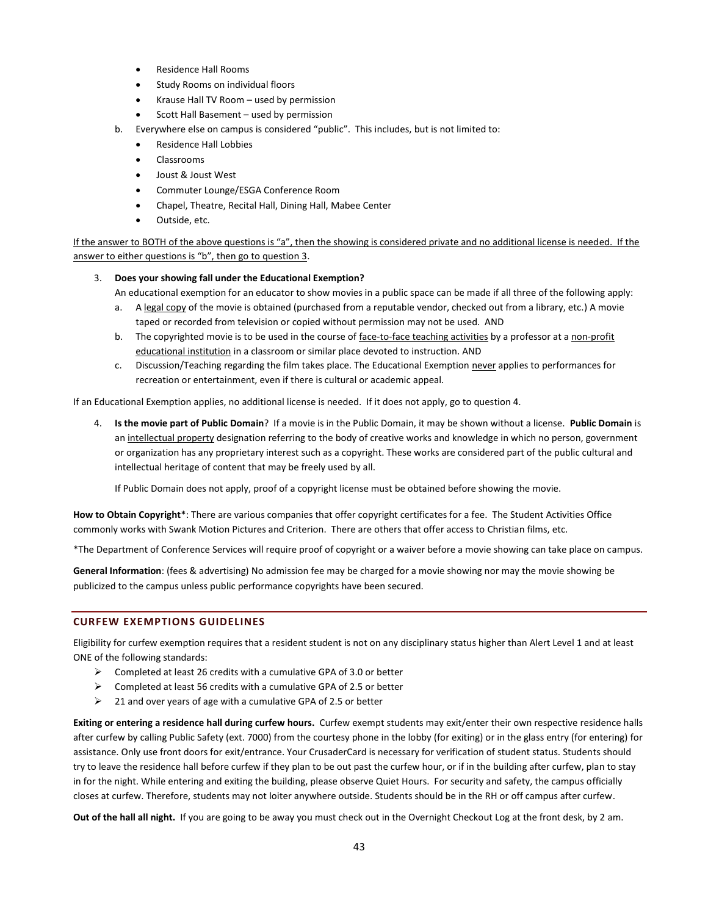- Residence Hall Rooms
- Study Rooms on individual floors
- Krause Hall TV Room – used by permission
- Scott Hall Basement – used by permission

b. Everywhere else on campus is considered "public". This includes, but is not limited to:
- Residence Hall Lobbies
- Classrooms
- Joust & Joust West
- Commuter Lounge/ESGA Conference Room
- Chapel, Theatre, Recital Hall, Dining Hall, Mabee Center
- Outside, etc.

<u>If the answer to BOTH of the above questions is "a", then the showing is considered private and no additional license is needed. If the answer to either questions is "b", then go to question 3</u>.

3. **Does your showing fall under the Educational Exemption?**
   An educational exemption for an educator to show movies in a public space can be made if all three of the following apply:
   a. A <u>legal copy</u> of the movie is obtained (purchased from a reputable vendor, checked out from a library, etc.) A movie taped or recorded from television or copied without permission may not be used. AND
   b. The copyrighted movie is to be used in the course of <u>face-to-face teaching activities</u> by a professor at a <u>non-profit educational institution</u> in a classroom or similar place devoted to instruction. AND
   c. Discussion/Teaching regarding the film takes place. The Educational Exemption <u>never</u> applies to performances for recreation or entertainment, even if there is cultural or academic appeal.

If an Educational Exemption applies, no additional license is needed. If it does not apply, go to question 4.

4. **Is the movie part of Public Domain**? If a movie is in the Public Domain, it may be shown without a license. **Public Domain** is an <u>intellectual property</u> designation referring to the body of creative works and knowledge in which no person, government or organization has any proprietary interest such as a copyright. These works are considered part of the public cultural and intellectual heritage of content that may be freely used by all.

   If Public Domain does not apply, proof of a copyright license must be obtained before showing the movie.

**How to Obtain Copyright***: There are various companies that offer copyright certificates for a fee. The Student Activities Office commonly works with Swank Motion Pictures and Criterion. There are others that offer access to Christian films, etc.

*The Department of Conference Services will require proof of copyright or a waiver before a movie showing can take place on campus.

**General Information**: (fees & advertising) No admission fee may be charged for a movie showing nor may the movie showing be publicized to the campus unless public performance copyrights have been secured.

## CURFEW EXEMPTIONS GUIDELINES

Eligibility for curfew exemption requires that a resident student is not on any disciplinary status higher than Alert Level 1 and at least ONE of the following standards:

- Completed at least 26 credits with a cumulative GPA of 3.0 or better
- Completed at least 56 credits with a cumulative GPA of 2.5 or better
- 21 and over years of age with a cumulative GPA of 2.5 or better

**Exiting or entering a residence hall during curfew hours.** Curfew exempt students may exit/enter their own respective residence halls after curfew by calling Public Safety (ext. 7000) from the courtesy phone in the lobby (for exiting) or in the glass entry (for entering) for assistance. Only use front doors for exit/entrance. Your CrusaderCard is necessary for verification of student status. Students should try to leave the residence hall before curfew if they plan to be out past the curfew hour, or if in the building after curfew, plan to stay in for the night. While entering and exiting the building, please observe Quiet Hours. For security and safety, the campus officially closes at curfew. Therefore, students may not loiter anywhere outside. Students should be in the RH or off campus after curfew.

**Out of the hall all night.** If you are going to be away you must check out in the Overnight Checkout Log at the front desk, by 2 am.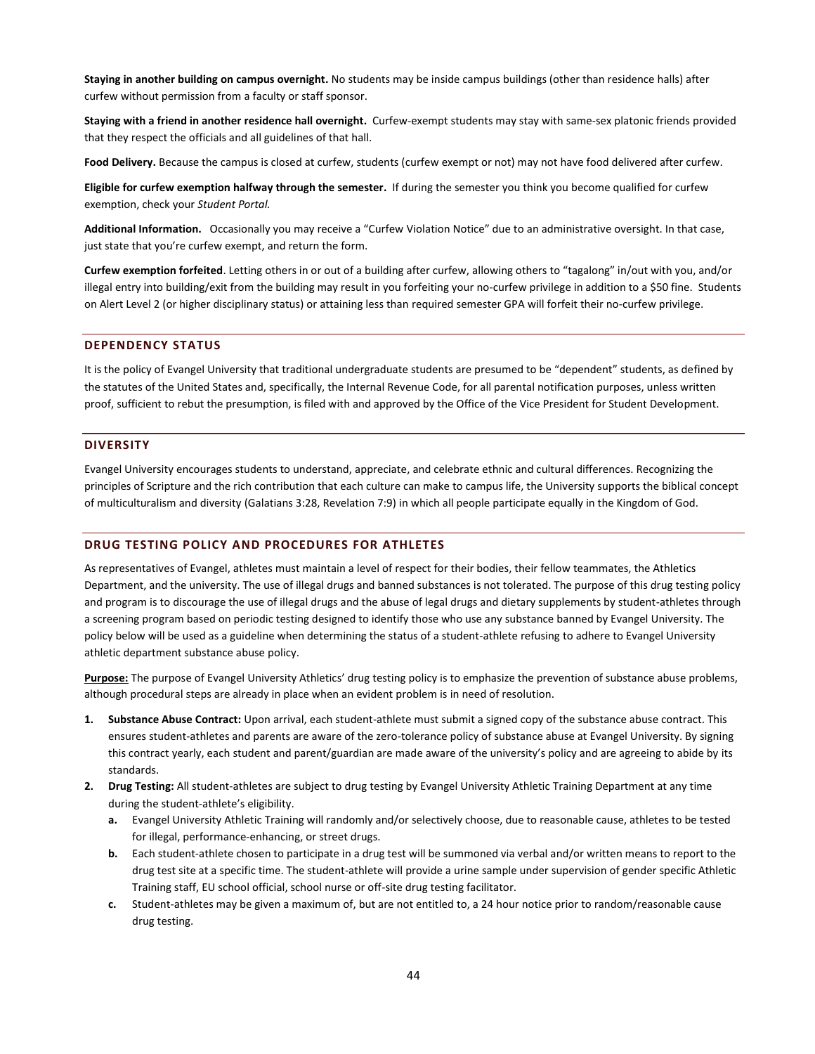**Staying in another building on campus overnight.** No students may be inside campus buildings (other than residence halls) after curfew without permission from a faculty or staff sponsor.

**Staying with a friend in another residence hall overnight.** Curfew-exempt students may stay with same-sex platonic friends provided that they respect the officials and all guidelines of that hall.

**Food Delivery.** Because the campus is closed at curfew, students (curfew exempt or not) may not have food delivered after curfew.

**Eligible for curfew exemption halfway through the semester.** If during the semester you think you become qualified for curfew exemption, check your *Student Portal.*

**Additional Information.** Occasionally you may receive a "Curfew Violation Notice" due to an administrative oversight. In that case, just state that you're curfew exempt, and return the form.

**Curfew exemption forfeited**. Letting others in or out of a building after curfew, allowing others to "tagalong" in/out with you, and/or illegal entry into building/exit from the building may result in you forfeiting your no-curfew privilege in addition to a $50 fine. Students on Alert Level 2 (or higher disciplinary status) or attaining less than required semester GPA will forfeit their no-curfew privilege.

## DEPENDENCY STATUS

It is the policy of Evangel University that traditional undergraduate students are presumed to be "dependent" students, as defined by the statutes of the United States and, specifically, the Internal Revenue Code, for all parental notification purposes, unless written proof, sufficient to rebut the presumption, is filed with and approved by the Office of the Vice President for Student Development.

## DIVERSITY

Evangel University encourages students to understand, appreciate, and celebrate ethnic and cultural differences. Recognizing the principles of Scripture and the rich contribution that each culture can make to campus life, the University supports the biblical concept of multiculturalism and diversity (Galatians 3:28, Revelation 7:9) in which all people participate equally in the Kingdom of God.

## DRUG TESTING POLICY AND PROCEDURES FOR ATHLETES

As representatives of Evangel, athletes must maintain a level of respect for their bodies, their fellow teammates, the Athletics Department, and the university. The use of illegal drugs and banned substances is not tolerated. The purpose of this drug testing policy and program is to discourage the use of illegal drugs and the abuse of legal drugs and dietary supplements by student-athletes through a screening program based on periodic testing designed to identify those who use any substance banned by Evangel University. The policy below will be used as a guideline when determining the status of a student-athlete refusing to adhere to Evangel University athletic department substance abuse policy.

**Purpose:** The purpose of Evangel University Athletics' drug testing policy is to emphasize the prevention of substance abuse problems, although procedural steps are already in place when an evident problem is in need of resolution.

1. **Substance Abuse Contract:** Upon arrival, each student-athlete must submit a signed copy of the substance abuse contract. This ensures student-athletes and parents are aware of the zero-tolerance policy of substance abuse at Evangel University. By signing this contract yearly, each student and parent/guardian are made aware of the university's policy and are agreeing to abide by its standards.
2. **Drug Testing:** All student-athletes are subject to drug testing by Evangel University Athletic Training Department at any time during the student-athlete's eligibility.
    a. Evangel University Athletic Training will randomly and/or selectively choose, due to reasonable cause, athletes to be tested for illegal, performance-enhancing, or street drugs.
    b. Each student-athlete chosen to participate in a drug test will be summoned via verbal and/or written means to report to the drug test site at a specific time. The student-athlete will provide a urine sample under supervision of gender specific Athletic Training staff, EU school official, school nurse or off-site drug testing facilitator.
    c. Student-athletes may be given a maximum of, but are not entitled to, a 24 hour notice prior to random/reasonable cause drug testing.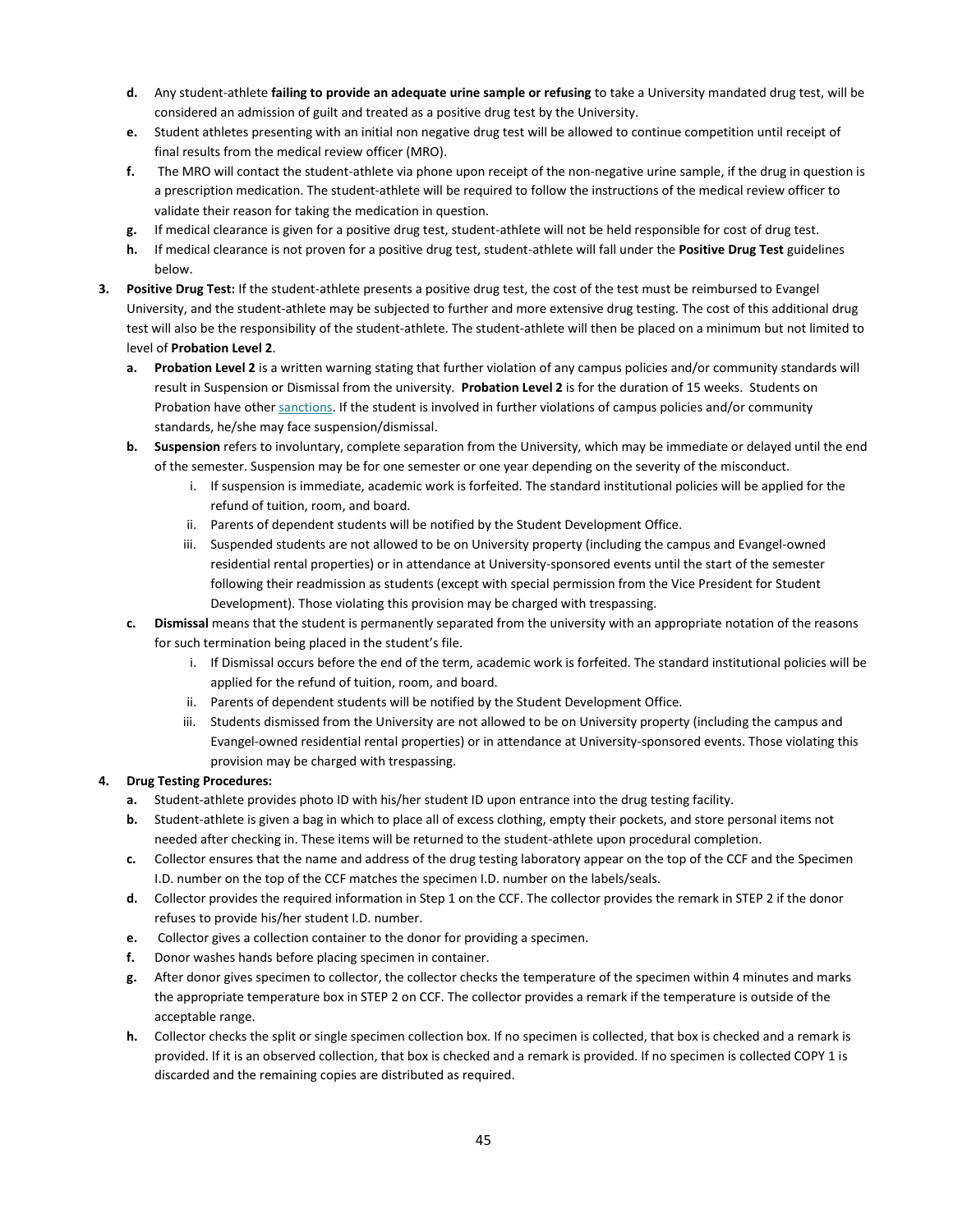d. Any student-athlete **failing to provide an adequate urine sample or refusing** to take a University mandated drug test, will be considered an admission of guilt and treated as a positive drug test by the University.
e. Student athletes presenting with an initial non negative drug test will be allowed to continue competition until receipt of final results from the medical review officer (MRO).
f. The MRO will contact the student-athlete via phone upon receipt of the non-negative urine sample, if the drug in question is a prescription medication. The student-athlete will be required to follow the instructions of the medical review officer to validate their reason for taking the medication in question.
g. If medical clearance is given for a positive drug test, student-athlete will not be held responsible for cost of drug test.
h. If medical clearance is not proven for a positive drug test, student-athlete will fall under the **Positive Drug Test** guidelines below.

3. **Positive Drug Test:** If the student-athlete presents a positive drug test, the cost of the test must be reimbursed to Evangel University, and the student-athlete may be subjected to further and more extensive drug testing. The cost of this additional drug test will also be the responsibility of the student-athlete. The student-athlete will then be placed on a minimum but not limited to level of **Probation Level 2**.
   a. **Probation Level 2** is a written warning stating that further violation of any campus policies and/or community standards will result in Suspension or Dismissal from the university. **Probation Level 2** is for the duration of 15 weeks. Students on Probation have other sanctions. If the student is involved in further violations of campus policies and/or community standards, he/she may face suspension/dismissal.
   b. **Suspension** refers to involuntary, complete separation from the University, which may be immediate or delayed until the end of the semester. Suspension may be for one semester or one year depending on the severity of the misconduct.
      i. If suspension is immediate, academic work is forfeited. The standard institutional policies will be applied for the refund of tuition, room, and board.
      ii. Parents of dependent students will be notified by the Student Development Office.
      iii. Suspended students are not allowed to be on University property (including the campus and Evangel-owned residential rental properties) or in attendance at University-sponsored events until the start of the semester following their readmission as students (except with special permission from the Vice President for Student Development). Those violating this provision may be charged with trespassing.
   c. **Dismissal** means that the student is permanently separated from the university with an appropriate notation of the reasons for such termination being placed in the student's file.
      i. If Dismissal occurs before the end of the term, academic work is forfeited. The standard institutional policies will be applied for the refund of tuition, room, and board.
      ii. Parents of dependent students will be notified by the Student Development Office.
      iii. Students dismissed from the University are not allowed to be on University property (including the campus and Evangel-owned residential rental properties) or in attendance at University-sponsored events. Those violating this provision may be charged with trespassing.

4. **Drug Testing Procedures:**
   a. Student-athlete provides photo ID with his/her student ID upon entrance into the drug testing facility.
   b. Student-athlete is given a bag in which to place all of excess clothing, empty their pockets, and store personal items not needed after checking in. These items will be returned to the student-athlete upon procedural completion.
   c. Collector ensures that the name and address of the drug testing laboratory appear on the top of the CCF and the Specimen I.D. number on the top of the CCF matches the specimen I.D. number on the labels/seals.
   d. Collector provides the required information in Step 1 on the CCF. The collector provides the remark in STEP 2 if the donor refuses to provide his/her student I.D. number.
   e. Collector gives a collection container to the donor for providing a specimen.
   f. Donor washes hands before placing specimen in container.
   g. After donor gives specimen to collector, the collector checks the temperature of the specimen within 4 minutes and marks the appropriate temperature box in STEP 2 on CCF. The collector provides a remark if the temperature is outside of the acceptable range.
   h. Collector checks the split or single specimen collection box. If no specimen is collected, that box is checked and a remark is provided. If it is an observed collection, that box is checked and a remark is provided. If no specimen is collected COPY 1 is discarded and the remaining copies are distributed as required.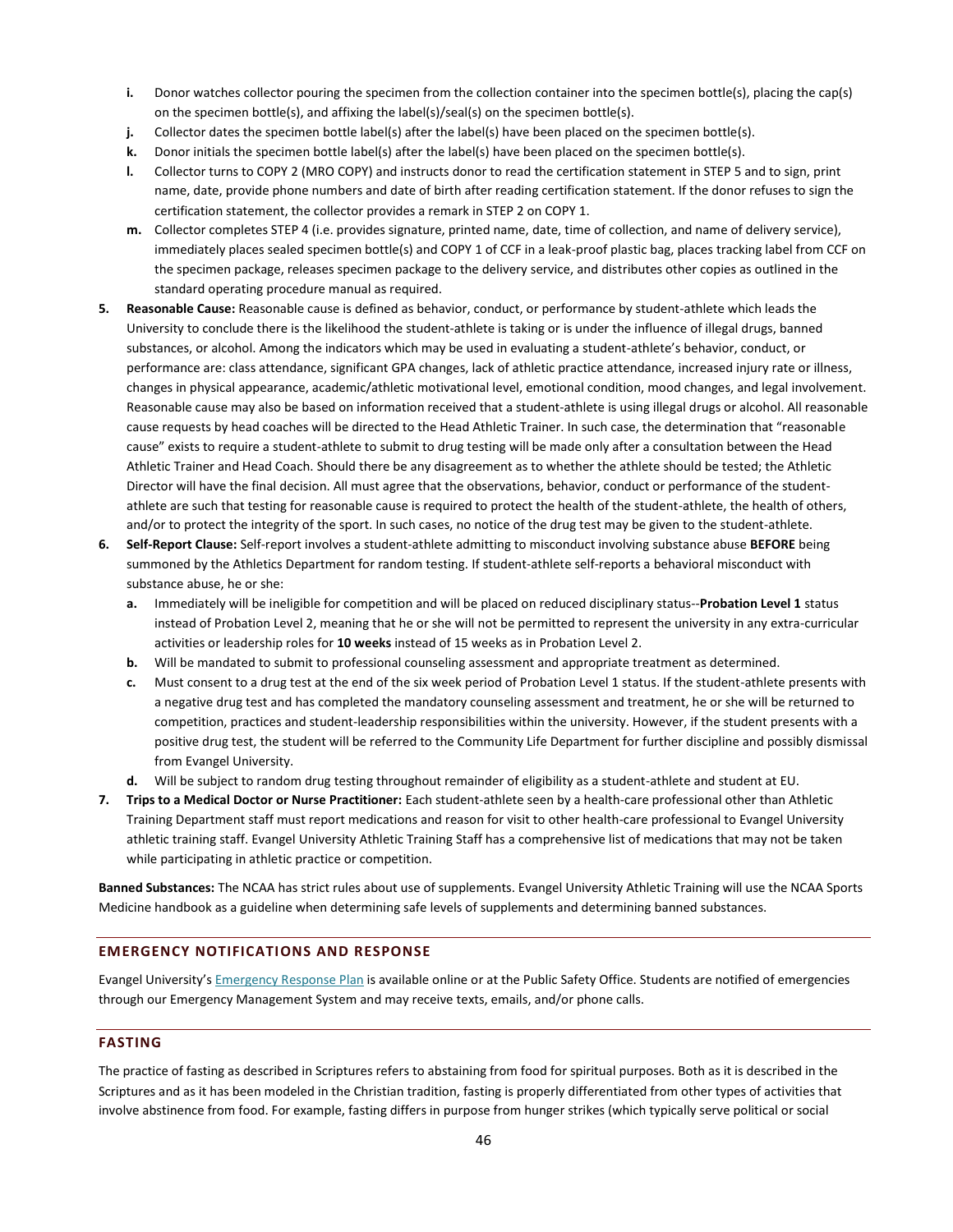- **i.** Donor watches collector pouring the specimen from the collection container into the specimen bottle(s), placing the cap(s) on the specimen bottle(s), and affixing the label(s)/seal(s) on the specimen bottle(s).
- **j.** Collector dates the specimen bottle label(s) after the label(s) have been placed on the specimen bottle(s).
- **k.** Donor initials the specimen bottle label(s) after the label(s) have been placed on the specimen bottle(s).
- **l.** Collector turns to COPY 2 (MRO COPY) and instructs donor to read the certification statement in STEP 5 and to sign, print name, date, provide phone numbers and date of birth after reading certification statement. If the donor refuses to sign the certification statement, the collector provides a remark in STEP 2 on COPY 1.
- **m.** Collector completes STEP 4 (i.e. provides signature, printed name, date, time of collection, and name of delivery service), immediately places sealed specimen bottle(s) and COPY 1 of CCF in a leak-proof plastic bag, places tracking label from CCF on the specimen package, releases specimen package to the delivery service, and distributes other copies as outlined in the standard operating procedure manual as required.

5. **Reasonable Cause:** Reasonable cause is defined as behavior, conduct, or performance by student-athlete which leads the University to conclude there is the likelihood the student-athlete is taking or is under the influence of illegal drugs, banned substances, or alcohol. Among the indicators which may be used in evaluating a student-athlete's behavior, conduct, or performance are: class attendance, significant GPA changes, lack of athletic practice attendance, increased injury rate or illness, changes in physical appearance, academic/athletic motivational level, emotional condition, mood changes, and legal involvement. Reasonable cause may also be based on information received that a student-athlete is using illegal drugs or alcohol. All reasonable cause requests by head coaches will be directed to the Head Athletic Trainer. In such case, the determination that "reasonable cause" exists to require a student-athlete to submit to drug testing will be made only after a consultation between the Head Athletic Trainer and Head Coach. Should there be any disagreement as to whether the athlete should be tested; the Athletic Director will have the final decision. All must agree that the observations, behavior, conduct or performance of the student-athlete are such that testing for reasonable cause is required to protect the health of the student-athlete, the health of others, and/or to protect the integrity of the sport. In such cases, no notice of the drug test may be given to the student-athlete.
6. **Self-Report Clause:** Self-report involves a student-athlete admitting to misconduct involving substance abuse **BEFORE** being summoned by the Athletics Department for random testing. If student-athlete self-reports a behavioral misconduct with substance abuse, he or she:
   - **a.** Immediately will be ineligible for competition and will be placed on reduced disciplinary status--**Probation Level 1** status instead of Probation Level 2, meaning that he or she will not be permitted to represent the university in any extra-curricular activities or leadership roles for **10 weeks** instead of 15 weeks as in Probation Level 2.
   - **b.** Will be mandated to submit to professional counseling assessment and appropriate treatment as determined.
   - **c.** Must consent to a drug test at the end of the six week period of Probation Level 1 status. If the student-athlete presents with a negative drug test and has completed the mandatory counseling assessment and treatment, he or she will be returned to competition, practices and student-leadership responsibilities within the university. However, if the student presents with a positive drug test, the student will be referred to the Community Life Department for further discipline and possibly dismissal from Evangel University.
   - **d.** Will be subject to random drug testing throughout remainder of eligibility as a student-athlete and student at EU.
7. **Trips to a Medical Doctor or Nurse Practitioner:** Each student-athlete seen by a health-care professional other than Athletic Training Department staff must report medications and reason for visit to other health-care professional to Evangel University athletic training staff. Evangel University Athletic Training Staff has a comprehensive list of medications that may not be taken while participating in athletic practice or competition.

**Banned Substances:** The NCAA has strict rules about use of supplements. Evangel University Athletic Training will use the NCAA Sports Medicine handbook as a guideline when determining safe levels of supplements and determining banned substances.

## EMERGENCY NOTIFICATIONS AND RESPONSE

Evangel University's Emergency Response Plan is available online or at the Public Safety Office. Students are notified of emergencies through our Emergency Management System and may receive texts, emails, and/or phone calls.

## FASTING

The practice of fasting as described in Scriptures refers to abstaining from food for spiritual purposes. Both as it is described in the Scriptures and as it has been modeled in the Christian tradition, fasting is properly differentiated from other types of activities that involve abstinence from food. For example, fasting differs in purpose from hunger strikes (which typically serve political or social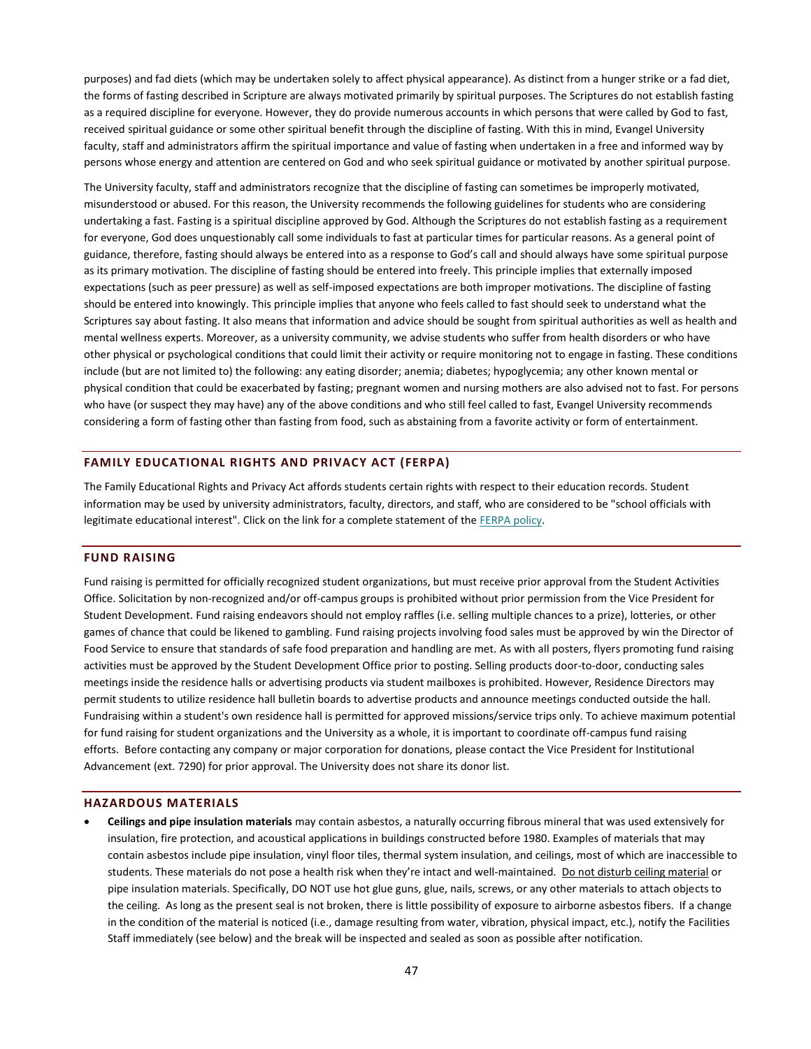purposes) and fad diets (which may be undertaken solely to affect physical appearance). As distinct from a hunger strike or a fad diet, the forms of fasting described in Scripture are always motivated primarily by spiritual purposes. The Scriptures do not establish fasting as a required discipline for everyone. However, they do provide numerous accounts in which persons that were called by God to fast, received spiritual guidance or some other spiritual benefit through the discipline of fasting. With this in mind, Evangel University faculty, staff and administrators affirm the spiritual importance and value of fasting when undertaken in a free and informed way by persons whose energy and attention are centered on God and who seek spiritual guidance or motivated by another spiritual purpose.

The University faculty, staff and administrators recognize that the discipline of fasting can sometimes be improperly motivated, misunderstood or abused. For this reason, the University recommends the following guidelines for students who are considering undertaking a fast. Fasting is a spiritual discipline approved by God. Although the Scriptures do not establish fasting as a requirement for everyone, God does unquestionably call some individuals to fast at particular times for particular reasons. As a general point of guidance, therefore, fasting should always be entered into as a response to God's call and should always have some spiritual purpose as its primary motivation. The discipline of fasting should be entered into freely. This principle implies that externally imposed expectations (such as peer pressure) as well as self-imposed expectations are both improper motivations. The discipline of fasting should be entered into knowingly. This principle implies that anyone who feels called to fast should seek to understand what the Scriptures say about fasting. It also means that information and advice should be sought from spiritual authorities as well as health and mental wellness experts. Moreover, as a university community, we advise students who suffer from health disorders or who have other physical or psychological conditions that could limit their activity or require monitoring not to engage in fasting. These conditions include (but are not limited to) the following: any eating disorder; anemia; diabetes; hypoglycemia; any other known mental or physical condition that could be exacerbated by fasting; pregnant women and nursing mothers are also advised not to fast. For persons who have (or suspect they may have) any of the above conditions and who still feel called to fast, Evangel University recommends considering a form of fasting other than fasting from food, such as abstaining from a favorite activity or form of entertainment.

## FAMILY EDUCATIONAL RIGHTS AND PRIVACY ACT (FERPA)

The Family Educational Rights and Privacy Act affords students certain rights with respect to their education records. Student information may be used by university administrators, faculty, directors, and staff, who are considered to be "school officials with legitimate educational interest". Click on the link for a complete statement of the FERPA policy.

## FUND RAISING

Fund raising is permitted for officially recognized student organizations, but must receive prior approval from the Student Activities Office. Solicitation by non-recognized and/or off-campus groups is prohibited without prior permission from the Vice President for Student Development. Fund raising endeavors should not employ raffles (i.e. selling multiple chances to a prize), lotteries, or other games of chance that could be likened to gambling. Fund raising projects involving food sales must be approved by win the Director of Food Service to ensure that standards of safe food preparation and handling are met. As with all posters, flyers promoting fund raising activities must be approved by the Student Development Office prior to posting. Selling products door-to-door, conducting sales meetings inside the residence halls or advertising products via student mailboxes is prohibited. However, Residence Directors may permit students to utilize residence hall bulletin boards to advertise products and announce meetings conducted outside the hall. Fundraising within a student's own residence hall is permitted for approved missions/service trips only. To achieve maximum potential for fund raising for student organizations and the University as a whole, it is important to coordinate off-campus fund raising efforts. Before contacting any company or major corporation for donations, please contact the Vice President for Institutional Advancement (ext. 7290) for prior approval. The University does not share its donor list.

## HAZARDOUS MATERIALS

- **Ceilings and pipe insulation materials** may contain asbestos, a naturally occurring fibrous mineral that was used extensively for insulation, fire protection, and acoustical applications in buildings constructed before 1980. Examples of materials that may contain asbestos include pipe insulation, vinyl floor tiles, thermal system insulation, and ceilings, most of which are inaccessible to students. These materials do not pose a health risk when they're intact and well-maintained. Do not disturb ceiling material or pipe insulation materials. Specifically, DO NOT use hot glue guns, glue, nails, screws, or any other materials to attach objects to the ceiling. As long as the present seal is not broken, there is little possibility of exposure to airborne asbestos fibers. If a change in the condition of the material is noticed (i.e., damage resulting from water, vibration, physical impact, etc.), notify the Facilities Staff immediately (see below) and the break will be inspected and sealed as soon as possible after notification.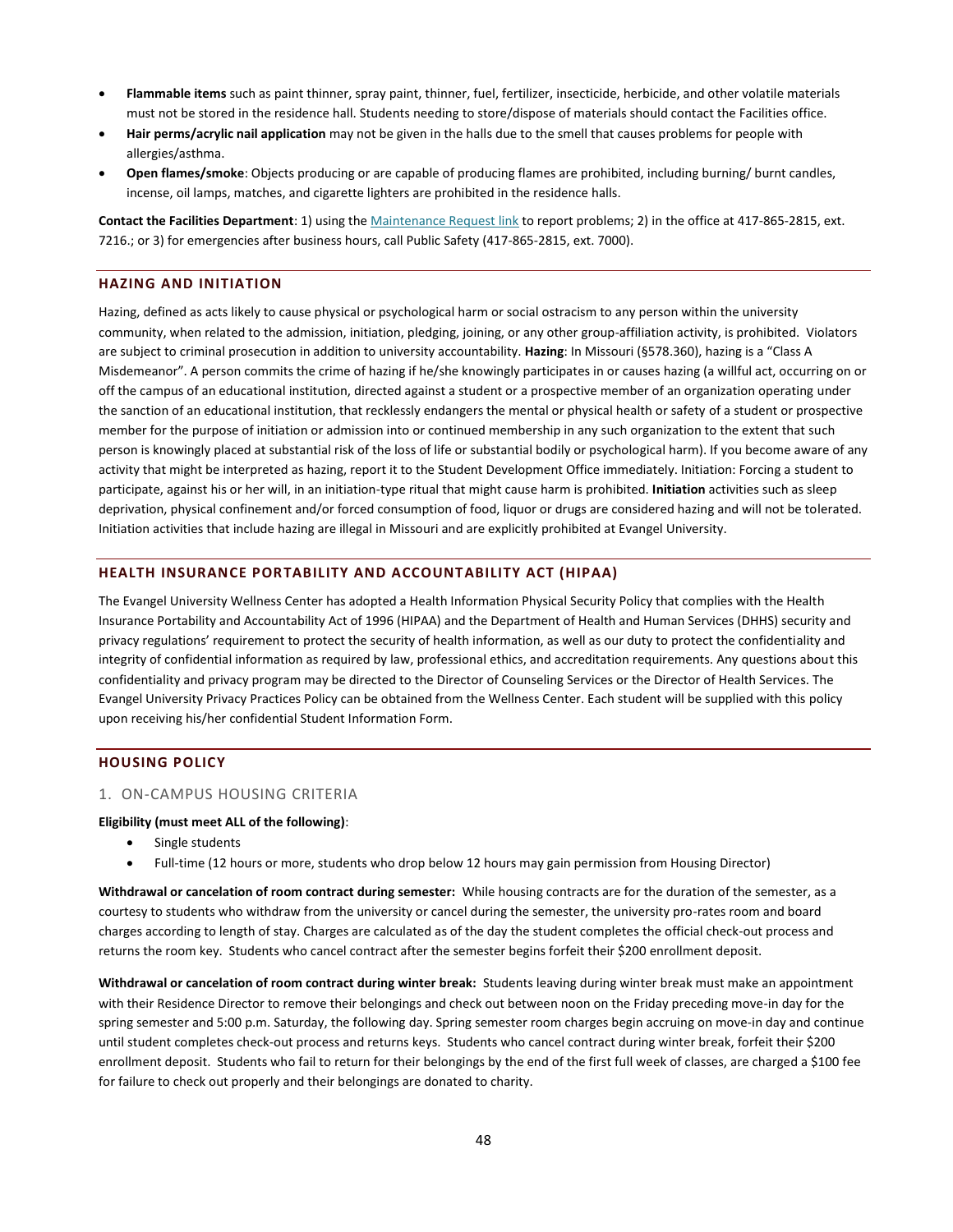- **Flammable items** such as paint thinner, spray paint, thinner, fuel, fertilizer, insecticide, herbicide, and other volatile materials must not be stored in the residence hall. Students needing to store/dispose of materials should contact the Facilities office.
- **Hair perms/acrylic nail application** may not be given in the halls due to the smell that causes problems for people with allergies/asthma.
- **Open flames/smoke**: Objects producing or are capable of producing flames are prohibited, including burning/ burnt candles, incense, oil lamps, matches, and cigarette lighters are prohibited in the residence halls.

**Contact the Facilities Department**: 1) using the [Maintenance Request link] to report problems; 2) in the office at 417-865-2815, ext. 7216.; or 3) for emergencies after business hours, call Public Safety (417-865-2815, ext. 7000).

## HAZING AND INITIATION

Hazing, defined as acts likely to cause physical or psychological harm or social ostracism to any person within the university community, when related to the admission, initiation, pledging, joining, or any other group-affiliation activity, is prohibited. Violators are subject to criminal prosecution in addition to university accountability. **Hazing**: In Missouri (§578.360), hazing is a "Class A Misdemeanor". A person commits the crime of hazing if he/she knowingly participates in or causes hazing (a willful act, occurring on or off the campus of an educational institution, directed against a student or a prospective member of an organization operating under the sanction of an educational institution, that recklessly endangers the mental or physical health or safety of a student or prospective member for the purpose of initiation or admission into or continued membership in any such organization to the extent that such person is knowingly placed at substantial risk of the loss of life or substantial bodily or psychological harm). If you become aware of any activity that might be interpreted as hazing, report it to the Student Development Office immediately. Initiation: Forcing a student to participate, against his or her will, in an initiation-type ritual that might cause harm is prohibited. **Initiation** activities such as sleep deprivation, physical confinement and/or forced consumption of food, liquor or drugs are considered hazing and will not be tolerated. Initiation activities that include hazing are illegal in Missouri and are explicitly prohibited at Evangel University.

## HEALTH INSURANCE PORTABILITY AND ACCOUNTABILITY ACT (HIPAA)

The Evangel University Wellness Center has adopted a Health Information Physical Security Policy that complies with the Health Insurance Portability and Accountability Act of 1996 (HIPAA) and the Department of Health and Human Services (DHHS) security and privacy regulations' requirement to protect the security of health information, as well as our duty to protect the confidentiality and integrity of confidential information as required by law, professional ethics, and accreditation requirements. Any questions about this confidentiality and privacy program may be directed to the Director of Counseling Services or the Director of Health Services. The Evangel University Privacy Practices Policy can be obtained from the Wellness Center. Each student will be supplied with this policy upon receiving his/her confidential Student Information Form.

## HOUSING POLICY

### 1. ON-CAMPUS HOUSING CRITERIA

**Eligibility (must meet ALL of the following)**:

- Single students
- Full-time (12 hours or more, students who drop below 12 hours may gain permission from Housing Director)

**Withdrawal or cancelation of room contract during semester:** While housing contracts are for the duration of the semester, as a courtesy to students who withdraw from the university or cancel during the semester, the university pro-rates room and board charges according to length of stay. Charges are calculated as of the day the student completes the official check-out process and returns the room key. Students who cancel contract after the semester begins forfeit their $200 enrollment deposit.

**Withdrawal or cancelation of room contract during winter break:** Students leaving during winter break must make an appointment with their Residence Director to remove their belongings and check out between noon on the Friday preceding move-in day for the spring semester and 5:00 p.m. Saturday, the following day. Spring semester room charges begin accruing on move-in day and continue until student completes check-out process and returns keys. Students who cancel contract during winter break, forfeit their $200 enrollment deposit. Students who fail to return for their belongings by the end of the first full week of classes, are charged a $100 fee for failure to check out properly and their belongings are donated to charity.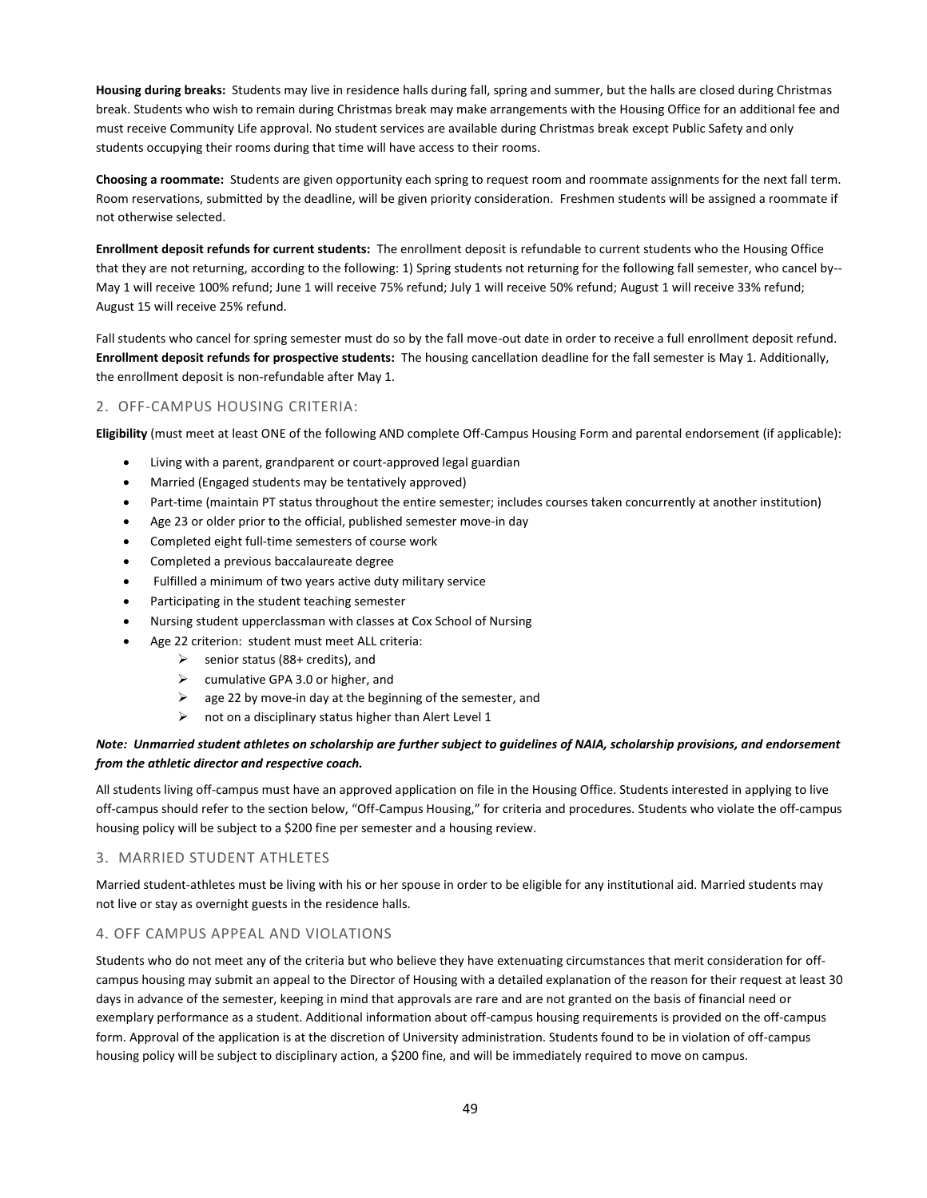**Housing during breaks:** Students may live in residence halls during fall, spring and summer, but the halls are closed during Christmas break. Students who wish to remain during Christmas break may make arrangements with the Housing Office for an additional fee and must receive Community Life approval. No student services are available during Christmas break except Public Safety and only students occupying their rooms during that time will have access to their rooms.

**Choosing a roommate:** Students are given opportunity each spring to request room and roommate assignments for the next fall term. Room reservations, submitted by the deadline, will be given priority consideration. Freshmen students will be assigned a roommate if not otherwise selected.

**Enrollment deposit refunds for current students:** The enrollment deposit is refundable to current students who the Housing Office that they are not returning, according to the following: 1) Spring students not returning for the following fall semester, who cancel by-- May 1 will receive 100% refund; June 1 will receive 75% refund; July 1 will receive 50% refund; August 1 will receive 33% refund; August 15 will receive 25% refund.

Fall students who cancel for spring semester must do so by the fall move-out date in order to receive a full enrollment deposit refund. **Enrollment deposit refunds for prospective students:** The housing cancellation deadline for the fall semester is May 1. Additionally, the enrollment deposit is non-refundable after May 1.

## 2. OFF-CAMPUS HOUSING CRITERIA:

**Eligibility** (must meet at least ONE of the following AND complete Off-Campus Housing Form and parental endorsement (if applicable):

- Living with a parent, grandparent or court-approved legal guardian
- Married (Engaged students may be tentatively approved)
- Part-time (maintain PT status throughout the entire semester; includes courses taken concurrently at another institution)
- Age 23 or older prior to the official, published semester move-in day
- Completed eight full-time semesters of course work
- Completed a previous baccalaureate degree
- Fulfilled a minimum of two years active duty military service
- Participating in the student teaching semester
- Nursing student upperclassman with classes at Cox School of Nursing
- Age 22 criterion: student must meet ALL criteria:
  - senior status (88+ credits), and
  - cumulative GPA 3.0 or higher, and
  - age 22 by move-in day at the beginning of the semester, and
  - not on a disciplinary status higher than Alert Level 1

***Note: Unmarried student athletes on scholarship are further subject to guidelines of NAIA, scholarship provisions, and endorsement from the athletic director and respective coach.***

All students living off-campus must have an approved application on file in the Housing Office. Students interested in applying to live off-campus should refer to the section below, "Off-Campus Housing," for criteria and procedures. Students who violate the off-campus housing policy will be subject to a $200 fine per semester and a housing review.

## 3. MARRIED STUDENT ATHLETES

Married student-athletes must be living with his or her spouse in order to be eligible for any institutional aid. Married students may not live or stay as overnight guests in the residence halls.

## 4. OFF CAMPUS APPEAL AND VIOLATIONS

Students who do not meet any of the criteria but who believe they have extenuating circumstances that merit consideration for off-campus housing may submit an appeal to the Director of Housing with a detailed explanation of the reason for their request at least 30 days in advance of the semester, keeping in mind that approvals are rare and are not granted on the basis of financial need or exemplary performance as a student. Additional information about off-campus housing requirements is provided on the off-campus form. Approval of the application is at the discretion of University administration. Students found to be in violation of off-campus housing policy will be subject to disciplinary action, a $200 fine, and will be immediately required to move on campus.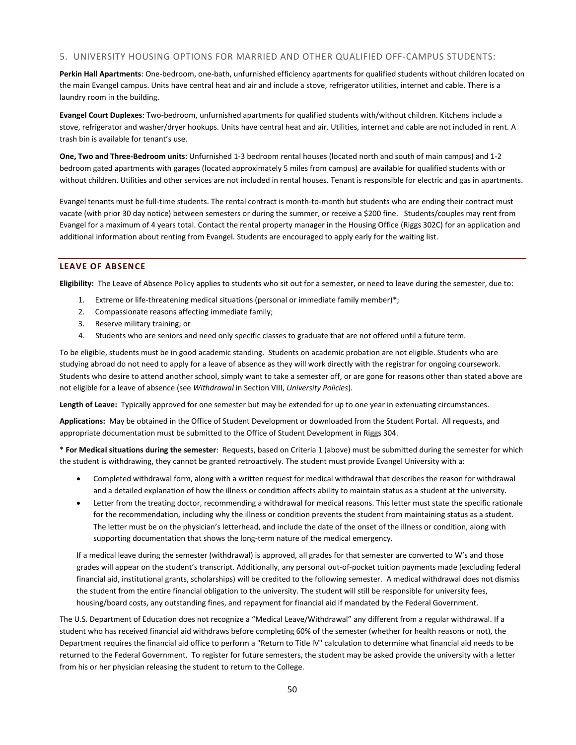## 5. UNIVERSITY HOUSING OPTIONS FOR MARRIED AND OTHER QUALIFIED OFF-CAMPUS STUDENTS:

**Perkin Hall Apartments**: One-bedroom, one-bath, unfurnished efficiency apartments for qualified students without children located on the main Evangel campus. Units have central heat and air and include a stove, refrigerator utilities, internet and cable. There is a laundry room in the building.

**Evangel Court Duplexes**: Two-bedroom, unfurnished apartments for qualified students with/without children. Kitchens include a stove, refrigerator and washer/dryer hookups. Units have central heat and air. Utilities, internet and cable are not included in rent. A trash bin is available for tenant's use.

**One, Two and Three-Bedroom units**: Unfurnished 1-3 bedroom rental houses (located north and south of main campus) and 1-2 bedroom gated apartments with garages (located approximately 5 miles from campus) are available for qualified students with or without children. Utilities and other services are not included in rental houses. Tenant is responsible for electric and gas in apartments.

Evangel tenants must be full-time students. The rental contract is month-to-month but students who are ending their contract must vacate (with prior 30 day notice) between semesters or during the summer, or receive a $200 fine. Students/couples may rent from Evangel for a maximum of 4 years total. Contact the rental property manager in the Housing Office (Riggs 302C) for an application and additional information about renting from Evangel. Students are encouraged to apply early for the waiting list.

## LEAVE OF ABSENCE

**Eligibility:** The Leave of Absence Policy applies to students who sit out for a semester, or need to leave during the semester, due to:

1. Extreme or life-threatening medical situations (personal or immediate family member)**\***;
2. Compassionate reasons affecting immediate family;
3. Reserve military training; or
4. Students who are seniors and need only specific classes to graduate that are not offered until a future term.

To be eligible, students must be in good academic standing. Students on academic probation are not eligible. Students who are studying abroad do not need to apply for a leave of absence as they will work directly with the registrar for ongoing coursework. Students who desire to attend another school, simply want to take a semester off, or are gone for reasons other than stated above are not eligible for a leave of absence (see *Withdrawal* in Section VIII, *University Policies*).

**Length of Leave:** Typically approved for one semester but may be extended for up to one year in extenuating circumstances.

**Applications:** May be obtained in the Office of Student Development or downloaded from the Student Portal. All requests, and appropriate documentation must be submitted to the Office of Student Development in Riggs 304.

**\* For Medical situations during the semester**: Requests, based on Criteria 1 (above) must be submitted during the semester for which the student is withdrawing, they cannot be granted retroactively. The student must provide Evangel University with a:

- Completed withdrawal form, along with a written request for medical withdrawal that describes the reason for withdrawal and a detailed explanation of how the illness or condition affects ability to maintain status as a student at the university.
- Letter from the treating doctor, recommending a withdrawal for medical reasons. This letter must state the specific rationale for the recommendation, including why the illness or condition prevents the student from maintaining status as a student. The letter must be on the physician's letterhead, and include the date of the onset of the illness or condition, along with supporting documentation that shows the long-term nature of the medical emergency.

If a medical leave during the semester (withdrawal) is approved, all grades for that semester are converted to W's and those grades will appear on the student's transcript. Additionally, any personal out-of-pocket tuition payments made (excluding federal financial aid, institutional grants, scholarships) will be credited to the following semester. A medical withdrawal does not dismiss the student from the entire financial obligation to the university. The student will still be responsible for university fees, housing/board costs, any outstanding fines, and repayment for financial aid if mandated by the Federal Government.

The U.S. Department of Education does not recognize a "Medical Leave/Withdrawal" any different from a regular withdrawal. If a student who has received financial aid withdraws before completing 60% of the semester (whether for health reasons or not), the Department requires the financial aid office to perform a "Return to Title IV" calculation to determine what financial aid needs to be returned to the Federal Government. To register for future semesters, the student may be asked provide the university with a letter from his or her physician releasing the student to return to the College.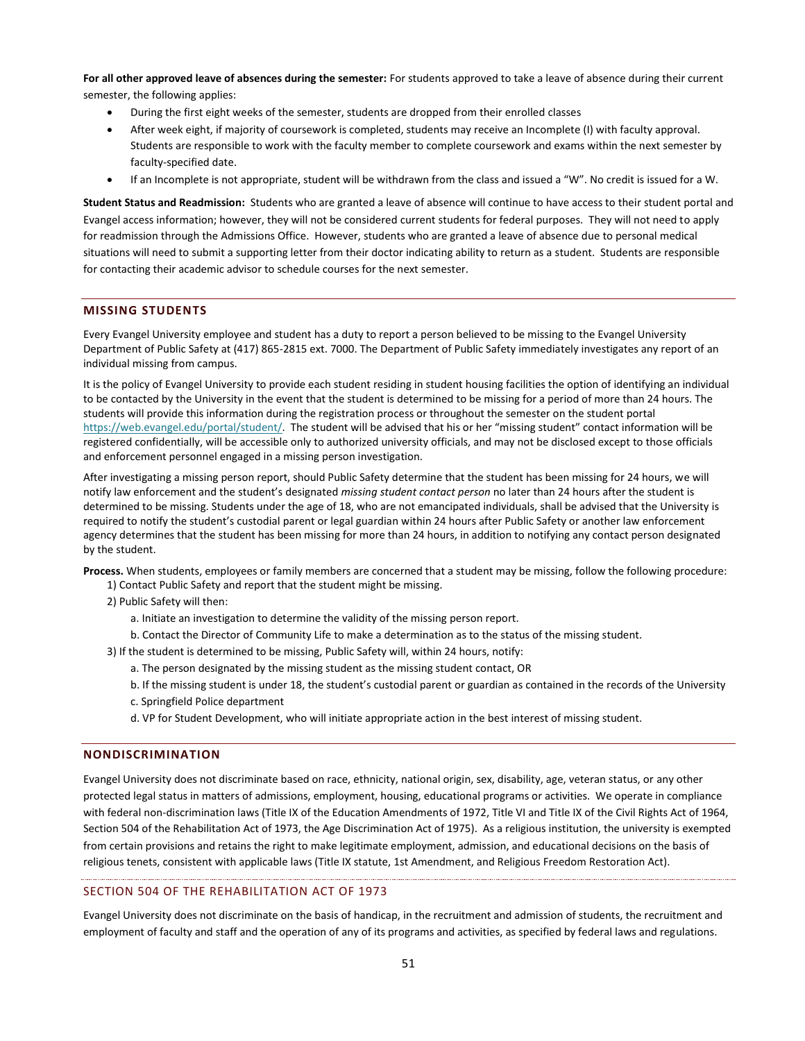**For all other approved leave of absences during the semester:** For students approved to take a leave of absence during their current semester, the following applies:

- During the first eight weeks of the semester, students are dropped from their enrolled classes
- After week eight, if majority of coursework is completed, students may receive an Incomplete (I) with faculty approval. Students are responsible to work with the faculty member to complete coursework and exams within the next semester by faculty-specified date.
- If an Incomplete is not appropriate, student will be withdrawn from the class and issued a "W". No credit is issued for a W.

**Student Status and Readmission:** Students who are granted a leave of absence will continue to have access to their student portal and Evangel access information; however, they will not be considered current students for federal purposes. They will not need to apply for readmission through the Admissions Office. However, students who are granted a leave of absence due to personal medical situations will need to submit a supporting letter from their doctor indicating ability to return as a student. Students are responsible for contacting their academic advisor to schedule courses for the next semester.

## MISSING STUDENTS

Every Evangel University employee and student has a duty to report a person believed to be missing to the Evangel University Department of Public Safety at (417) 865-2815 ext. 7000. The Department of Public Safety immediately investigates any report of an individual missing from campus.

It is the policy of Evangel University to provide each student residing in student housing facilities the option of identifying an individual to be contacted by the University in the event that the student is determined to be missing for a period of more than 24 hours. The students will provide this information during the registration process or throughout the semester on the student portal https://web.evangel.edu/portal/student/. The student will be advised that his or her "missing student" contact information will be registered confidentially, will be accessible only to authorized university officials, and may not be disclosed except to those officials and enforcement personnel engaged in a missing person investigation.

After investigating a missing person report, should Public Safety determine that the student has been missing for 24 hours, we will notify law enforcement and the student's designated *missing student contact person* no later than 24 hours after the student is determined to be missing. Students under the age of 18, who are not emancipated individuals, shall be advised that the University is required to notify the student's custodial parent or legal guardian within 24 hours after Public Safety or another law enforcement agency determines that the student has been missing for more than 24 hours, in addition to notifying any contact person designated by the student.

**Process.** When students, employees or family members are concerned that a student may be missing, follow the following procedure:

1) Contact Public Safety and report that the student might be missing.
2) Public Safety will then:
   a. Initiate an investigation to determine the validity of the missing person report.
   b. Contact the Director of Community Life to make a determination as to the status of the missing student.
3) If the student is determined to be missing, Public Safety will, within 24 hours, notify:
   a. The person designated by the missing student as the missing student contact, OR
   b. If the missing student is under 18, the student's custodial parent or guardian as contained in the records of the University
   c. Springfield Police department
   d. VP for Student Development, who will initiate appropriate action in the best interest of missing student.

## NONDISCRIMINATION

Evangel University does not discriminate based on race, ethnicity, national origin, sex, disability, age, veteran status, or any other protected legal status in matters of admissions, employment, housing, educational programs or activities. We operate in compliance with federal non-discrimination laws (Title IX of the Education Amendments of 1972, Title VI and Title IX of the Civil Rights Act of 1964, Section 504 of the Rehabilitation Act of 1973, the Age Discrimination Act of 1975). As a religious institution, the university is exempted from certain provisions and retains the right to make legitimate employment, admission, and educational decisions on the basis of religious tenets, consistent with applicable laws (Title IX statute, 1st Amendment, and Religious Freedom Restoration Act).

### SECTION 504 OF THE REHABILITATION ACT OF 1973

Evangel University does not discriminate on the basis of handicap, in the recruitment and admission of students, the recruitment and employment of faculty and staff and the operation of any of its programs and activities, as specified by federal laws and regulations.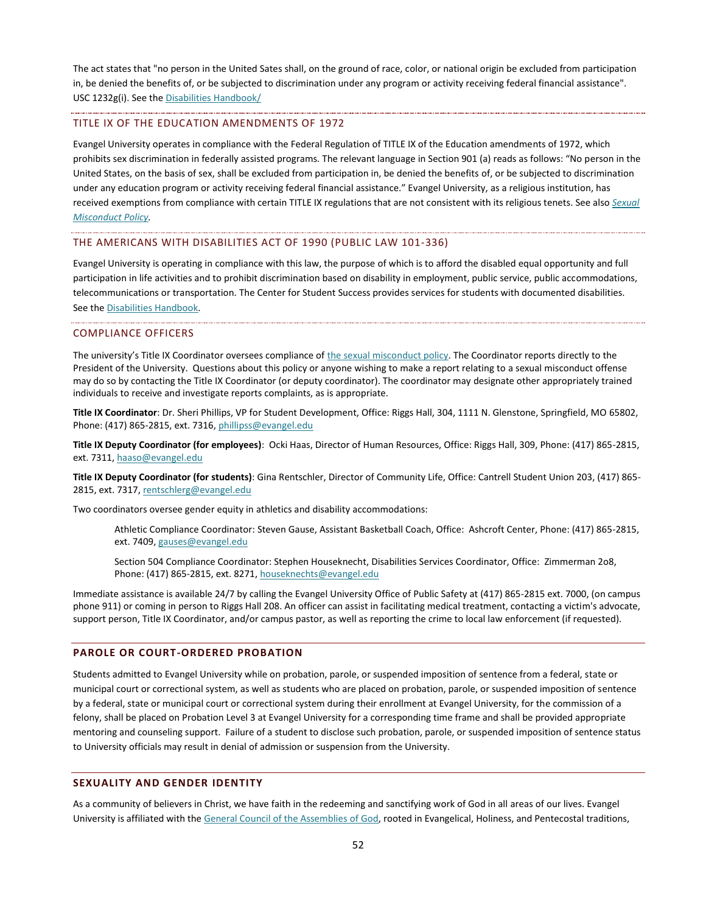The act states that "no person in the United Sates shall, on the ground of race, color, or national origin be excluded from participation in, be denied the benefits of, or be subjected to discrimination under any program or activity receiving federal financial assistance". USC 1232g(i). See the [Disabilities Handbook/](#)

### TITLE IX OF THE EDUCATION AMENDMENTS OF 1972

Evangel University operates in compliance with the Federal Regulation of TITLE IX of the Education amendments of 1972, which prohibits sex discrimination in federally assisted programs. The relevant language in Section 901 (a) reads as follows: "No person in the United States, on the basis of sex, shall be excluded from participation in, be denied the benefits of, or be subjected to discrimination under any education program or activity receiving federal financial assistance." Evangel University, as a religious institution, has received exemptions from compliance with certain TITLE IX regulations that are not consistent with its religious tenets. See also *[Sexual Misconduct Policy](#)*.

### THE AMERICANS WITH DISABILITIES ACT OF 1990 (PUBLIC LAW 101-336)

Evangel University is operating in compliance with this law, the purpose of which is to afford the disabled equal opportunity and full participation in life activities and to prohibit discrimination based on disability in employment, public service, public accommodations, telecommunications or transportation. The Center for Student Success provides services for students with documented disabilities. See the [Disabilities Handbook](#).

### COMPLIANCE OFFICERS

The university's Title IX Coordinator oversees compliance of [the sexual misconduct policy](#). The Coordinator reports directly to the President of the University. Questions about this policy or anyone wishing to make a report relating to a sexual misconduct offense may do so by contacting the Title IX Coordinator (or deputy coordinator). The coordinator may designate other appropriately trained individuals to receive and investigate reports complaints, as is appropriate.

**Title IX Coordinator**: Dr. Sheri Phillips, VP for Student Development, Office: Riggs Hall, 304, 1111 N. Glenstone, Springfield, MO 65802, Phone: (417) 865-2815, ext. 7316, phillipss@evangel.edu

**Title IX Deputy Coordinator (for employees)**: Ocki Haas, Director of Human Resources, Office: Riggs Hall, 309, Phone: (417) 865-2815, ext. 7311, haaso@evangel.edu

**Title IX Deputy Coordinator (for students)**: Gina Rentschler, Director of Community Life, Office: Cantrell Student Union 203, (417) 865-2815, ext. 7317, rentschlerg@evangel.edu

Two coordinators oversee gender equity in athletics and disability accommodations:

> Athletic Compliance Coordinator: Steven Gause, Assistant Basketball Coach, Office: Ashcroft Center, Phone: (417) 865-2815, ext. 7409, gauses@evangel.edu
>
> Section 504 Compliance Coordinator: Stephen Houseknecht, Disabilities Services Coordinator, Office: Zimmerman 2o8, Phone: (417) 865-2815, ext. 8271, houseknechts@evangel.edu

Immediate assistance is available 24/7 by calling the Evangel University Office of Public Safety at (417) 865-2815 ext. 7000, (on campus phone 911) or coming in person to Riggs Hall 208. An officer can assist in facilitating medical treatment, contacting a victim's advocate, support person, Title IX Coordinator, and/or campus pastor, as well as reporting the crime to local law enforcement (if requested).

## PAROLE OR COURT-ORDERED PROBATION

Students admitted to Evangel University while on probation, parole, or suspended imposition of sentence from a federal, state or municipal court or correctional system, as well as students who are placed on probation, parole, or suspended imposition of sentence by a federal, state or municipal court or correctional system during their enrollment at Evangel University, for the commission of a felony, shall be placed on Probation Level 3 at Evangel University for a corresponding time frame and shall be provided appropriate mentoring and counseling support. Failure of a student to disclose such probation, parole, or suspended imposition of sentence status to University officials may result in denial of admission or suspension from the University.

## SEXUALITY AND GENDER IDENTITY

As a community of believers in Christ, we have faith in the redeeming and sanctifying work of God in all areas of our lives. Evangel University is affiliated with the [General Council of the Assemblies of God](#), rooted in Evangelical, Holiness, and Pentecostal traditions,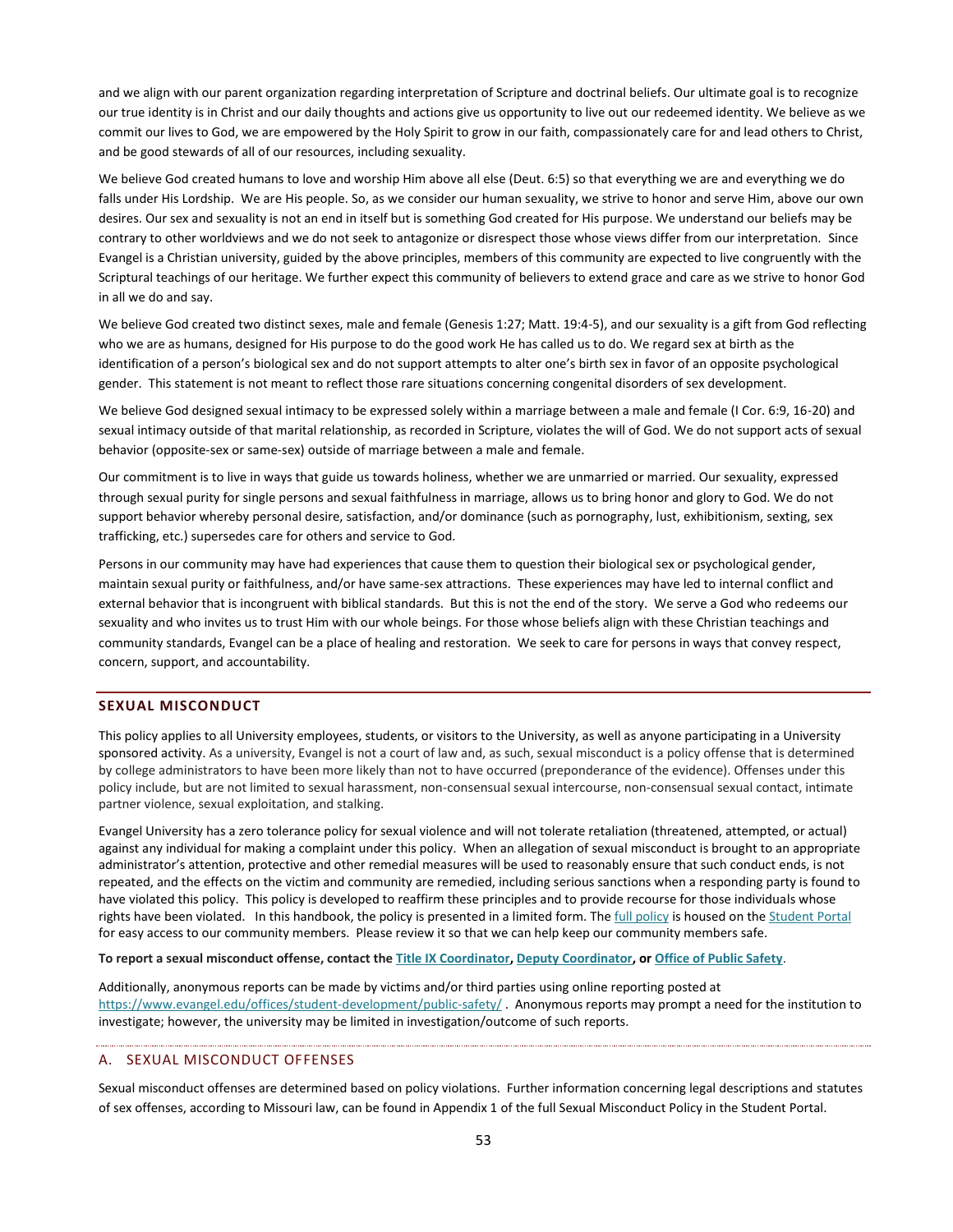and we align with our parent organization regarding interpretation of Scripture and doctrinal beliefs. Our ultimate goal is to recognize our true identity is in Christ and our daily thoughts and actions give us opportunity to live out our redeemed identity. We believe as we commit our lives to God, we are empowered by the Holy Spirit to grow in our faith, compassionately care for and lead others to Christ, and be good stewards of all of our resources, including sexuality.

We believe God created humans to love and worship Him above all else (Deut. 6:5) so that everything we are and everything we do falls under His Lordship. We are His people. So, as we consider our human sexuality, we strive to honor and serve Him, above our own desires. Our sex and sexuality is not an end in itself but is something God created for His purpose. We understand our beliefs may be contrary to other worldviews and we do not seek to antagonize or disrespect those whose views differ from our interpretation. Since Evangel is a Christian university, guided by the above principles, members of this community are expected to live congruently with the Scriptural teachings of our heritage. We further expect this community of believers to extend grace and care as we strive to honor God in all we do and say.

We believe God created two distinct sexes, male and female (Genesis 1:27; Matt. 19:4-5), and our sexuality is a gift from God reflecting who we are as humans, designed for His purpose to do the good work He has called us to do. We regard sex at birth as the identification of a person's biological sex and do not support attempts to alter one's birth sex in favor of an opposite psychological gender. This statement is not meant to reflect those rare situations concerning congenital disorders of sex development.

We believe God designed sexual intimacy to be expressed solely within a marriage between a male and female (I Cor. 6:9, 16-20) and sexual intimacy outside of that marital relationship, as recorded in Scripture, violates the will of God. We do not support acts of sexual behavior (opposite-sex or same-sex) outside of marriage between a male and female.

Our commitment is to live in ways that guide us towards holiness, whether we are unmarried or married. Our sexuality, expressed through sexual purity for single persons and sexual faithfulness in marriage, allows us to bring honor and glory to God. We do not support behavior whereby personal desire, satisfaction, and/or dominance (such as pornography, lust, exhibitionism, sexting, sex trafficking, etc.) supersedes care for others and service to God.

Persons in our community may have had experiences that cause them to question their biological sex or psychological gender, maintain sexual purity or faithfulness, and/or have same-sex attractions. These experiences may have led to internal conflict and external behavior that is incongruent with biblical standards. But this is not the end of the story. We serve a God who redeems our sexuality and who invites us to trust Him with our whole beings. For those whose beliefs align with these Christian teachings and community standards, Evangel can be a place of healing and restoration. We seek to care for persons in ways that convey respect, concern, support, and accountability.

## SEXUAL MISCONDUCT

This policy applies to all University employees, students, or visitors to the University, as well as anyone participating in a University sponsored activity. As a university, Evangel is not a court of law and, as such, sexual misconduct is a policy offense that is determined by college administrators to have been more likely than not to have occurred (preponderance of the evidence). Offenses under this policy include, but are not limited to sexual harassment, non-consensual sexual intercourse, non-consensual sexual contact, intimate partner violence, sexual exploitation, and stalking.

Evangel University has a zero tolerance policy for sexual violence and will not tolerate retaliation (threatened, attempted, or actual) against any individual for making a complaint under this policy. When an allegation of sexual misconduct is brought to an appropriate administrator's attention, protective and other remedial measures will be used to reasonably ensure that such conduct ends, is not repeated, and the effects on the victim and community are remedied, including serious sanctions when a responding party is found to have violated this policy. This policy is developed to reaffirm these principles and to provide recourse for those individuals whose rights have been violated. In this handbook, the policy is presented in a limited form. The full policy is housed on the Student Portal for easy access to our community members. Please review it so that we can help keep our community members safe.

**To report a sexual misconduct offense, contact the Title IX Coordinator, Deputy Coordinator, or Office of Public Safety.**

Additionally, anonymous reports can be made by victims and/or third parties using online reporting posted at https://www.evangel.edu/offices/student-development/public-safety/ . Anonymous reports may prompt a need for the institution to investigate; however, the university may be limited in investigation/outcome of such reports.

### A. SEXUAL MISCONDUCT OFFENSES

Sexual misconduct offenses are determined based on policy violations. Further information concerning legal descriptions and statutes of sex offenses, according to Missouri law, can be found in Appendix 1 of the full Sexual Misconduct Policy in the Student Portal.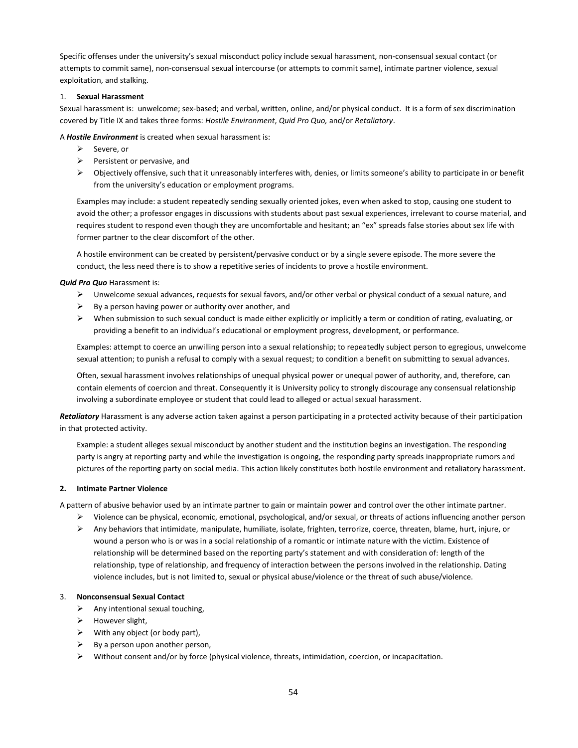Specific offenses under the university's sexual misconduct policy include sexual harassment, non-consensual sexual contact (or attempts to commit same), non-consensual sexual intercourse (or attempts to commit same), intimate partner violence, sexual exploitation, and stalking.

1. **Sexual Harassment**

Sexual harassment is: unwelcome; sex-based; and verbal, written, online, and/or physical conduct. It is a form of sex discrimination covered by Title IX and takes three forms: *Hostile Environment*, *Quid Pro Quo,* and/or *Retaliatory*.

A ***Hostile Environment*** is created when sexual harassment is:

- Severe, or
- Persistent or pervasive, and
- Objectively offensive, such that it unreasonably interferes with, denies, or limits someone's ability to participate in or benefit from the university's education or employment programs.

Examples may include: a student repeatedly sending sexually oriented jokes, even when asked to stop, causing one student to avoid the other; a professor engages in discussions with students about past sexual experiences, irrelevant to course material, and requires student to respond even though they are uncomfortable and hesitant; an "ex" spreads false stories about sex life with former partner to the clear discomfort of the other.

A hostile environment can be created by persistent/pervasive conduct or by a single severe episode. The more severe the conduct, the less need there is to show a repetitive series of incidents to prove a hostile environment.

***Quid Pro Quo*** Harassment is:

- Unwelcome sexual advances, requests for sexual favors, and/or other verbal or physical conduct of a sexual nature, and
- By a person having power or authority over another, and
- When submission to such sexual conduct is made either explicitly or implicitly a term or condition of rating, evaluating, or providing a benefit to an individual's educational or employment progress, development, or performance.

Examples: attempt to coerce an unwilling person into a sexual relationship; to repeatedly subject person to egregious, unwelcome sexual attention; to punish a refusal to comply with a sexual request; to condition a benefit on submitting to sexual advances.

Often, sexual harassment involves relationships of unequal physical power or unequal power of authority, and, therefore, can contain elements of coercion and threat. Consequently it is University policy to strongly discourage any consensual relationship involving a subordinate employee or student that could lead to alleged or actual sexual harassment.

***Retaliatory*** Harassment is any adverse action taken against a person participating in a protected activity because of their participation in that protected activity.

Example: a student alleges sexual misconduct by another student and the institution begins an investigation. The responding party is angry at reporting party and while the investigation is ongoing, the responding party spreads inappropriate rumors and pictures of the reporting party on social media. This action likely constitutes both hostile environment and retaliatory harassment.

2. **Intimate Partner Violence**

A pattern of abusive behavior used by an intimate partner to gain or maintain power and control over the other intimate partner.

- Violence can be physical, economic, emotional, psychological, and/or sexual, or threats of actions influencing another person
- Any behaviors that intimidate, manipulate, humiliate, isolate, frighten, terrorize, coerce, threaten, blame, hurt, injure, or wound a person who is or was in a social relationship of a romantic or intimate nature with the victim. Existence of relationship will be determined based on the reporting party's statement and with consideration of: length of the relationship, type of relationship, and frequency of interaction between the persons involved in the relationship. Dating violence includes, but is not limited to, sexual or physical abuse/violence or the threat of such abuse/violence.

3. **Nonconsensual Sexual Contact**

- Any intentional sexual touching,
- However slight,
- With any object (or body part),
- By a person upon another person,
- Without consent and/or by force (physical violence, threats, intimidation, coercion, or incapacitation.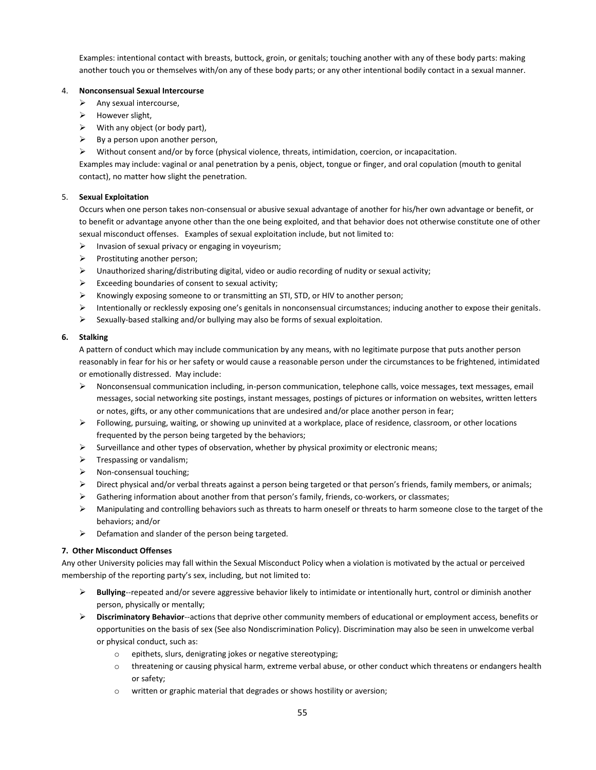Examples: intentional contact with breasts, buttock, groin, or genitals; touching another with any of these body parts: making another touch you or themselves with/on any of these body parts; or any other intentional bodily contact in a sexual manner.

4. **Nonconsensual Sexual Intercourse**
   - Any sexual intercourse,
   - However slight,
   - With any object (or body part),
   - By a person upon another person,
   - Without consent and/or by force (physical violence, threats, intimidation, coercion, or incapacitation.

   Examples may include: vaginal or anal penetration by a penis, object, tongue or finger, and oral copulation (mouth to genital contact), no matter how slight the penetration.

5. **Sexual Exploitation**

   Occurs when one person takes non-consensual or abusive sexual advantage of another for his/her own advantage or benefit, or to benefit or advantage anyone other than the one being exploited, and that behavior does not otherwise constitute one of other sexual misconduct offenses. Examples of sexual exploitation include, but not limited to:
   - Invasion of sexual privacy or engaging in voyeurism;
   - Prostituting another person;
   - Unauthorized sharing/distributing digital, video or audio recording of nudity or sexual activity;
   - Exceeding boundaries of consent to sexual activity;
   - Knowingly exposing someone to or transmitting an STI, STD, or HIV to another person;
   - Intentionally or recklessly exposing one's genitals in nonconsensual circumstances; inducing another to expose their genitals.
   - Sexually-based stalking and/or bullying may also be forms of sexual exploitation.

6. **Stalking**

   A pattern of conduct which may include communication by any means, with no legitimate purpose that puts another person reasonably in fear for his or her safety or would cause a reasonable person under the circumstances to be frightened, intimidated or emotionally distressed. May include:
   - Nonconsensual communication including, in-person communication, telephone calls, voice messages, text messages, email messages, social networking site postings, instant messages, postings of pictures or information on websites, written letters or notes, gifts, or any other communications that are undesired and/or place another person in fear;
   - Following, pursuing, waiting, or showing up uninvited at a workplace, place of residence, classroom, or other locations frequented by the person being targeted by the behaviors;
   - Surveillance and other types of observation, whether by physical proximity or electronic means;
   - Trespassing or vandalism;
   - Non-consensual touching;
   - Direct physical and/or verbal threats against a person being targeted or that person's friends, family members, or animals;
   - Gathering information about another from that person's family, friends, co-workers, or classmates;
   - Manipulating and controlling behaviors such as threats to harm oneself or threats to harm someone close to the target of the behaviors; and/or
   - Defamation and slander of the person being targeted.

**7. Other Misconduct Offenses**

Any other University policies may fall within the Sexual Misconduct Policy when a violation is motivated by the actual or perceived membership of the reporting party's sex, including, but not limited to:

- **Bullying**--repeated and/or severe aggressive behavior likely to intimidate or intentionally hurt, control or diminish another person, physically or mentally;
- **Discriminatory Behavior**--actions that deprive other community members of educational or employment access, benefits or opportunities on the basis of sex (See also Nondiscrimination Policy). Discrimination may also be seen in unwelcome verbal or physical conduct, such as:
  - epithets, slurs, denigrating jokes or negative stereotyping;
  - threatening or causing physical harm, extreme verbal abuse, or other conduct which threatens or endangers health or safety;
  - written or graphic material that degrades or shows hostility or aversion;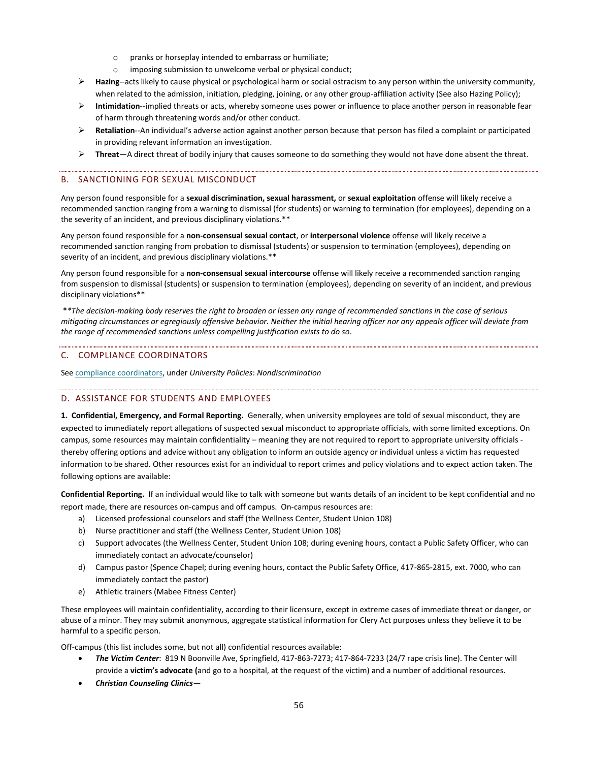- pranks or horseplay intended to embarrass or humiliate;
  - imposing submission to unwelcome verbal or physical conduct;
- **Hazing**--acts likely to cause physical or psychological harm or social ostracism to any person within the university community, when related to the admission, initiation, pledging, joining, or any other group-affiliation activity (See also Hazing Policy);
- **Intimidation**--implied threats or acts, whereby someone uses power or influence to place another person in reasonable fear of harm through threatening words and/or other conduct.
- **Retaliation**--An individual's adverse action against another person because that person has filed a complaint or participated in providing relevant information an investigation.
- **Threat**—A direct threat of bodily injury that causes someone to do something they would not have done absent the threat.

## B. SANCTIONING FOR SEXUAL MISCONDUCT

Any person found responsible for a **sexual discrimination, sexual harassment,** or **sexual exploitation** offense will likely receive a recommended sanction ranging from a warning to dismissal (for students) or warning to termination (for employees), depending on a the severity of an incident, and previous disciplinary violations.**

Any person found responsible for a **non-consensual sexual contact**, or **interpersonal violence** offense will likely receive a recommended sanction ranging from probation to dismissal (students) or suspension to termination (employees), depending on severity of an incident, and previous disciplinary violations.**

Any person found responsible for a **non-consensual sexual intercourse** offense will likely receive a recommended sanction ranging from suspension to dismissal (students) or suspension to termination (employees), depending on severity of an incident, and previous disciplinary violations**

*\*\*The decision-making body reserves the right to broaden or lessen any range of recommended sanctions in the case of serious mitigating circumstances or egregiously offensive behavior. Neither the initial hearing officer nor any appeals officer will deviate from the range of recommended sanctions unless compelling justification exists to do so*.

## C. COMPLIANCE COORDINATORS

See compliance coordinators, under *University Policies*: *Nondiscrimination*

## D. ASSISTANCE FOR STUDENTS AND EMPLOYEES

**1. Confidential, Emergency, and Formal Reporting.** Generally, when university employees are told of sexual misconduct, they are expected to immediately report allegations of suspected sexual misconduct to appropriate officials, with some limited exceptions. On campus, some resources may maintain confidentiality – meaning they are not required to report to appropriate university officials - thereby offering options and advice without any obligation to inform an outside agency or individual unless a victim has requested information to be shared. Other resources exist for an individual to report crimes and policy violations and to expect action taken. The following options are available:

**Confidential Reporting.** If an individual would like to talk with someone but wants details of an incident to be kept confidential and no report made, there are resources on-campus and off campus. On-campus resources are:

a) Licensed professional counselors and staff (the Wellness Center, Student Union 108)
b) Nurse practitioner and staff (the Wellness Center, Student Union 108)
c) Support advocates (the Wellness Center, Student Union 108; during evening hours, contact a Public Safety Officer, who can immediately contact an advocate/counselor)
d) Campus pastor (Spence Chapel; during evening hours, contact the Public Safety Office, 417-865-2815, ext. 7000, who can immediately contact the pastor)
e) Athletic trainers (Mabee Fitness Center)

These employees will maintain confidentiality, according to their licensure, except in extreme cases of immediate threat or danger, or abuse of a minor. They may submit anonymous, aggregate statistical information for Clery Act purposes unless they believe it to be harmful to a specific person.

Off-campus (this list includes some, but not all) confidential resources available:

- ***The Victim Center***: 819 N Boonville Ave, Springfield, 417-863-7273; 417-864-7233 (24/7 rape crisis line). The Center will provide a **victim's advocate (**and go to a hospital, at the request of the victim) and a number of additional resources.
- ***Christian Counseling Clinics***—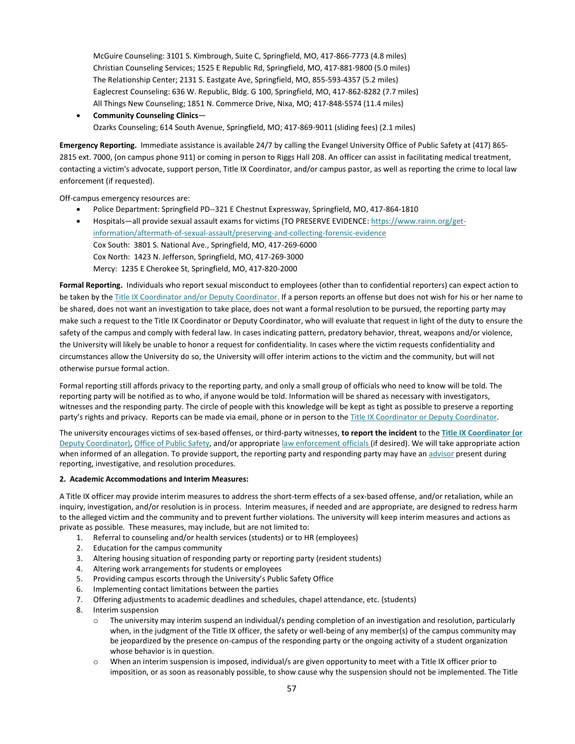McGuire Counseling: 3101 S. Kimbrough, Suite C, Springfield, MO, 417-866-7773 (4.8 miles)
Christian Counseling Services; 1525 E Republic Rd, Springfield, MO, 417-881-9800 (5.0 miles)
The Relationship Center; 2131 S. Eastgate Ave, Springfield, MO, 855-593-4357 (5.2 miles)
Eaglecrest Counseling: 636 W. Republic, Bldg. G 100, Springfield, MO, 417-862-8282 (7.7 miles)
All Things New Counseling; 1851 N. Commerce Drive, Nixa, MO; 417-848-5574 (11.4 miles)

- **Community Counseling Clinics**—
  Ozarks Counseling; 614 South Avenue, Springfield, MO; 417-869-9011 (sliding fees) (2.1 miles)

**Emergency Reporting.** Immediate assistance is available 24/7 by calling the Evangel University Office of Public Safety at (417) 865-2815 ext. 7000, (on campus phone 911) or coming in person to Riggs Hall 208. An officer can assist in facilitating medical treatment, contacting a victim's advocate, support person, Title IX Coordinator, and/or campus pastor, as well as reporting the crime to local law enforcement (if requested).

Off-campus emergency resources are:

- Police Department: Springfield PD--321 E Chestnut Expressway, Springfield, MO, 417-864-1810
- Hospitals—all provide sexual assault exams for victims (TO PRESERVE EVIDENCE: https://www.rainn.org/get-information/aftermath-of-sexual-assault/preserving-and-collecting-forensic-evidence
  Cox South: 3801 S. National Ave., Springfield, MO, 417-269-6000
  Cox North: 1423 N. Jefferson, Springfield, MO, 417-269-3000
  Mercy: 1235 E Cherokee St, Springfield, MO, 417-820-2000

**Formal Reporting.** Individuals who report sexual misconduct to employees (other than to confidential reporters) can expect action to be taken by the Title IX Coordinator and/or Deputy Coordinator. If a person reports an offense but does not wish for his or her name to be shared, does not want an investigation to take place, does not want a formal resolution to be pursued, the reporting party may make such a request to the Title IX Coordinator or Deputy Coordinator, who will evaluate that request in light of the duty to ensure the safety of the campus and comply with federal law. In cases indicating pattern, predatory behavior, threat, weapons and/or violence, the University will likely be unable to honor a request for confidentiality. In cases where the victim requests confidentiality and circumstances allow the University do so, the University will offer interim actions to the victim and the community, but will not otherwise pursue formal action.

Formal reporting still affords privacy to the reporting party, and only a small group of officials who need to know will be told. The reporting party will be notified as to who, if anyone would be told. Information will be shared as necessary with investigators, witnesses and the responding party. The circle of people with this knowledge will be kept as tight as possible to preserve a reporting party's rights and privacy. Reports can be made via email, phone or in person to the Title IX Coordinator or Deputy Coordinator.

The university encourages victims of sex-based offenses, or third-party witnesses, **to report the incident** to the **Title IX Coordinator (or** Deputy Coordinator), Office of Public Safety, and/or appropriate law enforcement officials (if desired). We will take appropriate action when informed of an allegation. To provide support, the reporting party and responding party may have an advisor present during reporting, investigative, and resolution procedures.

**2. Academic Accommodations and Interim Measures:**

A Title IX officer may provide interim measures to address the short-term effects of a sex-based offense, and/or retaliation, while an inquiry, investigation, and/or resolution is in process. Interim measures, if needed and are appropriate, are designed to redress harm to the alleged victim and the community and to prevent further violations. The university will keep interim measures and actions as private as possible. These measures, may include, but are not limited to:

1. Referral to counseling and/or health services (students) or to HR (employees)
2. Education for the campus community
3. Altering housing situation of responding party or reporting party (resident students)
4. Altering work arrangements for students or employees
5. Providing campus escorts through the University's Public Safety Office
6. Implementing contact limitations between the parties
7. Offering adjustments to academic deadlines and schedules, chapel attendance, etc. (students)
8. Interim suspension
   - The university may interim suspend an individual/s pending completion of an investigation and resolution, particularly when, in the judgment of the Title IX officer, the safety or well-being of any member(s) of the campus community may be jeopardized by the presence on-campus of the responding party or the ongoing activity of a student organization whose behavior is in question.
   - When an interim suspension is imposed, individual/s are given opportunity to meet with a Title IX officer prior to imposition, or as soon as reasonably possible, to show cause why the suspension should not be implemented. The Title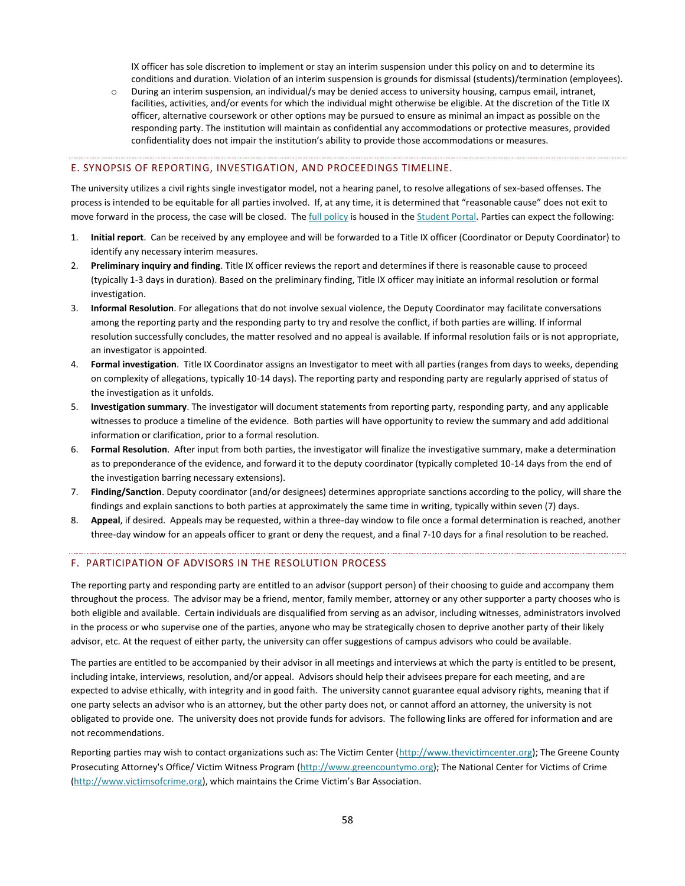IX officer has sole discretion to implement or stay an interim suspension under this policy on and to determine its conditions and duration. Violation of an interim suspension is grounds for dismissal (students)/termination (employees).

- During an interim suspension, an individual/s may be denied access to university housing, campus email, intranet, facilities, activities, and/or events for which the individual might otherwise be eligible. At the discretion of the Title IX officer, alternative coursework or other options may be pursued to ensure as minimal an impact as possible on the responding party. The institution will maintain as confidential any accommodations or protective measures, provided confidentiality does not impair the institution's ability to provide those accommodations or measures.

## E. SYNOPSIS OF REPORTING, INVESTIGATION, AND PROCEEDINGS TIMELINE.

The university utilizes a civil rights single investigator model, not a hearing panel, to resolve allegations of sex-based offenses. The process is intended to be equitable for all parties involved. If, at any time, it is determined that "reasonable cause" does not exit to move forward in the process, the case will be closed. The full policy is housed in the Student Portal. Parties can expect the following:

1. **Initial report**. Can be received by any employee and will be forwarded to a Title IX officer (Coordinator or Deputy Coordinator) to identify any necessary interim measures.
2. **Preliminary inquiry and finding**. Title IX officer reviews the report and determines if there is reasonable cause to proceed (typically 1-3 days in duration). Based on the preliminary finding, Title IX officer may initiate an informal resolution or formal investigation.
3. **Informal Resolution**. For allegations that do not involve sexual violence, the Deputy Coordinator may facilitate conversations among the reporting party and the responding party to try and resolve the conflict, if both parties are willing. If informal resolution successfully concludes, the matter resolved and no appeal is available. If informal resolution fails or is not appropriate, an investigator is appointed.
4. **Formal investigation**. Title IX Coordinator assigns an Investigator to meet with all parties (ranges from days to weeks, depending on complexity of allegations, typically 10-14 days). The reporting party and responding party are regularly apprised of status of the investigation as it unfolds.
5. **Investigation summary**. The investigator will document statements from reporting party, responding party, and any applicable witnesses to produce a timeline of the evidence. Both parties will have opportunity to review the summary and add additional information or clarification, prior to a formal resolution.
6. **Formal Resolution**. After input from both parties, the investigator will finalize the investigative summary, make a determination as to preponderance of the evidence, and forward it to the deputy coordinator (typically completed 10-14 days from the end of the investigation barring necessary extensions).
7. **Finding/Sanction**. Deputy coordinator (and/or designees) determines appropriate sanctions according to the policy, will share the findings and explain sanctions to both parties at approximately the same time in writing, typically within seven (7) days.
8. **Appeal**, if desired. Appeals may be requested, within a three-day window to file once a formal determination is reached, another three-day window for an appeals officer to grant or deny the request, and a final 7-10 days for a final resolution to be reached.

## F. PARTICIPATION OF ADVISORS IN THE RESOLUTION PROCESS

The reporting party and responding party are entitled to an advisor (support person) of their choosing to guide and accompany them throughout the process. The advisor may be a friend, mentor, family member, attorney or any other supporter a party chooses who is both eligible and available. Certain individuals are disqualified from serving as an advisor, including witnesses, administrators involved in the process or who supervise one of the parties, anyone who may be strategically chosen to deprive another party of their likely advisor, etc. At the request of either party, the university can offer suggestions of campus advisors who could be available.

The parties are entitled to be accompanied by their advisor in all meetings and interviews at which the party is entitled to be present, including intake, interviews, resolution, and/or appeal. Advisors should help their advisees prepare for each meeting, and are expected to advise ethically, with integrity and in good faith. The university cannot guarantee equal advisory rights, meaning that if one party selects an advisor who is an attorney, but the other party does not, or cannot afford an attorney, the university is not obligated to provide one. The university does not provide funds for advisors. The following links are offered for information and are not recommendations.

Reporting parties may wish to contact organizations such as: The Victim Center (http://www.thevictimcenter.org); The Greene County Prosecuting Attorney's Office/ Victim Witness Program (http://www.greencountymo.org); The National Center for Victims of Crime (http://www.victimsofcrime.org), which maintains the Crime Victim's Bar Association.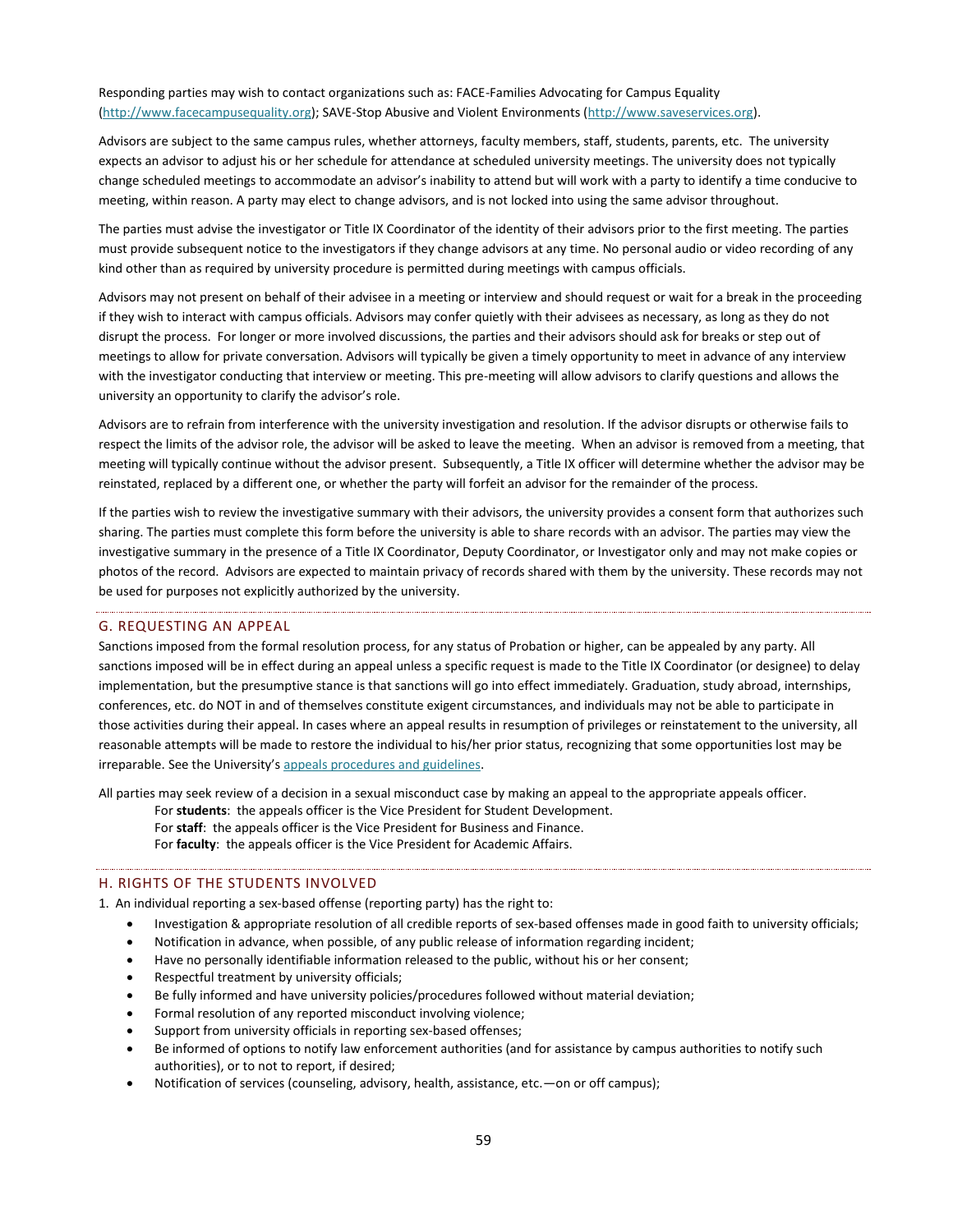Responding parties may wish to contact organizations such as: FACE-Families Advocating for Campus Equality (http://www.facecampusequality.org); SAVE-Stop Abusive and Violent Environments (http://www.saveservices.org).

Advisors are subject to the same campus rules, whether attorneys, faculty members, staff, students, parents, etc. The university expects an advisor to adjust his or her schedule for attendance at scheduled university meetings. The university does not typically change scheduled meetings to accommodate an advisor's inability to attend but will work with a party to identify a time conducive to meeting, within reason. A party may elect to change advisors, and is not locked into using the same advisor throughout.

The parties must advise the investigator or Title IX Coordinator of the identity of their advisors prior to the first meeting. The parties must provide subsequent notice to the investigators if they change advisors at any time. No personal audio or video recording of any kind other than as required by university procedure is permitted during meetings with campus officials.

Advisors may not present on behalf of their advisee in a meeting or interview and should request or wait for a break in the proceeding if they wish to interact with campus officials. Advisors may confer quietly with their advisees as necessary, as long as they do not disrupt the process. For longer or more involved discussions, the parties and their advisors should ask for breaks or step out of meetings to allow for private conversation. Advisors will typically be given a timely opportunity to meet in advance of any interview with the investigator conducting that interview or meeting. This pre-meeting will allow advisors to clarify questions and allows the university an opportunity to clarify the advisor's role.

Advisors are to refrain from interference with the university investigation and resolution. If the advisor disrupts or otherwise fails to respect the limits of the advisor role, the advisor will be asked to leave the meeting. When an advisor is removed from a meeting, that meeting will typically continue without the advisor present. Subsequently, a Title IX officer will determine whether the advisor may be reinstated, replaced by a different one, or whether the party will forfeit an advisor for the remainder of the process.

If the parties wish to review the investigative summary with their advisors, the university provides a consent form that authorizes such sharing. The parties must complete this form before the university is able to share records with an advisor. The parties may view the investigative summary in the presence of a Title IX Coordinator, Deputy Coordinator, or Investigator only and may not make copies or photos of the record. Advisors are expected to maintain privacy of records shared with them by the university. These records may not be used for purposes not explicitly authorized by the university.

## G. REQUESTING AN APPEAL

Sanctions imposed from the formal resolution process, for any status of Probation or higher, can be appealed by any party. All sanctions imposed will be in effect during an appeal unless a specific request is made to the Title IX Coordinator (or designee) to delay implementation, but the presumptive stance is that sanctions will go into effect immediately. Graduation, study abroad, internships, conferences, etc. do NOT in and of themselves constitute exigent circumstances, and individuals may not be able to participate in those activities during their appeal. In cases where an appeal results in resumption of privileges or reinstatement to the university, all reasonable attempts will be made to restore the individual to his/her prior status, recognizing that some opportunities lost may be irreparable. See the University's appeals procedures and guidelines.

All parties may seek review of a decision in a sexual misconduct case by making an appeal to the appropriate appeals officer.

For **students**: the appeals officer is the Vice President for Student Development.
For **staff**: the appeals officer is the Vice President for Business and Finance.
For **faculty**: the appeals officer is the Vice President for Academic Affairs.

## H. RIGHTS OF THE STUDENTS INVOLVED

1. An individual reporting a sex-based offense (reporting party) has the right to:
   - Investigation & appropriate resolution of all credible reports of sex-based offenses made in good faith to university officials;
   - Notification in advance, when possible, of any public release of information regarding incident;
   - Have no personally identifiable information released to the public, without his or her consent;
   - Respectful treatment by university officials;
   - Be fully informed and have university policies/procedures followed without material deviation;
   - Formal resolution of any reported misconduct involving violence;
   - Support from university officials in reporting sex-based offenses;
   - Be informed of options to notify law enforcement authorities (and for assistance by campus authorities to notify such authorities), or to not to report, if desired;
   - Notification of services (counseling, advisory, health, assistance, etc.—on or off campus);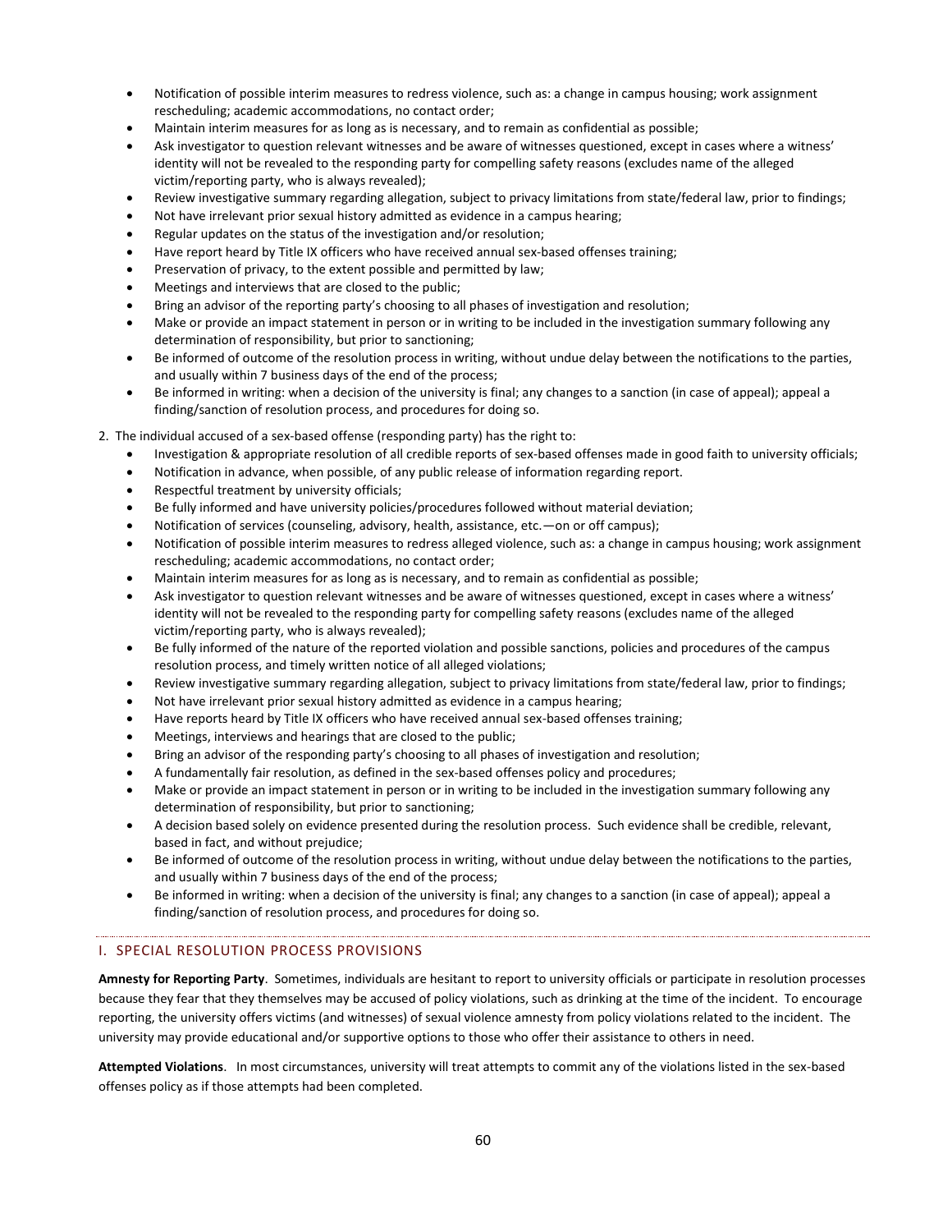- Notification of possible interim measures to redress violence, such as: a change in campus housing; work assignment rescheduling; academic accommodations, no contact order;
- Maintain interim measures for as long as is necessary, and to remain as confidential as possible;
- Ask investigator to question relevant witnesses and be aware of witnesses questioned, except in cases where a witness' identity will not be revealed to the responding party for compelling safety reasons (excludes name of the alleged victim/reporting party, who is always revealed);
- Review investigative summary regarding allegation, subject to privacy limitations from state/federal law, prior to findings;
- Not have irrelevant prior sexual history admitted as evidence in a campus hearing;
- Regular updates on the status of the investigation and/or resolution;
- Have report heard by Title IX officers who have received annual sex-based offenses training;
- Preservation of privacy, to the extent possible and permitted by law;
- Meetings and interviews that are closed to the public;
- Bring an advisor of the reporting party's choosing to all phases of investigation and resolution;
- Make or provide an impact statement in person or in writing to be included in the investigation summary following any determination of responsibility, but prior to sanctioning;
- Be informed of outcome of the resolution process in writing, without undue delay between the notifications to the parties, and usually within 7 business days of the end of the process;
- Be informed in writing: when a decision of the university is final; any changes to a sanction (in case of appeal); appeal a finding/sanction of resolution process, and procedures for doing so.

2. The individual accused of a sex-based offense (responding party) has the right to:
   - Investigation & appropriate resolution of all credible reports of sex-based offenses made in good faith to university officials;
   - Notification in advance, when possible, of any public release of information regarding report.
   - Respectful treatment by university officials;
   - Be fully informed and have university policies/procedures followed without material deviation;
   - Notification of services (counseling, advisory, health, assistance, etc.—on or off campus);
   - Notification of possible interim measures to redress alleged violence, such as: a change in campus housing; work assignment rescheduling; academic accommodations, no contact order;
   - Maintain interim measures for as long as is necessary, and to remain as confidential as possible;
   - Ask investigator to question relevant witnesses and be aware of witnesses questioned, except in cases where a witness' identity will not be revealed to the responding party for compelling safety reasons (excludes name of the alleged victim/reporting party, who is always revealed);
   - Be fully informed of the nature of the reported violation and possible sanctions, policies and procedures of the campus resolution process, and timely written notice of all alleged violations;
   - Review investigative summary regarding allegation, subject to privacy limitations from state/federal law, prior to findings;
   - Not have irrelevant prior sexual history admitted as evidence in a campus hearing;
   - Have reports heard by Title IX officers who have received annual sex-based offenses training;
   - Meetings, interviews and hearings that are closed to the public;
   - Bring an advisor of the responding party's choosing to all phases of investigation and resolution;
   - A fundamentally fair resolution, as defined in the sex-based offenses policy and procedures;
   - Make or provide an impact statement in person or in writing to be included in the investigation summary following any determination of responsibility, but prior to sanctioning;
   - A decision based solely on evidence presented during the resolution process. Such evidence shall be credible, relevant, based in fact, and without prejudice;
   - Be informed of outcome of the resolution process in writing, without undue delay between the notifications to the parties, and usually within 7 business days of the end of the process;
   - Be informed in writing: when a decision of the university is final; any changes to a sanction (in case of appeal); appeal a finding/sanction of resolution process, and procedures for doing so.

## I. SPECIAL RESOLUTION PROCESS PROVISIONS

**Amnesty for Reporting Party**. Sometimes, individuals are hesitant to report to university officials or participate in resolution processes because they fear that they themselves may be accused of policy violations, such as drinking at the time of the incident. To encourage reporting, the university offers victims (and witnesses) of sexual violence amnesty from policy violations related to the incident. The university may provide educational and/or supportive options to those who offer their assistance to others in need.

**Attempted Violations**. In most circumstances, university will treat attempts to commit any of the violations listed in the sex-based offenses policy as if those attempts had been completed.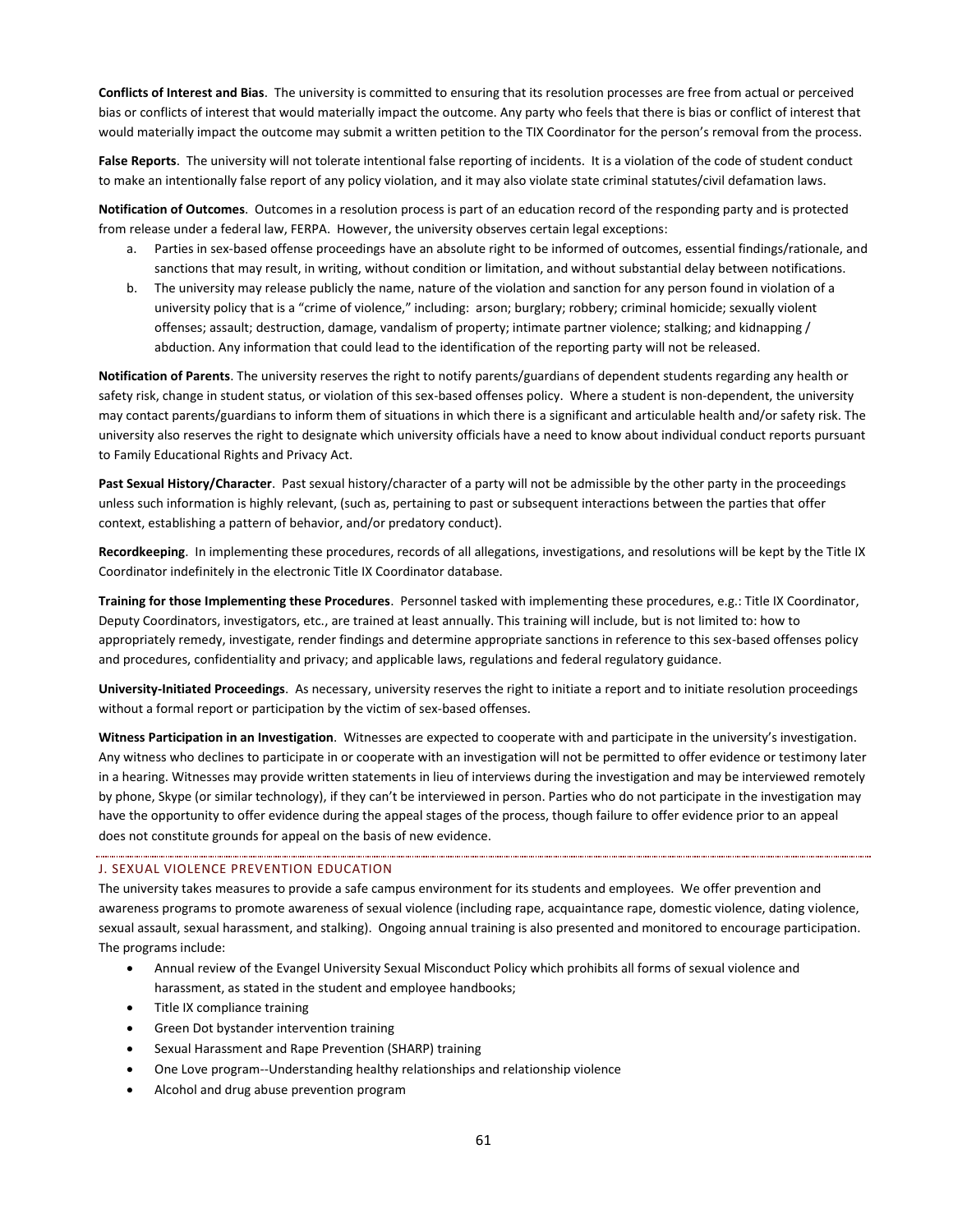**Conflicts of Interest and Bias**. The university is committed to ensuring that its resolution processes are free from actual or perceived bias or conflicts of interest that would materially impact the outcome. Any party who feels that there is bias or conflict of interest that would materially impact the outcome may submit a written petition to the TIX Coordinator for the person's removal from the process.

**False Reports**. The university will not tolerate intentional false reporting of incidents. It is a violation of the code of student conduct to make an intentionally false report of any policy violation, and it may also violate state criminal statutes/civil defamation laws.

**Notification of Outcomes**. Outcomes in a resolution process is part of an education record of the responding party and is protected from release under a federal law, FERPA. However, the university observes certain legal exceptions:

a. Parties in sex-based offense proceedings have an absolute right to be informed of outcomes, essential findings/rationale, and sanctions that may result, in writing, without condition or limitation, and without substantial delay between notifications.
b. The university may release publicly the name, nature of the violation and sanction for any person found in violation of a university policy that is a "crime of violence," including: arson; burglary; robbery; criminal homicide; sexually violent offenses; assault; destruction, damage, vandalism of property; intimate partner violence; stalking; and kidnapping / abduction. Any information that could lead to the identification of the reporting party will not be released.

**Notification of Parents**. The university reserves the right to notify parents/guardians of dependent students regarding any health or safety risk, change in student status, or violation of this sex-based offenses policy. Where a student is non-dependent, the university may contact parents/guardians to inform them of situations in which there is a significant and articulable health and/or safety risk. The university also reserves the right to designate which university officials have a need to know about individual conduct reports pursuant to Family Educational Rights and Privacy Act.

**Past Sexual History/Character**. Past sexual history/character of a party will not be admissible by the other party in the proceedings unless such information is highly relevant, (such as, pertaining to past or subsequent interactions between the parties that offer context, establishing a pattern of behavior, and/or predatory conduct).

**Recordkeeping**. In implementing these procedures, records of all allegations, investigations, and resolutions will be kept by the Title IX Coordinator indefinitely in the electronic Title IX Coordinator database.

**Training for those Implementing these Procedures**. Personnel tasked with implementing these procedures, e.g.: Title IX Coordinator, Deputy Coordinators, investigators, etc., are trained at least annually. This training will include, but is not limited to: how to appropriately remedy, investigate, render findings and determine appropriate sanctions in reference to this sex-based offenses policy and procedures, confidentiality and privacy; and applicable laws, regulations and federal regulatory guidance.

**University-Initiated Proceedings**. As necessary, university reserves the right to initiate a report and to initiate resolution proceedings without a formal report or participation by the victim of sex-based offenses.

**Witness Participation in an Investigation**. Witnesses are expected to cooperate with and participate in the university's investigation. Any witness who declines to participate in or cooperate with an investigation will not be permitted to offer evidence or testimony later in a hearing. Witnesses may provide written statements in lieu of interviews during the investigation and may be interviewed remotely by phone, Skype (or similar technology), if they can't be interviewed in person. Parties who do not participate in the investigation may have the opportunity to offer evidence during the appeal stages of the process, though failure to offer evidence prior to an appeal does not constitute grounds for appeal on the basis of new evidence.

## J. SEXUAL VIOLENCE PREVENTION EDUCATION

The university takes measures to provide a safe campus environment for its students and employees. We offer prevention and awareness programs to promote awareness of sexual violence (including rape, acquaintance rape, domestic violence, dating violence, sexual assault, sexual harassment, and stalking). Ongoing annual training is also presented and monitored to encourage participation. The programs include:

- Annual review of the Evangel University Sexual Misconduct Policy which prohibits all forms of sexual violence and harassment, as stated in the student and employee handbooks;
- Title IX compliance training
- Green Dot bystander intervention training
- Sexual Harassment and Rape Prevention (SHARP) training
- One Love program--Understanding healthy relationships and relationship violence
- Alcohol and drug abuse prevention program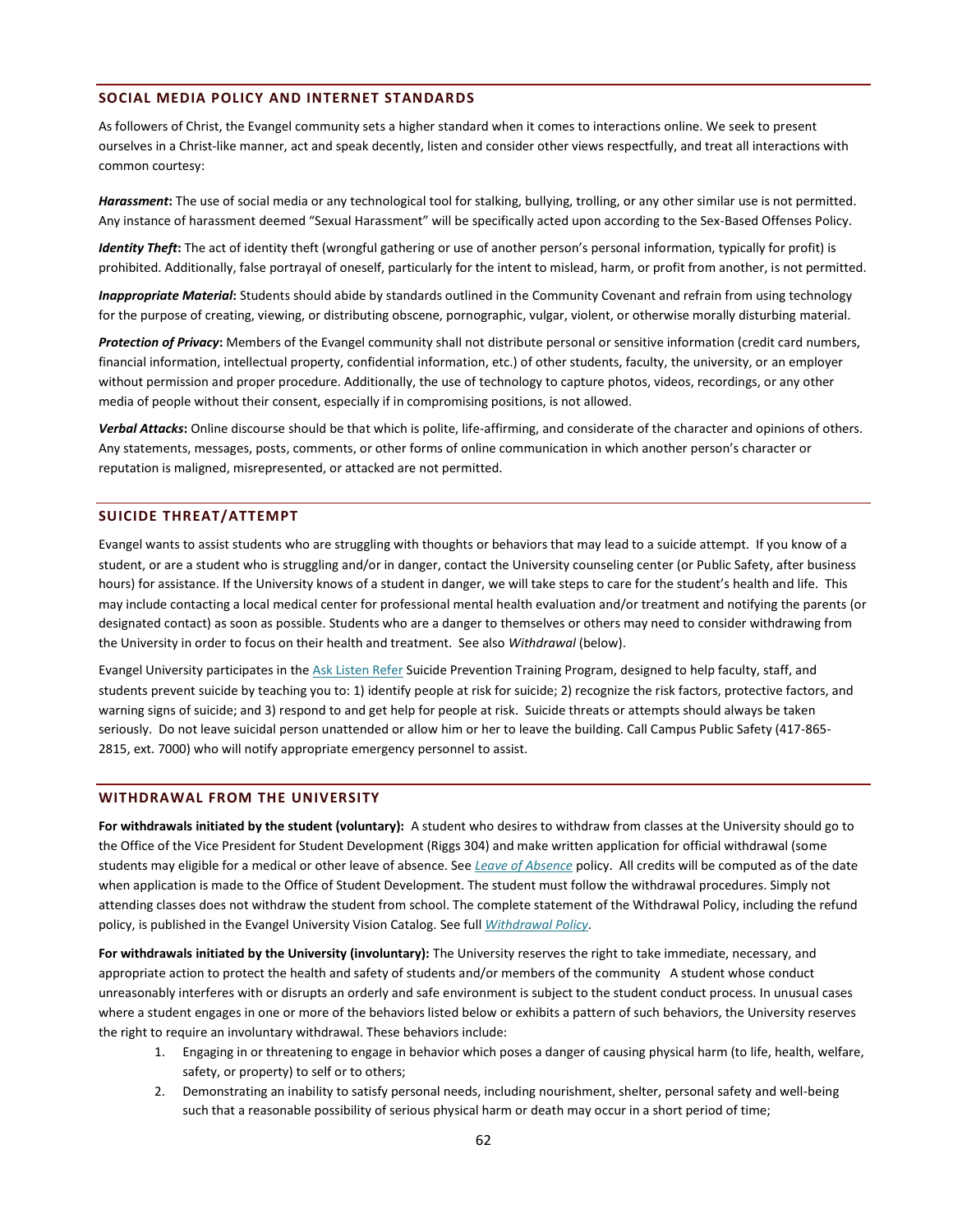## SOCIAL MEDIA POLICY AND INTERNET STANDARDS

As followers of Christ, the Evangel community sets a higher standard when it comes to interactions online. We seek to present ourselves in a Christ-like manner, act and speak decently, listen and consider other views respectfully, and treat all interactions with common courtesy:

***Harassment*:** The use of social media or any technological tool for stalking, bullying, trolling, or any other similar use is not permitted. Any instance of harassment deemed "Sexual Harassment" will be specifically acted upon according to the Sex-Based Offenses Policy.

***Identity Theft*:** The act of identity theft (wrongful gathering or use of another person's personal information, typically for profit) is prohibited. Additionally, false portrayal of oneself, particularly for the intent to mislead, harm, or profit from another, is not permitted.

***Inappropriate Material*:** Students should abide by standards outlined in the Community Covenant and refrain from using technology for the purpose of creating, viewing, or distributing obscene, pornographic, vulgar, violent, or otherwise morally disturbing material.

***Protection of Privacy*:** Members of the Evangel community shall not distribute personal or sensitive information (credit card numbers, financial information, intellectual property, confidential information, etc.) of other students, faculty, the university, or an employer without permission and proper procedure. Additionally, the use of technology to capture photos, videos, recordings, or any other media of people without their consent, especially if in compromising positions, is not allowed.

***Verbal Attacks*:** Online discourse should be that which is polite, life-affirming, and considerate of the character and opinions of others. Any statements, messages, posts, comments, or other forms of online communication in which another person's character or reputation is maligned, misrepresented, or attacked are not permitted.

## SUICIDE THREAT/ATTEMPT

Evangel wants to assist students who are struggling with thoughts or behaviors that may lead to a suicide attempt. If you know of a student, or are a student who is struggling and/or in danger, contact the University counseling center (or Public Safety, after business hours) for assistance. If the University knows of a student in danger, we will take steps to care for the student's health and life. This may include contacting a local medical center for professional mental health evaluation and/or treatment and notifying the parents (or designated contact) as soon as possible. Students who are a danger to themselves or others may need to consider withdrawing from the University in order to focus on their health and treatment. See also *Withdrawal* (below).

Evangel University participates in the Ask Listen Refer Suicide Prevention Training Program, designed to help faculty, staff, and students prevent suicide by teaching you to: 1) identify people at risk for suicide; 2) recognize the risk factors, protective factors, and warning signs of suicide; and 3) respond to and get help for people at risk. Suicide threats or attempts should always be taken seriously. Do not leave suicidal person unattended or allow him or her to leave the building. Call Campus Public Safety (417-865-2815, ext. 7000) who will notify appropriate emergency personnel to assist.

## WITHDRAWAL FROM THE UNIVERSITY

**For withdrawals initiated by the student (voluntary):** A student who desires to withdraw from classes at the University should go to the Office of the Vice President for Student Development (Riggs 304) and make written application for official withdrawal (some students may eligible for a medical or other leave of absence. See *Leave of Absence* policy. All credits will be computed as of the date when application is made to the Office of Student Development. The student must follow the withdrawal procedures. Simply not attending classes does not withdraw the student from school. The complete statement of the Withdrawal Policy, including the refund policy, is published in the Evangel University Vision Catalog. See full *Withdrawal Policy.*

**For withdrawals initiated by the University (involuntary):** The University reserves the right to take immediate, necessary, and appropriate action to protect the health and safety of students and/or members of the community A student whose conduct unreasonably interferes with or disrupts an orderly and safe environment is subject to the student conduct process. In unusual cases where a student engages in one or more of the behaviors listed below or exhibits a pattern of such behaviors, the University reserves the right to require an involuntary withdrawal. These behaviors include:

1. Engaging in or threatening to engage in behavior which poses a danger of causing physical harm (to life, health, welfare, safety, or property) to self or to others;
2. Demonstrating an inability to satisfy personal needs, including nourishment, shelter, personal safety and well-being such that a reasonable possibility of serious physical harm or death may occur in a short period of time;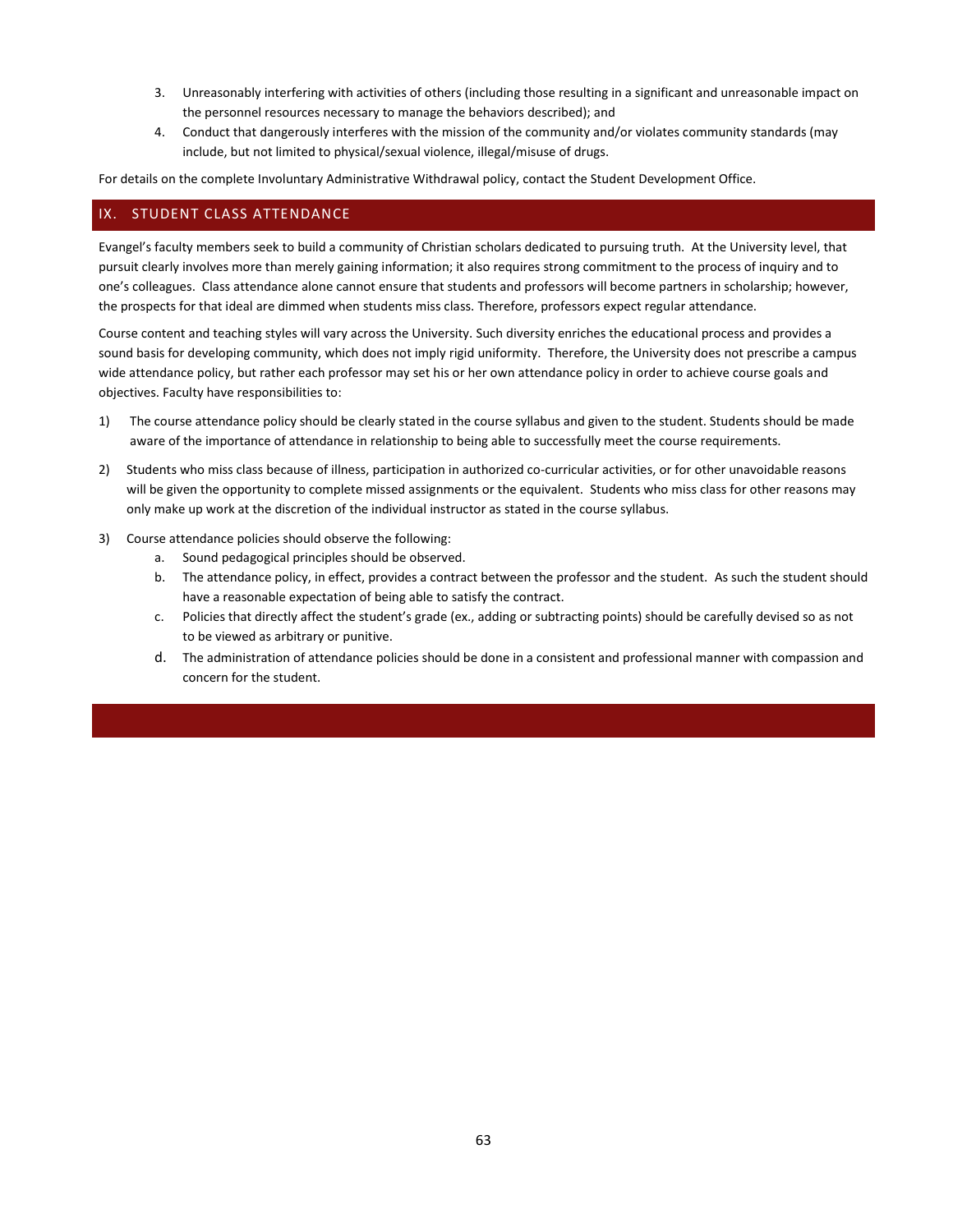3. Unreasonably interfering with activities of others (including those resulting in a significant and unreasonable impact on the personnel resources necessary to manage the behaviors described); and
4. Conduct that dangerously interferes with the mission of the community and/or violates community standards (may include, but not limited to physical/sexual violence, illegal/misuse of drugs.

For details on the complete Involuntary Administrative Withdrawal policy, contact the Student Development Office.

## IX. STUDENT CLASS ATTENDANCE

Evangel's faculty members seek to build a community of Christian scholars dedicated to pursuing truth. At the University level, that pursuit clearly involves more than merely gaining information; it also requires strong commitment to the process of inquiry and to one's colleagues. Class attendance alone cannot ensure that students and professors will become partners in scholarship; however, the prospects for that ideal are dimmed when students miss class. Therefore, professors expect regular attendance.

Course content and teaching styles will vary across the University. Such diversity enriches the educational process and provides a sound basis for developing community, which does not imply rigid uniformity. Therefore, the University does not prescribe a campus wide attendance policy, but rather each professor may set his or her own attendance policy in order to achieve course goals and objectives. Faculty have responsibilities to:

1) The course attendance policy should be clearly stated in the course syllabus and given to the student. Students should be made aware of the importance of attendance in relationship to being able to successfully meet the course requirements.

2) Students who miss class because of illness, participation in authorized co-curricular activities, or for other unavoidable reasons will be given the opportunity to complete missed assignments or the equivalent. Students who miss class for other reasons may only make up work at the discretion of the individual instructor as stated in the course syllabus.

3) Course attendance policies should observe the following:
   a. Sound pedagogical principles should be observed.
   b. The attendance policy, in effect, provides a contract between the professor and the student. As such the student should have a reasonable expectation of being able to satisfy the contract.
   c. Policies that directly affect the student's grade (ex., adding or subtracting points) should be carefully devised so as not to be viewed as arbitrary or punitive.
   d. The administration of attendance policies should be done in a consistent and professional manner with compassion and concern for the student.